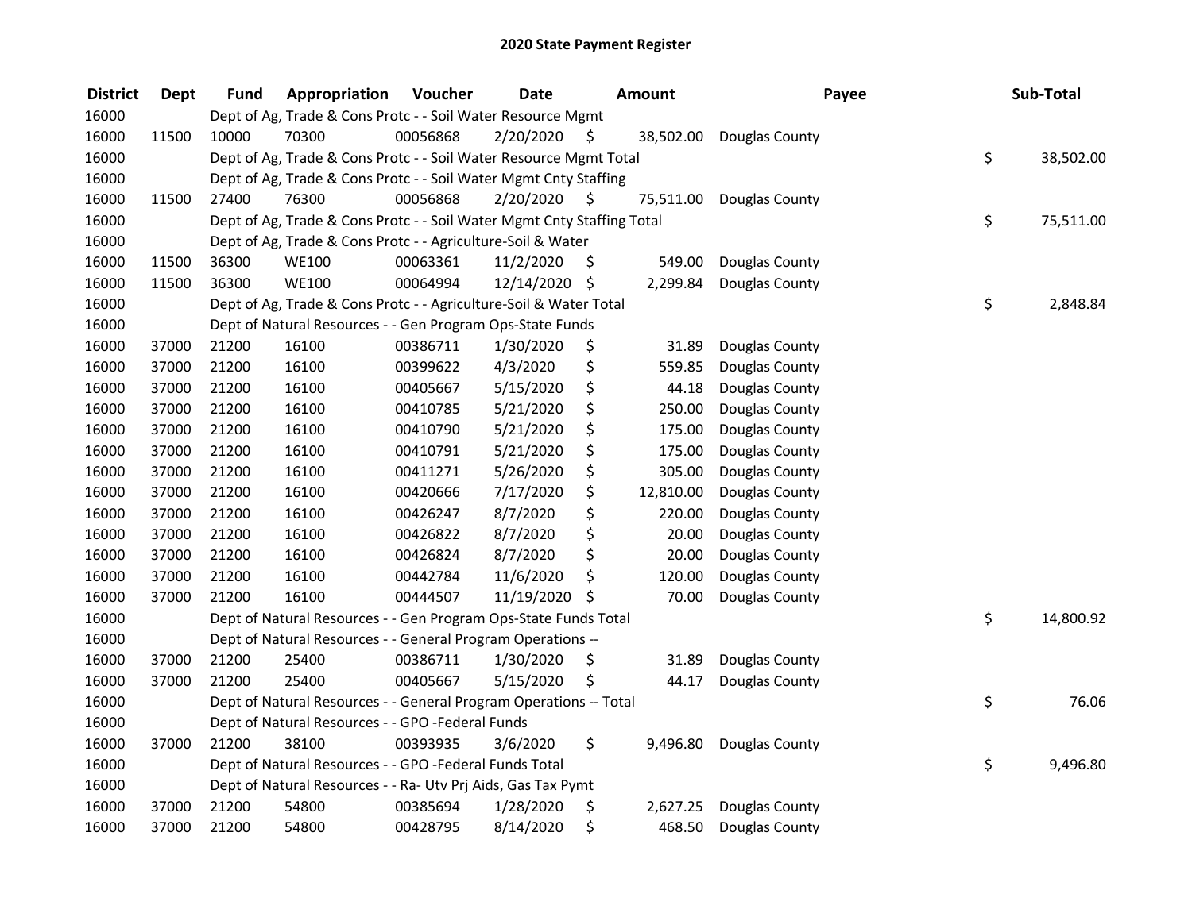# 2020 State Payment Register

| District | Dept | Fund | Appropriation | Voucher | Date | Amount | Payee | Sub-Total |
|---|---|---|---|---|---|---|---|---|
| 16000 | | Dept of Ag, Trade & Cons Protc - - Soil Water Resource Mgmt | | | | | | |
| 16000 | 11500 | 10000 | 70300 | 00056868 | 2/20/2020 | $ 38,502.00 | Douglas County | |
| 16000 | | Dept of Ag, Trade & Cons Protc - - Soil Water Resource Mgmt Total | | | | | | $ 38,502.00 |
| 16000 | | Dept of Ag, Trade & Cons Protc - - Soil Water Mgmt Cnty Staffing | | | | | | |
| 16000 | 11500 | 27400 | 76300 | 00056868 | 2/20/2020 | $ 75,511.00 | Douglas County | |
| 16000 | | Dept of Ag, Trade & Cons Protc - - Soil Water Mgmt Cnty Staffing Total | | | | | | $ 75,511.00 |
| 16000 | | Dept of Ag, Trade & Cons Protc - - Agriculture-Soil & Water | | | | | | |
| 16000 | 11500 | 36300 | WE100 | 00063361 | 11/2/2020 | $ 549.00 | Douglas County | |
| 16000 | 11500 | 36300 | WE100 | 00064994 | 12/14/2020 | $ 2,299.84 | Douglas County | |
| 16000 | | Dept of Ag, Trade & Cons Protc - - Agriculture-Soil & Water Total | | | | | | $ 2,848.84 |
| 16000 | | Dept of Natural Resources - - Gen Program Ops-State Funds | | | | | | |
| 16000 | 37000 | 21200 | 16100 | 00386711 | 1/30/2020 | $ 31.89 | Douglas County | |
| 16000 | 37000 | 21200 | 16100 | 00399622 | 4/3/2020 | $ 559.85 | Douglas County | |
| 16000 | 37000 | 21200 | 16100 | 00405667 | 5/15/2020 | $ 44.18 | Douglas County | |
| 16000 | 37000 | 21200 | 16100 | 00410785 | 5/21/2020 | $ 250.00 | Douglas County | |
| 16000 | 37000 | 21200 | 16100 | 00410790 | 5/21/2020 | $ 175.00 | Douglas County | |
| 16000 | 37000 | 21200 | 16100 | 00410791 | 5/21/2020 | $ 175.00 | Douglas County | |
| 16000 | 37000 | 21200 | 16100 | 00411271 | 5/26/2020 | $ 305.00 | Douglas County | |
| 16000 | 37000 | 21200 | 16100 | 00420666 | 7/17/2020 | $ 12,810.00 | Douglas County | |
| 16000 | 37000 | 21200 | 16100 | 00426247 | 8/7/2020 | $ 220.00 | Douglas County | |
| 16000 | 37000 | 21200 | 16100 | 00426822 | 8/7/2020 | $ 20.00 | Douglas County | |
| 16000 | 37000 | 21200 | 16100 | 00426824 | 8/7/2020 | $ 20.00 | Douglas County | |
| 16000 | 37000 | 21200 | 16100 | 00442784 | 11/6/2020 | $ 120.00 | Douglas County | |
| 16000 | 37000 | 21200 | 16100 | 00444507 | 11/19/2020 | $ 70.00 | Douglas County | |
| 16000 | | Dept of Natural Resources - - Gen Program Ops-State Funds Total | | | | | | $ 14,800.92 |
| 16000 | | Dept of Natural Resources - - General Program Operations -- | | | | | | |
| 16000 | 37000 | 21200 | 25400 | 00386711 | 1/30/2020 | $ 31.89 | Douglas County | |
| 16000 | 37000 | 21200 | 25400 | 00405667 | 5/15/2020 | $ 44.17 | Douglas County | |
| 16000 | | Dept of Natural Resources - - General Program Operations -- Total | | | | | | $ 76.06 |
| 16000 | | Dept of Natural Resources - - GPO -Federal Funds | | | | | | |
| 16000 | 37000 | 21200 | 38100 | 00393935 | 3/6/2020 | $ 9,496.80 | Douglas County | |
| 16000 | | Dept of Natural Resources - - GPO -Federal Funds Total | | | | | | $ 9,496.80 |
| 16000 | | Dept of Natural Resources - - Ra- Utv Prj Aids, Gas Tax Pymt | | | | | | |
| 16000 | 37000 | 21200 | 54800 | 00385694 | 1/28/2020 | $ 2,627.25 | Douglas County | |
| 16000 | 37000 | 21200 | 54800 | 00428795 | 8/14/2020 | $ 468.50 | Douglas County | |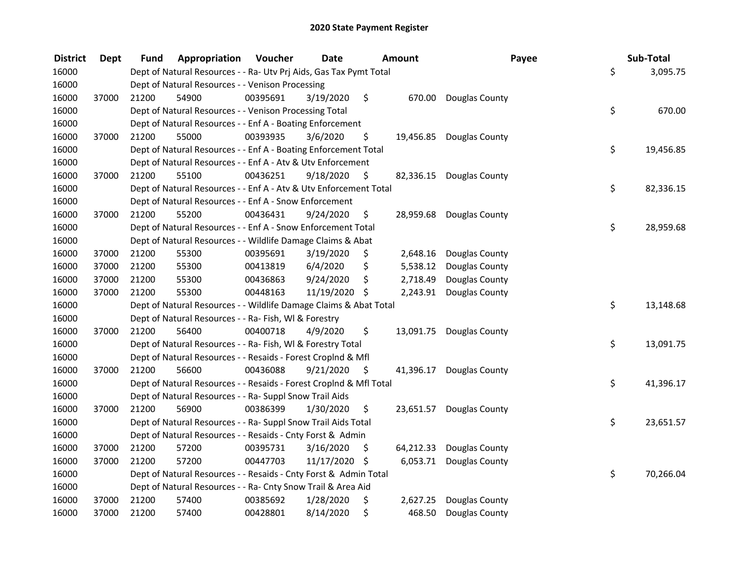# 2020 State Payment Register

| District | Dept | Fund | Appropriation | Voucher | Date | Amount | Payee | Sub-Total |
|---|---|---|---|---|---|---|---|---|
| 16000 | | Dept of Natural Resources - - Ra- Utv Prj Aids, Gas Tax Pymt Total | | | | | | $ 3,095.75 |
| 16000 | | Dept of Natural Resources - - Venison Processing | | | | | | |
| 16000 | 37000 | 21200 | 54900 | 00395691 | 3/19/2020 | $ 670.00 | Douglas County | |
| 16000 | | Dept of Natural Resources - - Venison Processing Total | | | | | | $ 670.00 |
| 16000 | | Dept of Natural Resources - - Enf A - Boating Enforcement | | | | | | |
| 16000 | 37000 | 21200 | 55000 | 00393935 | 3/6/2020 | $ 19,456.85 | Douglas County | |
| 16000 | | Dept of Natural Resources - - Enf A - Boating Enforcement Total | | | | | | $ 19,456.85 |
| 16000 | | Dept of Natural Resources - - Enf A - Atv & Utv Enforcement | | | | | | |
| 16000 | 37000 | 21200 | 55100 | 00436251 | 9/18/2020 | $ 82,336.15 | Douglas County | |
| 16000 | | Dept of Natural Resources - - Enf A - Atv & Utv Enforcement Total | | | | | | $ 82,336.15 |
| 16000 | | Dept of Natural Resources - - Enf A - Snow Enforcement | | | | | | |
| 16000 | 37000 | 21200 | 55200 | 00436431 | 9/24/2020 | $ 28,959.68 | Douglas County | |
| 16000 | | Dept of Natural Resources - - Enf A - Snow Enforcement Total | | | | | | $ 28,959.68 |
| 16000 | | Dept of Natural Resources - - Wildlife Damage Claims & Abat | | | | | | |
| 16000 | 37000 | 21200 | 55300 | 00395691 | 3/19/2020 | $ 2,648.16 | Douglas County | |
| 16000 | 37000 | 21200 | 55300 | 00413819 | 6/4/2020 | $ 5,538.12 | Douglas County | |
| 16000 | 37000 | 21200 | 55300 | 00436863 | 9/24/2020 | $ 2,718.49 | Douglas County | |
| 16000 | 37000 | 21200 | 55300 | 00448163 | 11/19/2020 | $ 2,243.91 | Douglas County | |
| 16000 | | Dept of Natural Resources - - Wildlife Damage Claims & Abat Total | | | | | | $ 13,148.68 |
| 16000 | | Dept of Natural Resources - - Ra- Fish, Wl & Forestry | | | | | | |
| 16000 | 37000 | 21200 | 56400 | 00400718 | 4/9/2020 | $ 13,091.75 | Douglas County | |
| 16000 | | Dept of Natural Resources - - Ra- Fish, Wl & Forestry Total | | | | | | $ 13,091.75 |
| 16000 | | Dept of Natural Resources - - Resaids - Forest Croplnd & Mfl | | | | | | |
| 16000 | 37000 | 21200 | 56600 | 00436088 | 9/21/2020 | $ 41,396.17 | Douglas County | |
| 16000 | | Dept of Natural Resources - - Resaids - Forest Croplnd & Mfl Total | | | | | | $ 41,396.17 |
| 16000 | | Dept of Natural Resources - - Ra- Suppl Snow Trail Aids | | | | | | |
| 16000 | 37000 | 21200 | 56900 | 00386399 | 1/30/2020 | $ 23,651.57 | Douglas County | |
| 16000 | | Dept of Natural Resources - - Ra- Suppl Snow Trail Aids Total | | | | | | $ 23,651.57 |
| 16000 | | Dept of Natural Resources - - Resaids - Cnty Forst & Admin | | | | | | |
| 16000 | 37000 | 21200 | 57200 | 00395731 | 3/16/2020 | $ 64,212.33 | Douglas County | |
| 16000 | 37000 | 21200 | 57200 | 00447703 | 11/17/2020 | $ 6,053.71 | Douglas County | |
| 16000 | | Dept of Natural Resources - - Resaids - Cnty Forst & Admin Total | | | | | | $ 70,266.04 |
| 16000 | | Dept of Natural Resources - - Ra- Cnty Snow Trail & Area Aid | | | | | | |
| 16000 | 37000 | 21200 | 57400 | 00385692 | 1/28/2020 | $ 2,627.25 | Douglas County | |
| 16000 | 37000 | 21200 | 57400 | 00428801 | 8/14/2020 | $ 468.50 | Douglas County | |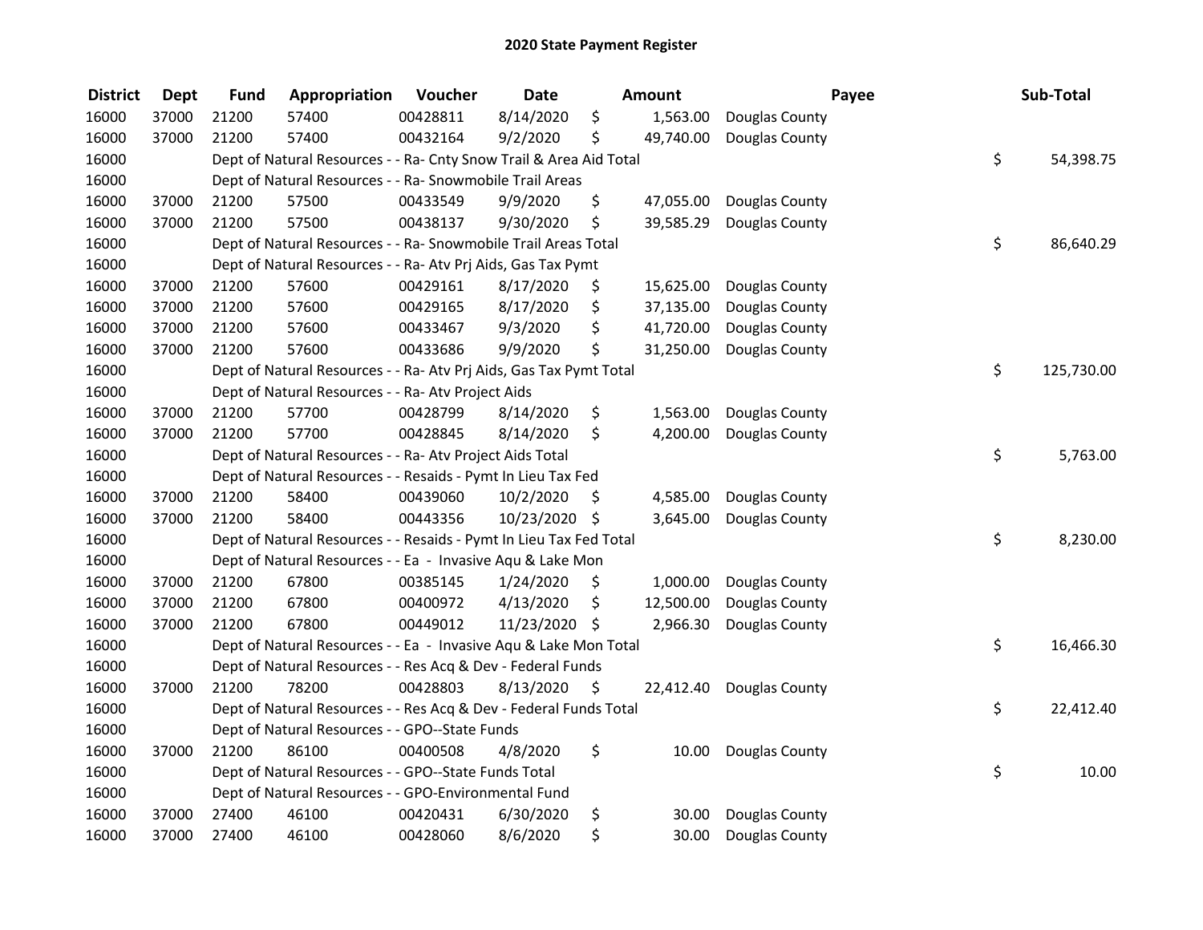## 2020 State Payment Register

| District | Dept | Fund | Appropriation | Voucher | Date | Amount | Payee | Sub-Total |
|---|---|---|---|---|---|---|---|---|
| 16000 | 37000 | 21200 | 57400 | 00428811 | 8/14/2020 | $ 1,563.00 | Douglas County | |
| 16000 | 37000 | 21200 | 57400 | 00432164 | 9/2/2020 | $ 49,740.00 | Douglas County | |
| 16000 | | Dept of Natural Resources - - Ra- Cnty Snow Trail & Area Aid Total | | | | | | $ 54,398.75 |
| 16000 | | Dept of Natural Resources - - Ra- Snowmobile Trail Areas | | | | | | |
| 16000 | 37000 | 21200 | 57500 | 00433549 | 9/9/2020 | $ 47,055.00 | Douglas County | |
| 16000 | 37000 | 21200 | 57500 | 00438137 | 9/30/2020 | $ 39,585.29 | Douglas County | |
| 16000 | | Dept of Natural Resources - - Ra- Snowmobile Trail Areas Total | | | | | | $ 86,640.29 |
| 16000 | | Dept of Natural Resources - - Ra- Atv Prj Aids, Gas Tax Pymt | | | | | | |
| 16000 | 37000 | 21200 | 57600 | 00429161 | 8/17/2020 | $ 15,625.00 | Douglas County | |
| 16000 | 37000 | 21200 | 57600 | 00429165 | 8/17/2020 | $ 37,135.00 | Douglas County | |
| 16000 | 37000 | 21200 | 57600 | 00433467 | 9/3/2020 | $ 41,720.00 | Douglas County | |
| 16000 | 37000 | 21200 | 57600 | 00433686 | 9/9/2020 | $ 31,250.00 | Douglas County | |
| 16000 | | Dept of Natural Resources - - Ra- Atv Prj Aids, Gas Tax Pymt Total | | | | | | $ 125,730.00 |
| 16000 | | Dept of Natural Resources - - Ra- Atv Project Aids | | | | | | |
| 16000 | 37000 | 21200 | 57700 | 00428799 | 8/14/2020 | $ 1,563.00 | Douglas County | |
| 16000 | 37000 | 21200 | 57700 | 00428845 | 8/14/2020 | $ 4,200.00 | Douglas County | |
| 16000 | | Dept of Natural Resources - - Ra- Atv Project Aids Total | | | | | | $ 5,763.00 |
| 16000 | | Dept of Natural Resources - - Resaids - Pymt In Lieu Tax Fed | | | | | | |
| 16000 | 37000 | 21200 | 58400 | 00439060 | 10/2/2020 | $ 4,585.00 | Douglas County | |
| 16000 | 37000 | 21200 | 58400 | 00443356 | 10/23/2020 | $ 3,645.00 | Douglas County | |
| 16000 | | Dept of Natural Resources - - Resaids - Pymt In Lieu Tax Fed Total | | | | | | $ 8,230.00 |
| 16000 | | Dept of Natural Resources - - Ea - Invasive Aqu & Lake Mon | | | | | | |
| 16000 | 37000 | 21200 | 67800 | 00385145 | 1/24/2020 | $ 1,000.00 | Douglas County | |
| 16000 | 37000 | 21200 | 67800 | 00400972 | 4/13/2020 | $ 12,500.00 | Douglas County | |
| 16000 | 37000 | 21200 | 67800 | 00449012 | 11/23/2020 | $ 2,966.30 | Douglas County | |
| 16000 | | Dept of Natural Resources - - Ea - Invasive Aqu & Lake Mon Total | | | | | | $ 16,466.30 |
| 16000 | | Dept of Natural Resources - - Res Acq & Dev - Federal Funds | | | | | | |
| 16000 | 37000 | 21200 | 78200 | 00428803 | 8/13/2020 | $ 22,412.40 | Douglas County | |
| 16000 | | Dept of Natural Resources - - Res Acq & Dev - Federal Funds Total | | | | | | $ 22,412.40 |
| 16000 | | Dept of Natural Resources - - GPO--State Funds | | | | | | |
| 16000 | 37000 | 21200 | 86100 | 00400508 | 4/8/2020 | $ 10.00 | Douglas County | |
| 16000 | | Dept of Natural Resources - - GPO--State Funds Total | | | | | | $ 10.00 |
| 16000 | | Dept of Natural Resources - - GPO-Environmental Fund | | | | | | |
| 16000 | 37000 | 27400 | 46100 | 00420431 | 6/30/2020 | $ 30.00 | Douglas County | |
| 16000 | 37000 | 27400 | 46100 | 00428060 | 8/6/2020 | $ 30.00 | Douglas County | |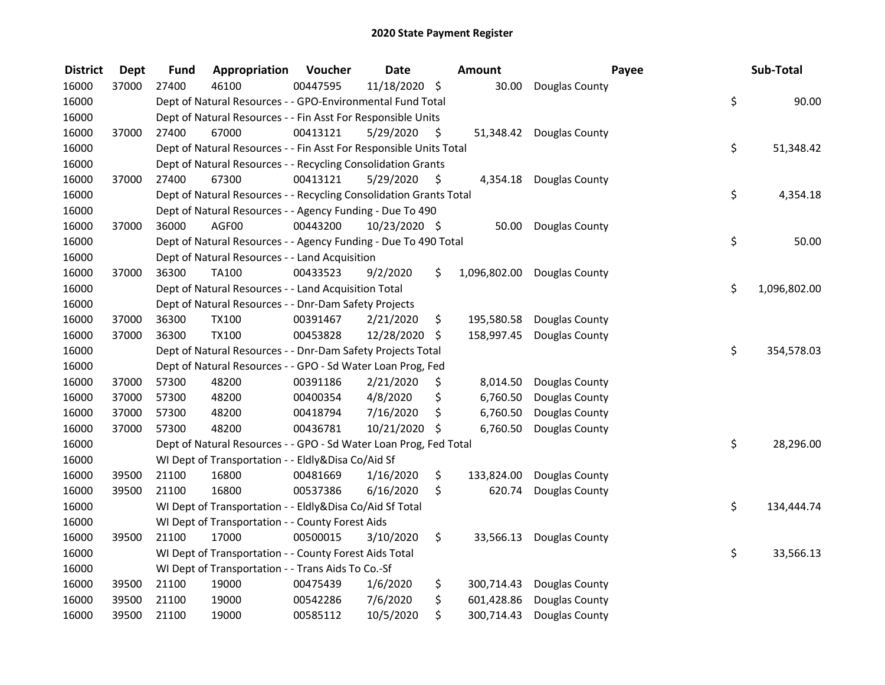## 2020 State Payment Register

| District | Dept | Fund | Appropriation | Voucher | Date | Amount | Payee | Sub-Total |
|---|---|---|---|---|---|---|---|---|
| 16000 | 37000 | 27400 | 46100 | 00447595 | 11/18/2020 | $ 30.00 | Douglas County | |
| 16000 | | Dept of Natural Resources - - GPO-Environmental Fund Total | | | | | | $ 90.00 |
| 16000 | | Dept of Natural Resources - - Fin Asst For Responsible Units | | | | | | |
| 16000 | 37000 | 27400 | 67000 | 00413121 | 5/29/2020 | $ 51,348.42 | Douglas County | |
| 16000 | | Dept of Natural Resources - - Fin Asst For Responsible Units Total | | | | | | $ 51,348.42 |
| 16000 | | Dept of Natural Resources - - Recycling Consolidation Grants | | | | | | |
| 16000 | 37000 | 27400 | 67300 | 00413121 | 5/29/2020 | $ 4,354.18 | Douglas County | |
| 16000 | | Dept of Natural Resources - - Recycling Consolidation Grants Total | | | | | | $ 4,354.18 |
| 16000 | | Dept of Natural Resources - - Agency Funding - Due To 490 | | | | | | |
| 16000 | 37000 | 36000 | AGF00 | 00443200 | 10/23/2020 | $ 50.00 | Douglas County | |
| 16000 | | Dept of Natural Resources - - Agency Funding - Due To 490 Total | | | | | | $ 50.00 |
| 16000 | | Dept of Natural Resources - - Land Acquisition | | | | | | |
| 16000 | 37000 | 36300 | TA100 | 00433523 | 9/2/2020 | $ 1,096,802.00 | Douglas County | |
| 16000 | | Dept of Natural Resources - - Land Acquisition Total | | | | | | $ 1,096,802.00 |
| 16000 | | Dept of Natural Resources - - Dnr-Dam Safety Projects | | | | | | |
| 16000 | 37000 | 36300 | TX100 | 00391467 | 2/21/2020 | $ 195,580.58 | Douglas County | |
| 16000 | 37000 | 36300 | TX100 | 00453828 | 12/28/2020 | $ 158,997.45 | Douglas County | |
| 16000 | | Dept of Natural Resources - - Dnr-Dam Safety Projects Total | | | | | | $ 354,578.03 |
| 16000 | | Dept of Natural Resources - - GPO - Sd Water Loan Prog, Fed | | | | | | |
| 16000 | 37000 | 57300 | 48200 | 00391186 | 2/21/2020 | $ 8,014.50 | Douglas County | |
| 16000 | 37000 | 57300 | 48200 | 00400354 | 4/8/2020 | $ 6,760.50 | Douglas County | |
| 16000 | 37000 | 57300 | 48200 | 00418794 | 7/16/2020 | $ 6,760.50 | Douglas County | |
| 16000 | 37000 | 57300 | 48200 | 00436781 | 10/21/2020 | $ 6,760.50 | Douglas County | |
| 16000 | | Dept of Natural Resources - - GPO - Sd Water Loan Prog, Fed Total | | | | | | $ 28,296.00 |
| 16000 | | WI Dept of Transportation - - Eldly&Disa Co/Aid Sf | | | | | | |
| 16000 | 39500 | 21100 | 16800 | 00481669 | 1/16/2020 | $ 133,824.00 | Douglas County | |
| 16000 | 39500 | 21100 | 16800 | 00537386 | 6/16/2020 | $ 620.74 | Douglas County | |
| 16000 | | WI Dept of Transportation - - Eldly&Disa Co/Aid Sf Total | | | | | | $ 134,444.74 |
| 16000 | | WI Dept of Transportation - - County Forest Aids | | | | | | |
| 16000 | 39500 | 21100 | 17000 | 00500015 | 3/10/2020 | $ 33,566.13 | Douglas County | |
| 16000 | | WI Dept of Transportation - - County Forest Aids Total | | | | | | $ 33,566.13 |
| 16000 | | WI Dept of Transportation - - Trans Aids To Co.-Sf | | | | | | |
| 16000 | 39500 | 21100 | 19000 | 00475439 | 1/6/2020 | $ 300,714.43 | Douglas County | |
| 16000 | 39500 | 21100 | 19000 | 00542286 | 7/6/2020 | $ 601,428.86 | Douglas County | |
| 16000 | 39500 | 21100 | 19000 | 00585112 | 10/5/2020 | $ 300,714.43 | Douglas County | |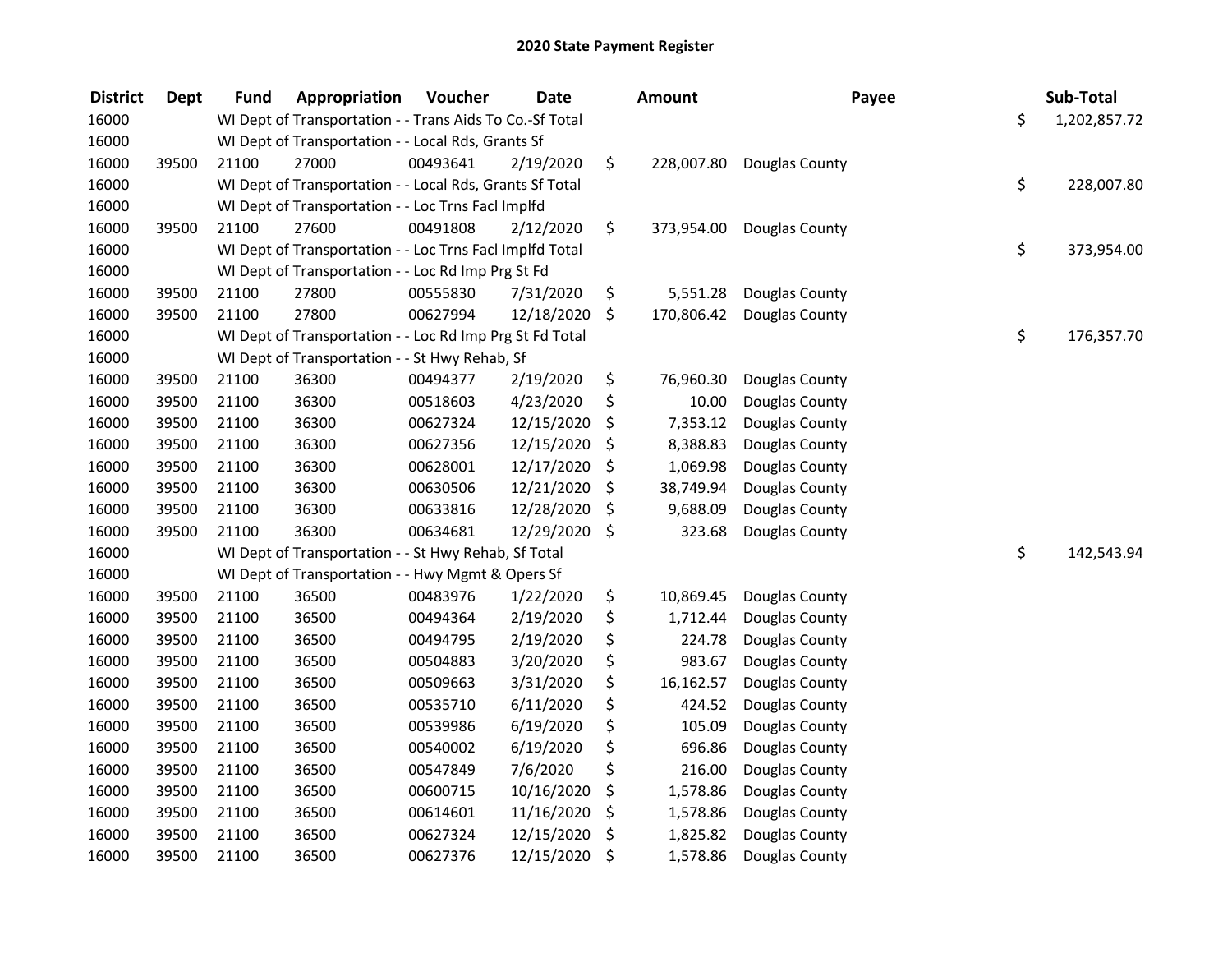# 2020 State Payment Register

| District | Dept | Fund | Appropriation | Voucher | Date | Amount | Payee | Sub-Total |
|---|---|---|---|---|---|---|---|---|
| 16000 | | WI Dept of Transportation - - Trans Aids To Co.-Sf Total | | | | | | $ 1,202,857.72 |
| 16000 | | WI Dept of Transportation - - Local Rds, Grants Sf | | | | | | |
| 16000 | 39500 | 21100 | 27000 | 00493641 | 2/19/2020 | $ 228,007.80 | Douglas County | |
| 16000 | | WI Dept of Transportation - - Local Rds, Grants Sf Total | | | | | | $ 228,007.80 |
| 16000 | | WI Dept of Transportation - - Loc Trns Facl Implfd | | | | | | |
| 16000 | 39500 | 21100 | 27600 | 00491808 | 2/12/2020 | $ 373,954.00 | Douglas County | |
| 16000 | | WI Dept of Transportation - - Loc Trns Facl Implfd Total | | | | | | $ 373,954.00 |
| 16000 | | WI Dept of Transportation - - Loc Rd Imp Prg St Fd | | | | | | |
| 16000 | 39500 | 21100 | 27800 | 00555830 | 7/31/2020 | $ 5,551.28 | Douglas County | |
| 16000 | 39500 | 21100 | 27800 | 00627994 | 12/18/2020 | $ 170,806.42 | Douglas County | |
| 16000 | | WI Dept of Transportation - - Loc Rd Imp Prg St Fd Total | | | | | | $ 176,357.70 |
| 16000 | | WI Dept of Transportation - - St Hwy Rehab, Sf | | | | | | |
| 16000 | 39500 | 21100 | 36300 | 00494377 | 2/19/2020 | $ 76,960.30 | Douglas County | |
| 16000 | 39500 | 21100 | 36300 | 00518603 | 4/23/2020 | $ 10.00 | Douglas County | |
| 16000 | 39500 | 21100 | 36300 | 00627324 | 12/15/2020 | $ 7,353.12 | Douglas County | |
| 16000 | 39500 | 21100 | 36300 | 00627356 | 12/15/2020 | $ 8,388.83 | Douglas County | |
| 16000 | 39500 | 21100 | 36300 | 00628001 | 12/17/2020 | $ 1,069.98 | Douglas County | |
| 16000 | 39500 | 21100 | 36300 | 00630506 | 12/21/2020 | $ 38,749.94 | Douglas County | |
| 16000 | 39500 | 21100 | 36300 | 00633816 | 12/28/2020 | $ 9,688.09 | Douglas County | |
| 16000 | 39500 | 21100 | 36300 | 00634681 | 12/29/2020 | $ 323.68 | Douglas County | |
| 16000 | | WI Dept of Transportation - - St Hwy Rehab, Sf Total | | | | | | $ 142,543.94 |
| 16000 | | WI Dept of Transportation - - Hwy Mgmt & Opers Sf | | | | | | |
| 16000 | 39500 | 21100 | 36500 | 00483976 | 1/22/2020 | $ 10,869.45 | Douglas County | |
| 16000 | 39500 | 21100 | 36500 | 00494364 | 2/19/2020 | $ 1,712.44 | Douglas County | |
| 16000 | 39500 | 21100 | 36500 | 00494795 | 2/19/2020 | $ 224.78 | Douglas County | |
| 16000 | 39500 | 21100 | 36500 | 00504883 | 3/20/2020 | $ 983.67 | Douglas County | |
| 16000 | 39500 | 21100 | 36500 | 00509663 | 3/31/2020 | $ 16,162.57 | Douglas County | |
| 16000 | 39500 | 21100 | 36500 | 00535710 | 6/11/2020 | $ 424.52 | Douglas County | |
| 16000 | 39500 | 21100 | 36500 | 00539986 | 6/19/2020 | $ 105.09 | Douglas County | |
| 16000 | 39500 | 21100 | 36500 | 00540002 | 6/19/2020 | $ 696.86 | Douglas County | |
| 16000 | 39500 | 21100 | 36500 | 00547849 | 7/6/2020 | $ 216.00 | Douglas County | |
| 16000 | 39500 | 21100 | 36500 | 00600715 | 10/16/2020 | $ 1,578.86 | Douglas County | |
| 16000 | 39500 | 21100 | 36500 | 00614601 | 11/16/2020 | $ 1,578.86 | Douglas County | |
| 16000 | 39500 | 21100 | 36500 | 00627324 | 12/15/2020 | $ 1,825.82 | Douglas County | |
| 16000 | 39500 | 21100 | 36500 | 00627376 | 12/15/2020 | $ 1,578.86 | Douglas County | |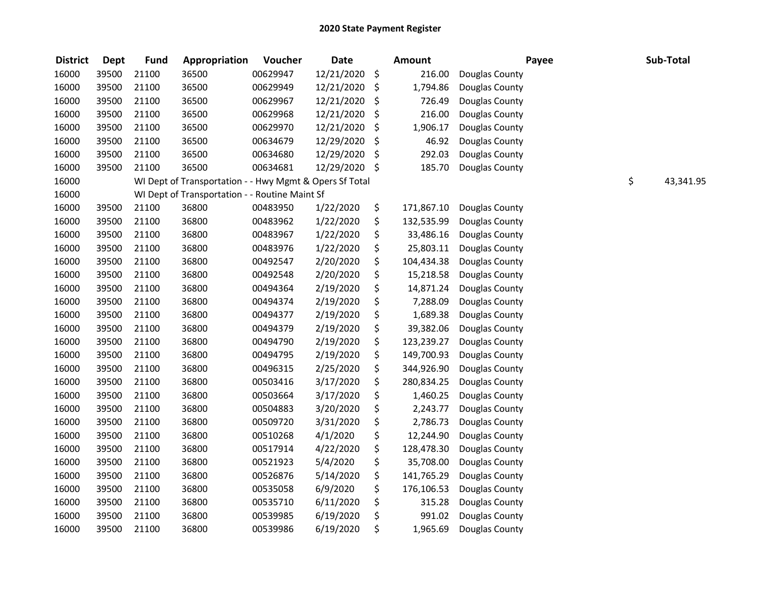## 2020 State Payment Register

| District | Dept | Fund | Appropriation | Voucher | Date | Amount | Payee | Sub-Total |
|---|---|---|---|---|---|---|---|---|
| 16000 | 39500 | 21100 | 36500 | 00629947 | 12/21/2020 | $ 216.00 | Douglas County | |
| 16000 | 39500 | 21100 | 36500 | 00629949 | 12/21/2020 | $ 1,794.86 | Douglas County | |
| 16000 | 39500 | 21100 | 36500 | 00629967 | 12/21/2020 | $ 726.49 | Douglas County | |
| 16000 | 39500 | 21100 | 36500 | 00629968 | 12/21/2020 | $ 216.00 | Douglas County | |
| 16000 | 39500 | 21100 | 36500 | 00629970 | 12/21/2020 | $ 1,906.17 | Douglas County | |
| 16000 | 39500 | 21100 | 36500 | 00634679 | 12/29/2020 | $ 46.92 | Douglas County | |
| 16000 | 39500 | 21100 | 36500 | 00634680 | 12/29/2020 | $ 292.03 | Douglas County | |
| 16000 | 39500 | 21100 | 36500 | 00634681 | 12/29/2020 | $ 185.70 | Douglas County | |
| 16000 | | WI Dept of Transportation - - Hwy Mgmt & Opers Sf Total | | | | | | $ 43,341.95 |
| 16000 | | WI Dept of Transportation - - Routine Maint Sf | | | | | | |
| 16000 | 39500 | 21100 | 36800 | 00483950 | 1/22/2020 | $ 171,867.10 | Douglas County | |
| 16000 | 39500 | 21100 | 36800 | 00483962 | 1/22/2020 | $ 132,535.99 | Douglas County | |
| 16000 | 39500 | 21100 | 36800 | 00483967 | 1/22/2020 | $ 33,486.16 | Douglas County | |
| 16000 | 39500 | 21100 | 36800 | 00483976 | 1/22/2020 | $ 25,803.11 | Douglas County | |
| 16000 | 39500 | 21100 | 36800 | 00492547 | 2/20/2020 | $ 104,434.38 | Douglas County | |
| 16000 | 39500 | 21100 | 36800 | 00492548 | 2/20/2020 | $ 15,218.58 | Douglas County | |
| 16000 | 39500 | 21100 | 36800 | 00494364 | 2/19/2020 | $ 14,871.24 | Douglas County | |
| 16000 | 39500 | 21100 | 36800 | 00494374 | 2/19/2020 | $ 7,288.09 | Douglas County | |
| 16000 | 39500 | 21100 | 36800 | 00494377 | 2/19/2020 | $ 1,689.38 | Douglas County | |
| 16000 | 39500 | 21100 | 36800 | 00494379 | 2/19/2020 | $ 39,382.06 | Douglas County | |
| 16000 | 39500 | 21100 | 36800 | 00494790 | 2/19/2020 | $ 123,239.27 | Douglas County | |
| 16000 | 39500 | 21100 | 36800 | 00494795 | 2/19/2020 | $ 149,700.93 | Douglas County | |
| 16000 | 39500 | 21100 | 36800 | 00496315 | 2/25/2020 | $ 344,926.90 | Douglas County | |
| 16000 | 39500 | 21100 | 36800 | 00503416 | 3/17/2020 | $ 280,834.25 | Douglas County | |
| 16000 | 39500 | 21100 | 36800 | 00503664 | 3/17/2020 | $ 1,460.25 | Douglas County | |
| 16000 | 39500 | 21100 | 36800 | 00504883 | 3/20/2020 | $ 2,243.77 | Douglas County | |
| 16000 | 39500 | 21100 | 36800 | 00509720 | 3/31/2020 | $ 2,786.73 | Douglas County | |
| 16000 | 39500 | 21100 | 36800 | 00510268 | 4/1/2020 | $ 12,244.90 | Douglas County | |
| 16000 | 39500 | 21100 | 36800 | 00517914 | 4/22/2020 | $ 128,478.30 | Douglas County | |
| 16000 | 39500 | 21100 | 36800 | 00521923 | 5/4/2020 | $ 35,708.00 | Douglas County | |
| 16000 | 39500 | 21100 | 36800 | 00526876 | 5/14/2020 | $ 141,765.29 | Douglas County | |
| 16000 | 39500 | 21100 | 36800 | 00535058 | 6/9/2020 | $ 176,106.53 | Douglas County | |
| 16000 | 39500 | 21100 | 36800 | 00535710 | 6/11/2020 | $ 315.28 | Douglas County | |
| 16000 | 39500 | 21100 | 36800 | 00539985 | 6/19/2020 | $ 991.02 | Douglas County | |
| 16000 | 39500 | 21100 | 36800 | 00539986 | 6/19/2020 | $ 1,965.69 | Douglas County | |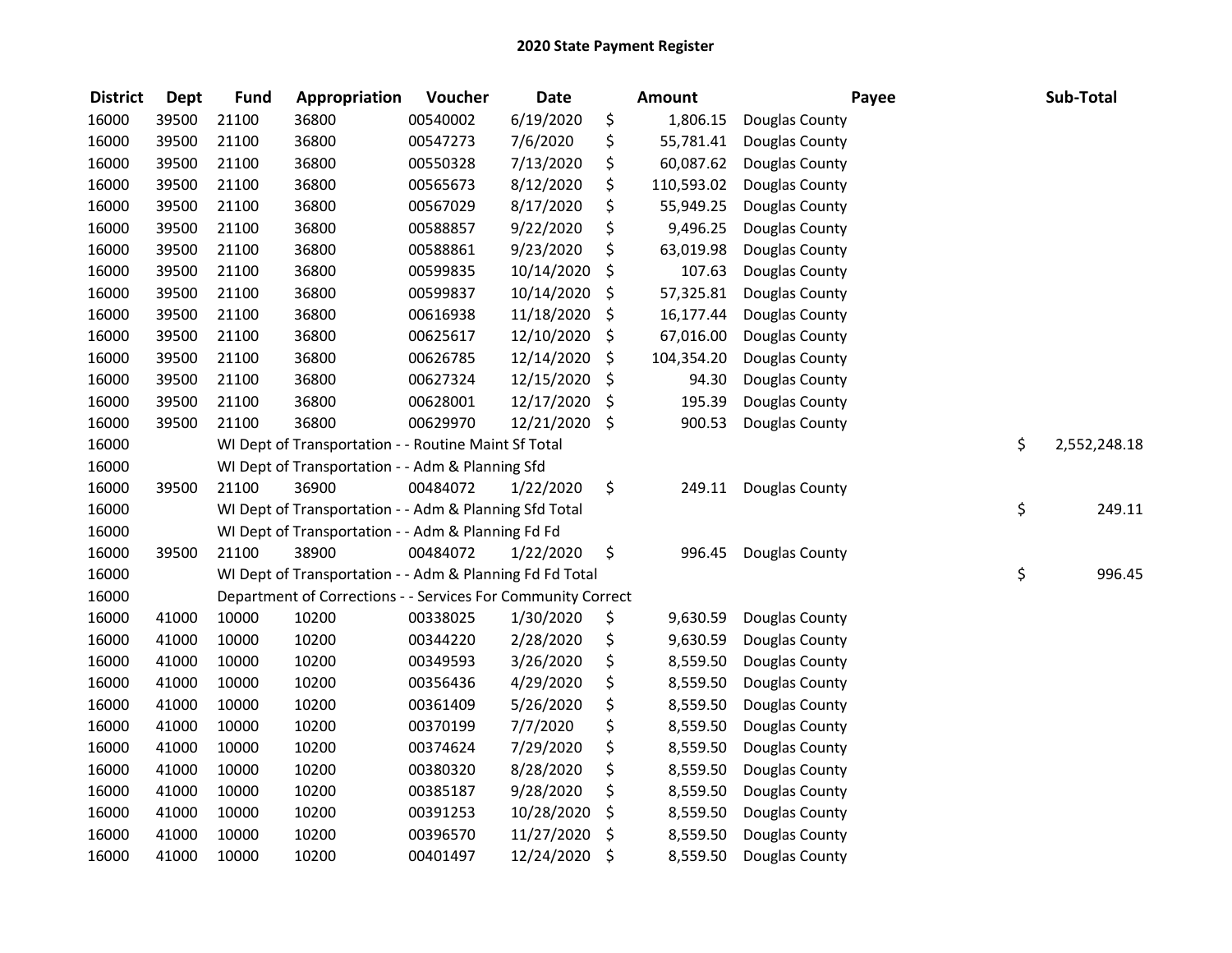# 2020 State Payment Register

| District | Dept | Fund | Appropriation | Voucher | Date | Amount | Payee | Sub-Total |
|---|---|---|---|---|---|---|---|---|
| 16000 | 39500 | 21100 | 36800 | 00540002 | 6/19/2020 | $ 1,806.15 | Douglas County | |
| 16000 | 39500 | 21100 | 36800 | 00547273 | 7/6/2020 | $ 55,781.41 | Douglas County | |
| 16000 | 39500 | 21100 | 36800 | 00550328 | 7/13/2020 | $ 60,087.62 | Douglas County | |
| 16000 | 39500 | 21100 | 36800 | 00565673 | 8/12/2020 | $ 110,593.02 | Douglas County | |
| 16000 | 39500 | 21100 | 36800 | 00567029 | 8/17/2020 | $ 55,949.25 | Douglas County | |
| 16000 | 39500 | 21100 | 36800 | 00588857 | 9/22/2020 | $ 9,496.25 | Douglas County | |
| 16000 | 39500 | 21100 | 36800 | 00588861 | 9/23/2020 | $ 63,019.98 | Douglas County | |
| 16000 | 39500 | 21100 | 36800 | 00599835 | 10/14/2020 | $ 107.63 | Douglas County | |
| 16000 | 39500 | 21100 | 36800 | 00599837 | 10/14/2020 | $ 57,325.81 | Douglas County | |
| 16000 | 39500 | 21100 | 36800 | 00616938 | 11/18/2020 | $ 16,177.44 | Douglas County | |
| 16000 | 39500 | 21100 | 36800 | 00625617 | 12/10/2020 | $ 67,016.00 | Douglas County | |
| 16000 | 39500 | 21100 | 36800 | 00626785 | 12/14/2020 | $ 104,354.20 | Douglas County | |
| 16000 | 39500 | 21100 | 36800 | 00627324 | 12/15/2020 | $ 94.30 | Douglas County | |
| 16000 | 39500 | 21100 | 36800 | 00628001 | 12/17/2020 | $ 195.39 | Douglas County | |
| 16000 | 39500 | 21100 | 36800 | 00629970 | 12/21/2020 | $ 900.53 | Douglas County | |
| 16000 | | WI Dept of Transportation - - Routine Maint Sf Total | | | | | | $ 2,552,248.18 |
| 16000 | | WI Dept of Transportation - - Adm & Planning Sfd | | | | | | |
| 16000 | 39500 | 21100 | 36900 | 00484072 | 1/22/2020 | $ 249.11 | Douglas County | |
| 16000 | | WI Dept of Transportation - - Adm & Planning Sfd Total | | | | | | $ 249.11 |
| 16000 | | WI Dept of Transportation - - Adm & Planning Fd Fd | | | | | | |
| 16000 | 39500 | 21100 | 38900 | 00484072 | 1/22/2020 | $ 996.45 | Douglas County | |
| 16000 | | WI Dept of Transportation - - Adm & Planning Fd Fd Total | | | | | | $ 996.45 |
| 16000 | | Department of Corrections - - Services For Community Correct | | | | | | |
| 16000 | 41000 | 10000 | 10200 | 00338025 | 1/30/2020 | $ 9,630.59 | Douglas County | |
| 16000 | 41000 | 10000 | 10200 | 00344220 | 2/28/2020 | $ 9,630.59 | Douglas County | |
| 16000 | 41000 | 10000 | 10200 | 00349593 | 3/26/2020 | $ 8,559.50 | Douglas County | |
| 16000 | 41000 | 10000 | 10200 | 00356436 | 4/29/2020 | $ 8,559.50 | Douglas County | |
| 16000 | 41000 | 10000 | 10200 | 00361409 | 5/26/2020 | $ 8,559.50 | Douglas County | |
| 16000 | 41000 | 10000 | 10200 | 00370199 | 7/7/2020 | $ 8,559.50 | Douglas County | |
| 16000 | 41000 | 10000 | 10200 | 00374624 | 7/29/2020 | $ 8,559.50 | Douglas County | |
| 16000 | 41000 | 10000 | 10200 | 00380320 | 8/28/2020 | $ 8,559.50 | Douglas County | |
| 16000 | 41000 | 10000 | 10200 | 00385187 | 9/28/2020 | $ 8,559.50 | Douglas County | |
| 16000 | 41000 | 10000 | 10200 | 00391253 | 10/28/2020 | $ 8,559.50 | Douglas County | |
| 16000 | 41000 | 10000 | 10200 | 00396570 | 11/27/2020 | $ 8,559.50 | Douglas County | |
| 16000 | 41000 | 10000 | 10200 | 00401497 | 12/24/2020 | $ 8,559.50 | Douglas County | |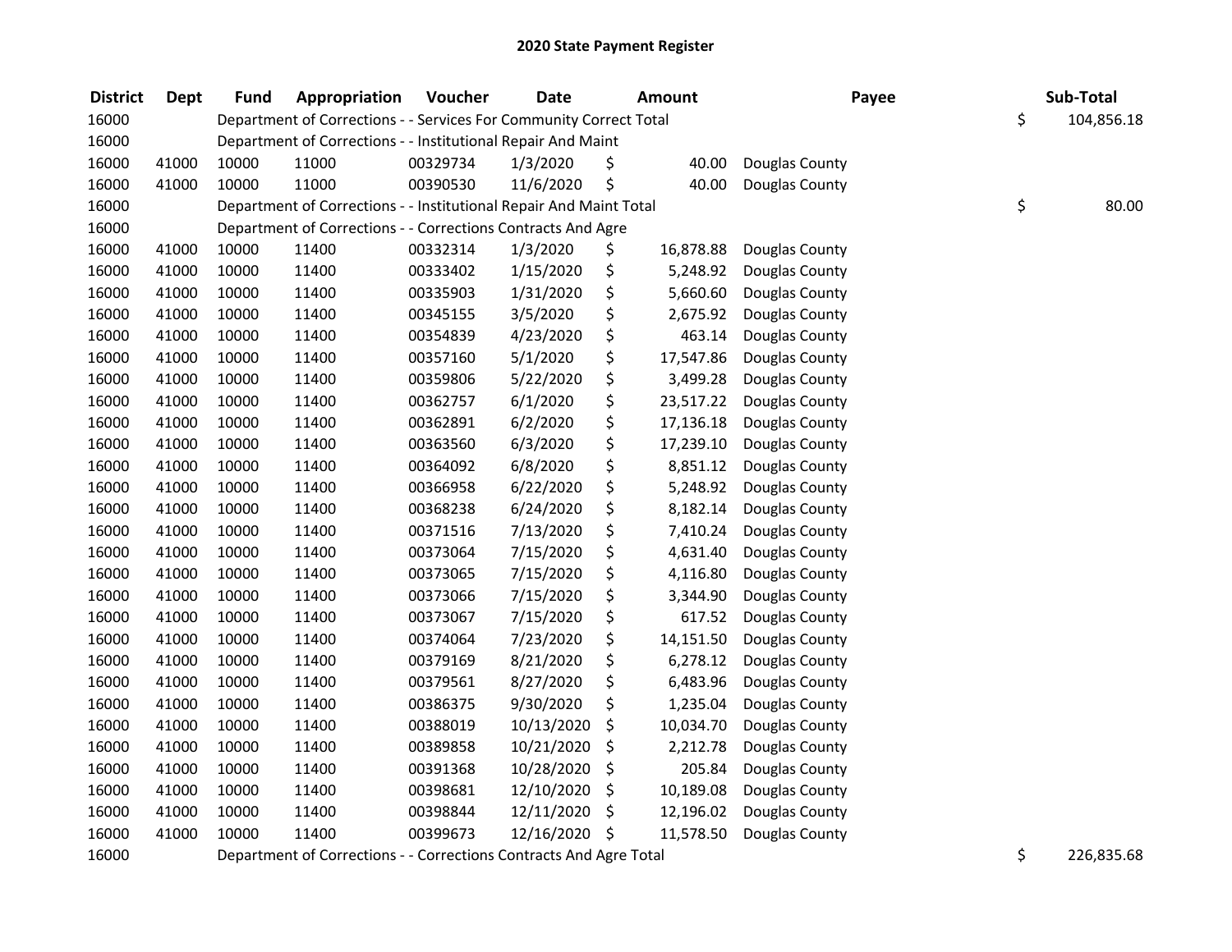# 2020 State Payment Register

| District | Dept | Fund | Appropriation | Voucher | Date | Amount | Payee | Sub-Total |
|---|---|---|---|---|---|---|---|---|
| 16000 | | Department of Corrections - - Services For Community Correct Total | | | | | | $ 104,856.18 |
| 16000 | | Department of Corrections - - Institutional Repair And Maint | | | | | | |
| 16000 | 41000 | 10000 | 11000 | 00329734 | 1/3/2020 | $ 40.00 | Douglas County | |
| 16000 | 41000 | 10000 | 11000 | 00390530 | 11/6/2020 | $ 40.00 | Douglas County | |
| 16000 | | Department of Corrections - - Institutional Repair And Maint Total | | | | | | $ 80.00 |
| 16000 | | Department of Corrections - - Corrections Contracts And Agre | | | | | | |
| 16000 | 41000 | 10000 | 11400 | 00332314 | 1/3/2020 | $ 16,878.88 | Douglas County | |
| 16000 | 41000 | 10000 | 11400 | 00333402 | 1/15/2020 | $ 5,248.92 | Douglas County | |
| 16000 | 41000 | 10000 | 11400 | 00335903 | 1/31/2020 | $ 5,660.60 | Douglas County | |
| 16000 | 41000 | 10000 | 11400 | 00345155 | 3/5/2020 | $ 2,675.92 | Douglas County | |
| 16000 | 41000 | 10000 | 11400 | 00354839 | 4/23/2020 | $ 463.14 | Douglas County | |
| 16000 | 41000 | 10000 | 11400 | 00357160 | 5/1/2020 | $ 17,547.86 | Douglas County | |
| 16000 | 41000 | 10000 | 11400 | 00359806 | 5/22/2020 | $ 3,499.28 | Douglas County | |
| 16000 | 41000 | 10000 | 11400 | 00362757 | 6/1/2020 | $ 23,517.22 | Douglas County | |
| 16000 | 41000 | 10000 | 11400 | 00362891 | 6/2/2020 | $ 17,136.18 | Douglas County | |
| 16000 | 41000 | 10000 | 11400 | 00363560 | 6/3/2020 | $ 17,239.10 | Douglas County | |
| 16000 | 41000 | 10000 | 11400 | 00364092 | 6/8/2020 | $ 8,851.12 | Douglas County | |
| 16000 | 41000 | 10000 | 11400 | 00366958 | 6/22/2020 | $ 5,248.92 | Douglas County | |
| 16000 | 41000 | 10000 | 11400 | 00368238 | 6/24/2020 | $ 8,182.14 | Douglas County | |
| 16000 | 41000 | 10000 | 11400 | 00371516 | 7/13/2020 | $ 7,410.24 | Douglas County | |
| 16000 | 41000 | 10000 | 11400 | 00373064 | 7/15/2020 | $ 4,631.40 | Douglas County | |
| 16000 | 41000 | 10000 | 11400 | 00373065 | 7/15/2020 | $ 4,116.80 | Douglas County | |
| 16000 | 41000 | 10000 | 11400 | 00373066 | 7/15/2020 | $ 3,344.90 | Douglas County | |
| 16000 | 41000 | 10000 | 11400 | 00373067 | 7/15/2020 | $ 617.52 | Douglas County | |
| 16000 | 41000 | 10000 | 11400 | 00374064 | 7/23/2020 | $ 14,151.50 | Douglas County | |
| 16000 | 41000 | 10000 | 11400 | 00379169 | 8/21/2020 | $ 6,278.12 | Douglas County | |
| 16000 | 41000 | 10000 | 11400 | 00379561 | 8/27/2020 | $ 6,483.96 | Douglas County | |
| 16000 | 41000 | 10000 | 11400 | 00386375 | 9/30/2020 | $ 1,235.04 | Douglas County | |
| 16000 | 41000 | 10000 | 11400 | 00388019 | 10/13/2020 | $ 10,034.70 | Douglas County | |
| 16000 | 41000 | 10000 | 11400 | 00389858 | 10/21/2020 | $ 2,212.78 | Douglas County | |
| 16000 | 41000 | 10000 | 11400 | 00391368 | 10/28/2020 | $ 205.84 | Douglas County | |
| 16000 | 41000 | 10000 | 11400 | 00398681 | 12/10/2020 | $ 10,189.08 | Douglas County | |
| 16000 | 41000 | 10000 | 11400 | 00398844 | 12/11/2020 | $ 12,196.02 | Douglas County | |
| 16000 | 41000 | 10000 | 11400 | 00399673 | 12/16/2020 | $ 11,578.50 | Douglas County | |
| 16000 | | Department of Corrections - - Corrections Contracts And Agre Total | | | | | | $ 226,835.68 |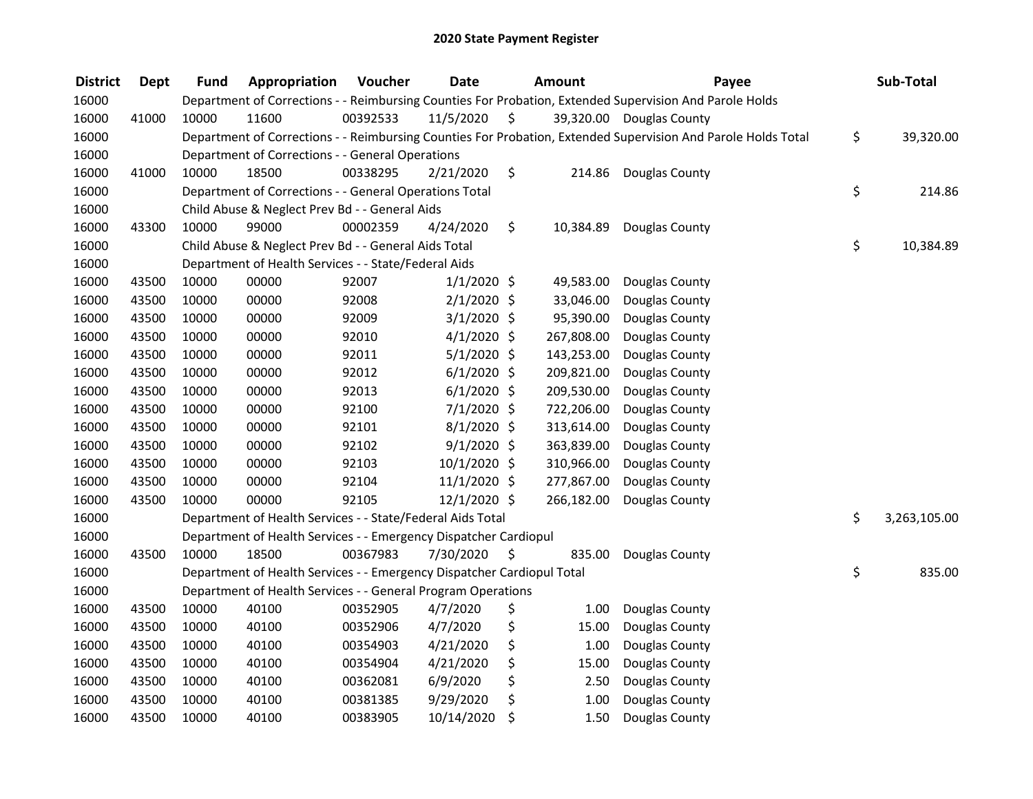# 2020 State Payment Register

| District | Dept | Fund | Appropriation | Voucher | Date | Amount | Payee | Sub-Total |
|---|---|---|---|---|---|---|---|---|
| 16000 | | Department of Corrections - - Reimbursing Counties For Probation, Extended Supervision And Parole Holds | | | | | | |
| 16000 | 41000 | 10000 | 11600 | 00392533 | 11/5/2020 | $ 39,320.00 | Douglas County | |
| 16000 | | Department of Corrections - - Reimbursing Counties For Probation, Extended Supervision And Parole Holds Total | | | | | | $ 39,320.00 |
| 16000 | | Department of Corrections - - General Operations | | | | | | |
| 16000 | 41000 | 10000 | 18500 | 00338295 | 2/21/2020 | $ 214.86 | Douglas County | |
| 16000 | | Department of Corrections - - General Operations Total | | | | | | $ 214.86 |
| 16000 | | Child Abuse & Neglect Prev Bd - - General Aids | | | | | | |
| 16000 | 43300 | 10000 | 99000 | 00002359 | 4/24/2020 | $ 10,384.89 | Douglas County | |
| 16000 | | Child Abuse & Neglect Prev Bd - - General Aids Total | | | | | | $ 10,384.89 |
| 16000 | | Department of Health Services - - State/Federal Aids | | | | | | |
| 16000 | 43500 | 10000 | 00000 | 92007 | 1/1/2020 | $ 49,583.00 | Douglas County | |
| 16000 | 43500 | 10000 | 00000 | 92008 | 2/1/2020 | $ 33,046.00 | Douglas County | |
| 16000 | 43500 | 10000 | 00000 | 92009 | 3/1/2020 | $ 95,390.00 | Douglas County | |
| 16000 | 43500 | 10000 | 00000 | 92010 | 4/1/2020 | $ 267,808.00 | Douglas County | |
| 16000 | 43500 | 10000 | 00000 | 92011 | 5/1/2020 | $ 143,253.00 | Douglas County | |
| 16000 | 43500 | 10000 | 00000 | 92012 | 6/1/2020 | $ 209,821.00 | Douglas County | |
| 16000 | 43500 | 10000 | 00000 | 92013 | 6/1/2020 | $ 209,530.00 | Douglas County | |
| 16000 | 43500 | 10000 | 00000 | 92100 | 7/1/2020 | $ 722,206.00 | Douglas County | |
| 16000 | 43500 | 10000 | 00000 | 92101 | 8/1/2020 | $ 313,614.00 | Douglas County | |
| 16000 | 43500 | 10000 | 00000 | 92102 | 9/1/2020 | $ 363,839.00 | Douglas County | |
| 16000 | 43500 | 10000 | 00000 | 92103 | 10/1/2020 | $ 310,966.00 | Douglas County | |
| 16000 | 43500 | 10000 | 00000 | 92104 | 11/1/2020 | $ 277,867.00 | Douglas County | |
| 16000 | 43500 | 10000 | 00000 | 92105 | 12/1/2020 | $ 266,182.00 | Douglas County | |
| 16000 | | Department of Health Services - - State/Federal Aids Total | | | | | | $ 3,263,105.00 |
| 16000 | | Department of Health Services - - Emergency Dispatcher Cardiopul | | | | | | |
| 16000 | 43500 | 10000 | 18500 | 00367983 | 7/30/2020 | $ 835.00 | Douglas County | |
| 16000 | | Department of Health Services - - Emergency Dispatcher Cardiopul Total | | | | | | $ 835.00 |
| 16000 | | Department of Health Services - - General Program Operations | | | | | | |
| 16000 | 43500 | 10000 | 40100 | 00352905 | 4/7/2020 | $ 1.00 | Douglas County | |
| 16000 | 43500 | 10000 | 40100 | 00352906 | 4/7/2020 | $ 15.00 | Douglas County | |
| 16000 | 43500 | 10000 | 40100 | 00354903 | 4/21/2020 | $ 1.00 | Douglas County | |
| 16000 | 43500 | 10000 | 40100 | 00354904 | 4/21/2020 | $ 15.00 | Douglas County | |
| 16000 | 43500 | 10000 | 40100 | 00362081 | 6/9/2020 | $ 2.50 | Douglas County | |
| 16000 | 43500 | 10000 | 40100 | 00381385 | 9/29/2020 | $ 1.00 | Douglas County | |
| 16000 | 43500 | 10000 | 40100 | 00383905 | 10/14/2020 | $ 1.50 | Douglas County | |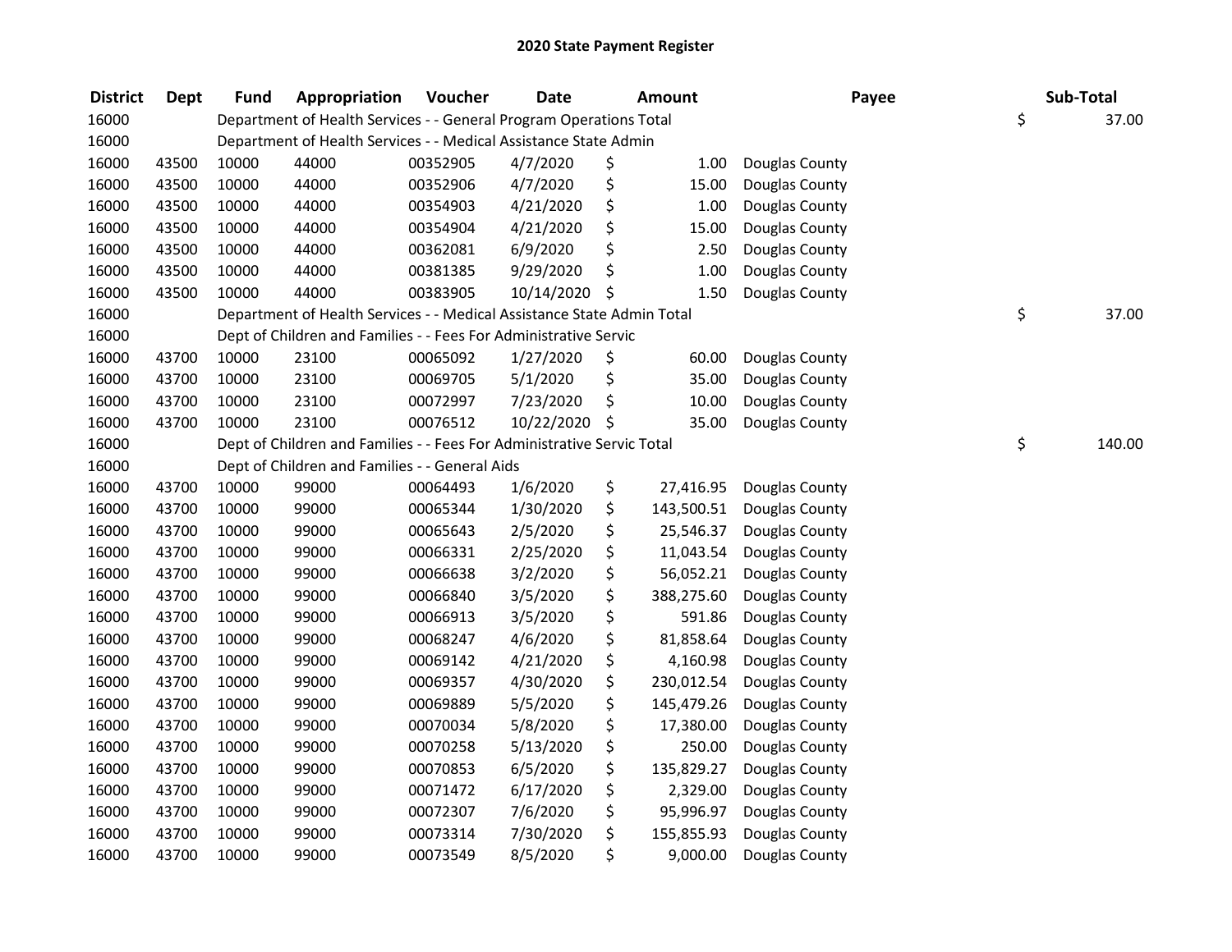# 2020 State Payment Register

| District | Dept | Fund | Appropriation | Voucher | Date | Amount | Payee | Sub-Total |
|---|---|---|---|---|---|---|---|---|
| 16000 | | | Department of Health Services - - General Program Operations Total | | | | | $ 37.00 |
| 16000 | | | Department of Health Services - - Medical Assistance State Admin | | | | | |
| 16000 | 43500 | 10000 | 44000 | 00352905 | 4/7/2020 | $ 1.00 | Douglas County | |
| 16000 | 43500 | 10000 | 44000 | 00352906 | 4/7/2020 | $ 15.00 | Douglas County | |
| 16000 | 43500 | 10000 | 44000 | 00354903 | 4/21/2020 | $ 1.00 | Douglas County | |
| 16000 | 43500 | 10000 | 44000 | 00354904 | 4/21/2020 | $ 15.00 | Douglas County | |
| 16000 | 43500 | 10000 | 44000 | 00362081 | 6/9/2020 | $ 2.50 | Douglas County | |
| 16000 | 43500 | 10000 | 44000 | 00381385 | 9/29/2020 | $ 1.00 | Douglas County | |
| 16000 | 43500 | 10000 | 44000 | 00383905 | 10/14/2020 | $ 1.50 | Douglas County | |
| 16000 | | | Department of Health Services - - Medical Assistance State Admin Total | | | | | $ 37.00 |
| 16000 | | | Dept of Children and Families - - Fees For Administrative Servic | | | | | |
| 16000 | 43700 | 10000 | 23100 | 00065092 | 1/27/2020 | $ 60.00 | Douglas County | |
| 16000 | 43700 | 10000 | 23100 | 00069705 | 5/1/2020 | $ 35.00 | Douglas County | |
| 16000 | 43700 | 10000 | 23100 | 00072997 | 7/23/2020 | $ 10.00 | Douglas County | |
| 16000 | 43700 | 10000 | 23100 | 00076512 | 10/22/2020 | $ 35.00 | Douglas County | |
| 16000 | | | Dept of Children and Families - - Fees For Administrative Servic Total | | | | | $ 140.00 |
| 16000 | | | Dept of Children and Families - - General Aids | | | | | |
| 16000 | 43700 | 10000 | 99000 | 00064493 | 1/6/2020 | $ 27,416.95 | Douglas County | |
| 16000 | 43700 | 10000 | 99000 | 00065344 | 1/30/2020 | $ 143,500.51 | Douglas County | |
| 16000 | 43700 | 10000 | 99000 | 00065643 | 2/5/2020 | $ 25,546.37 | Douglas County | |
| 16000 | 43700 | 10000 | 99000 | 00066331 | 2/25/2020 | $ 11,043.54 | Douglas County | |
| 16000 | 43700 | 10000 | 99000 | 00066638 | 3/2/2020 | $ 56,052.21 | Douglas County | |
| 16000 | 43700 | 10000 | 99000 | 00066840 | 3/5/2020 | $ 388,275.60 | Douglas County | |
| 16000 | 43700 | 10000 | 99000 | 00066913 | 3/5/2020 | $ 591.86 | Douglas County | |
| 16000 | 43700 | 10000 | 99000 | 00068247 | 4/6/2020 | $ 81,858.64 | Douglas County | |
| 16000 | 43700 | 10000 | 99000 | 00069142 | 4/21/2020 | $ 4,160.98 | Douglas County | |
| 16000 | 43700 | 10000 | 99000 | 00069357 | 4/30/2020 | $ 230,012.54 | Douglas County | |
| 16000 | 43700 | 10000 | 99000 | 00069889 | 5/5/2020 | $ 145,479.26 | Douglas County | |
| 16000 | 43700 | 10000 | 99000 | 00070034 | 5/8/2020 | $ 17,380.00 | Douglas County | |
| 16000 | 43700 | 10000 | 99000 | 00070258 | 5/13/2020 | $ 250.00 | Douglas County | |
| 16000 | 43700 | 10000 | 99000 | 00070853 | 6/5/2020 | $ 135,829.27 | Douglas County | |
| 16000 | 43700 | 10000 | 99000 | 00071472 | 6/17/2020 | $ 2,329.00 | Douglas County | |
| 16000 | 43700 | 10000 | 99000 | 00072307 | 7/6/2020 | $ 95,996.97 | Douglas County | |
| 16000 | 43700 | 10000 | 99000 | 00073314 | 7/30/2020 | $ 155,855.93 | Douglas County | |
| 16000 | 43700 | 10000 | 99000 | 00073549 | 8/5/2020 | $ 9,000.00 | Douglas County | |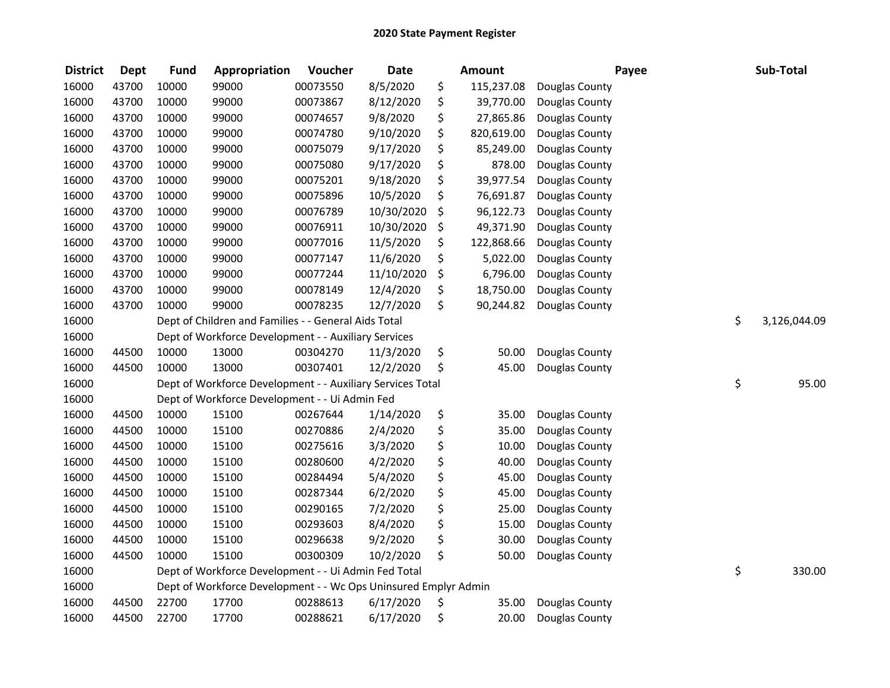# 2020 State Payment Register

| District | Dept | Fund | Appropriation | Voucher | Date | Amount | Payee | Sub-Total |
|---|---|---|---|---|---|---|---|---|
| 16000 | 43700 | 10000 | 99000 | 00073550 | 8/5/2020 | $ 115,237.08 | Douglas County | |
| 16000 | 43700 | 10000 | 99000 | 00073867 | 8/12/2020 | $ 39,770.00 | Douglas County | |
| 16000 | 43700 | 10000 | 99000 | 00074657 | 9/8/2020 | $ 27,865.86 | Douglas County | |
| 16000 | 43700 | 10000 | 99000 | 00074780 | 9/10/2020 | $ 820,619.00 | Douglas County | |
| 16000 | 43700 | 10000 | 99000 | 00075079 | 9/17/2020 | $ 85,249.00 | Douglas County | |
| 16000 | 43700 | 10000 | 99000 | 00075080 | 9/17/2020 | $ 878.00 | Douglas County | |
| 16000 | 43700 | 10000 | 99000 | 00075201 | 9/18/2020 | $ 39,977.54 | Douglas County | |
| 16000 | 43700 | 10000 | 99000 | 00075896 | 10/5/2020 | $ 76,691.87 | Douglas County | |
| 16000 | 43700 | 10000 | 99000 | 00076789 | 10/30/2020 | $ 96,122.73 | Douglas County | |
| 16000 | 43700 | 10000 | 99000 | 00076911 | 10/30/2020 | $ 49,371.90 | Douglas County | |
| 16000 | 43700 | 10000 | 99000 | 00077016 | 11/5/2020 | $ 122,868.66 | Douglas County | |
| 16000 | 43700 | 10000 | 99000 | 00077147 | 11/6/2020 | $ 5,022.00 | Douglas County | |
| 16000 | 43700 | 10000 | 99000 | 00077244 | 11/10/2020 | $ 6,796.00 | Douglas County | |
| 16000 | 43700 | 10000 | 99000 | 00078149 | 12/4/2020 | $ 18,750.00 | Douglas County | |
| 16000 | 43700 | 10000 | 99000 | 00078235 | 12/7/2020 | $ 90,244.82 | Douglas County | |
| 16000 | | Dept of Children and Families - - General Aids Total | | | | | | $ 3,126,044.09 |
| 16000 | | Dept of Workforce Development - - Auxiliary Services | | | | | | |
| 16000 | 44500 | 10000 | 13000 | 00304270 | 11/3/2020 | $ 50.00 | Douglas County | |
| 16000 | 44500 | 10000 | 13000 | 00307401 | 12/2/2020 | $ 45.00 | Douglas County | |
| 16000 | | Dept of Workforce Development - - Auxiliary Services Total | | | | | | $ 95.00 |
| 16000 | | Dept of Workforce Development - - Ui Admin Fed | | | | | | |
| 16000 | 44500 | 10000 | 15100 | 00267644 | 1/14/2020 | $ 35.00 | Douglas County | |
| 16000 | 44500 | 10000 | 15100 | 00270886 | 2/4/2020 | $ 35.00 | Douglas County | |
| 16000 | 44500 | 10000 | 15100 | 00275616 | 3/3/2020 | $ 10.00 | Douglas County | |
| 16000 | 44500 | 10000 | 15100 | 00280600 | 4/2/2020 | $ 40.00 | Douglas County | |
| 16000 | 44500 | 10000 | 15100 | 00284494 | 5/4/2020 | $ 45.00 | Douglas County | |
| 16000 | 44500 | 10000 | 15100 | 00287344 | 6/2/2020 | $ 45.00 | Douglas County | |
| 16000 | 44500 | 10000 | 15100 | 00290165 | 7/2/2020 | $ 25.00 | Douglas County | |
| 16000 | 44500 | 10000 | 15100 | 00293603 | 8/4/2020 | $ 15.00 | Douglas County | |
| 16000 | 44500 | 10000 | 15100 | 00296638 | 9/2/2020 | $ 30.00 | Douglas County | |
| 16000 | 44500 | 10000 | 15100 | 00300309 | 10/2/2020 | $ 50.00 | Douglas County | |
| 16000 | | Dept of Workforce Development - - Ui Admin Fed Total | | | | | | $ 330.00 |
| 16000 | | Dept of Workforce Development - - Wc Ops Uninsured Emplyr Admin | | | | | | |
| 16000 | 44500 | 22700 | 17700 | 00288613 | 6/17/2020 | $ 35.00 | Douglas County | |
| 16000 | 44500 | 22700 | 17700 | 00288621 | 6/17/2020 | $ 20.00 | Douglas County | |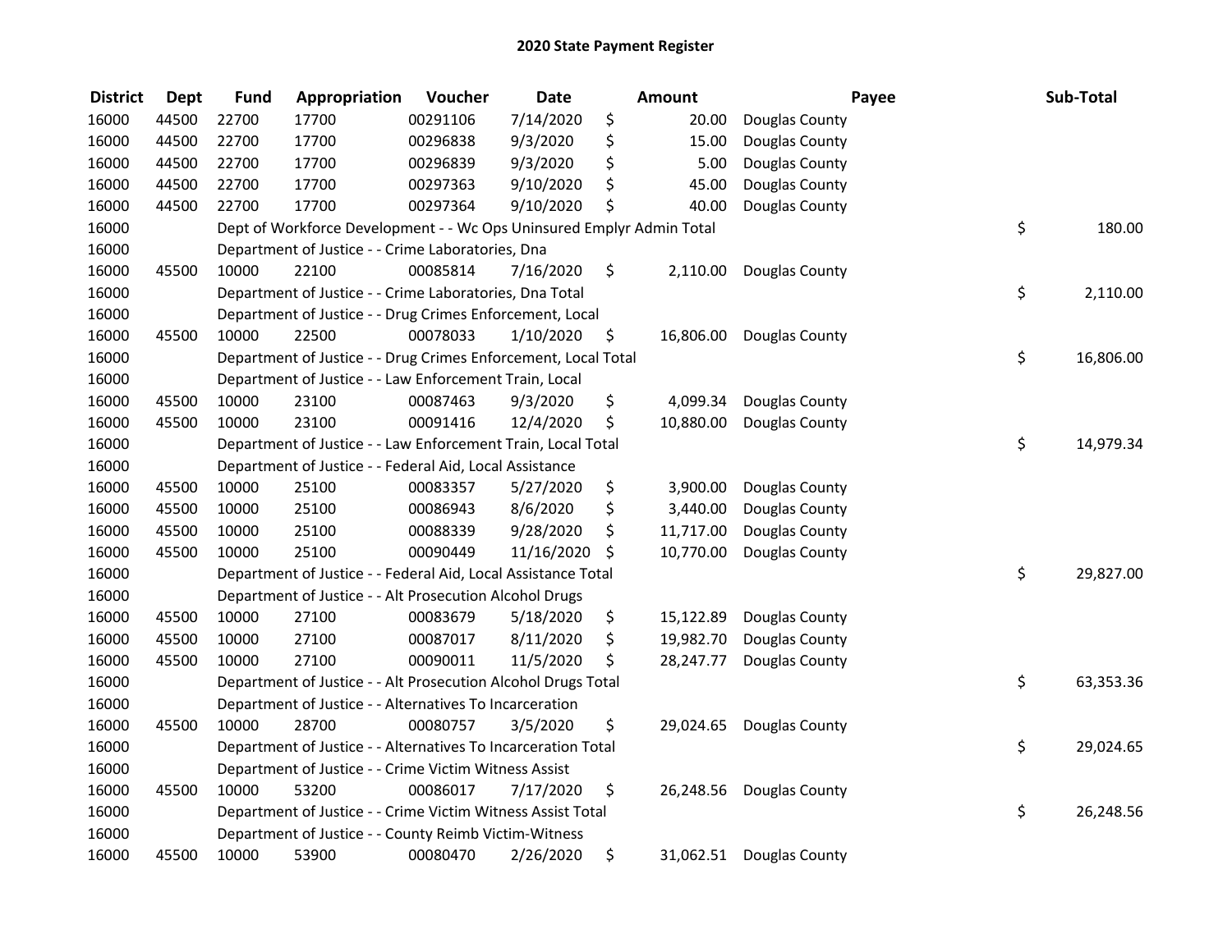# 2020 State Payment Register

| District | Dept | Fund | Appropriation | Voucher | Date | Amount | Payee | Sub-Total |
|---|---|---|---|---|---|---|---|---|
| 16000 | 44500 | 22700 | 17700 | 00291106 | 7/14/2020 | $ 20.00 | Douglas County | |
| 16000 | 44500 | 22700 | 17700 | 00296838 | 9/3/2020 | $ 15.00 | Douglas County | |
| 16000 | 44500 | 22700 | 17700 | 00296839 | 9/3/2020 | $ 5.00 | Douglas County | |
| 16000 | 44500 | 22700 | 17700 | 00297363 | 9/10/2020 | $ 45.00 | Douglas County | |
| 16000 | 44500 | 22700 | 17700 | 00297364 | 9/10/2020 | $ 40.00 | Douglas County | |
| 16000 | | Dept of Workforce Development - - Wc Ops Uninsured Emplyr Admin Total | | | | | | $ 180.00 |
| 16000 | | Department of Justice - - Crime Laboratories, Dna | | | | | | |
| 16000 | 45500 | 10000 | 22100 | 00085814 | 7/16/2020 | $ 2,110.00 | Douglas County | |
| 16000 | | Department of Justice - - Crime Laboratories, Dna Total | | | | | | $ 2,110.00 |
| 16000 | | Department of Justice - - Drug Crimes Enforcement, Local | | | | | | |
| 16000 | 45500 | 10000 | 22500 | 00078033 | 1/10/2020 | $ 16,806.00 | Douglas County | |
| 16000 | | Department of Justice - - Drug Crimes Enforcement, Local Total | | | | | | $ 16,806.00 |
| 16000 | | Department of Justice - - Law Enforcement Train, Local | | | | | | |
| 16000 | 45500 | 10000 | 23100 | 00087463 | 9/3/2020 | $ 4,099.34 | Douglas County | |
| 16000 | 45500 | 10000 | 23100 | 00091416 | 12/4/2020 | $ 10,880.00 | Douglas County | |
| 16000 | | Department of Justice - - Law Enforcement Train, Local Total | | | | | | $ 14,979.34 |
| 16000 | | Department of Justice - - Federal Aid, Local Assistance | | | | | | |
| 16000 | 45500 | 10000 | 25100 | 00083357 | 5/27/2020 | $ 3,900.00 | Douglas County | |
| 16000 | 45500 | 10000 | 25100 | 00086943 | 8/6/2020 | $ 3,440.00 | Douglas County | |
| 16000 | 45500 | 10000 | 25100 | 00088339 | 9/28/2020 | $ 11,717.00 | Douglas County | |
| 16000 | 45500 | 10000 | 25100 | 00090449 | 11/16/2020 | $ 10,770.00 | Douglas County | |
| 16000 | | Department of Justice - - Federal Aid, Local Assistance Total | | | | | | $ 29,827.00 |
| 16000 | | Department of Justice - - Alt Prosecution Alcohol Drugs | | | | | | |
| 16000 | 45500 | 10000 | 27100 | 00083679 | 5/18/2020 | $ 15,122.89 | Douglas County | |
| 16000 | 45500 | 10000 | 27100 | 00087017 | 8/11/2020 | $ 19,982.70 | Douglas County | |
| 16000 | 45500 | 10000 | 27100 | 00090011 | 11/5/2020 | $ 28,247.77 | Douglas County | |
| 16000 | | Department of Justice - - Alt Prosecution Alcohol Drugs Total | | | | | | $ 63,353.36 |
| 16000 | | Department of Justice - - Alternatives To Incarceration | | | | | | |
| 16000 | 45500 | 10000 | 28700 | 00080757 | 3/5/2020 | $ 29,024.65 | Douglas County | |
| 16000 | | Department of Justice - - Alternatives To Incarceration Total | | | | | | $ 29,024.65 |
| 16000 | | Department of Justice - - Crime Victim Witness Assist | | | | | | |
| 16000 | 45500 | 10000 | 53200 | 00086017 | 7/17/2020 | $ 26,248.56 | Douglas County | |
| 16000 | | Department of Justice - - Crime Victim Witness Assist Total | | | | | | $ 26,248.56 |
| 16000 | | Department of Justice - - County Reimb Victim-Witness | | | | | | |
| 16000 | 45500 | 10000 | 53900 | 00080470 | 2/26/2020 | $ 31,062.51 | Douglas County | |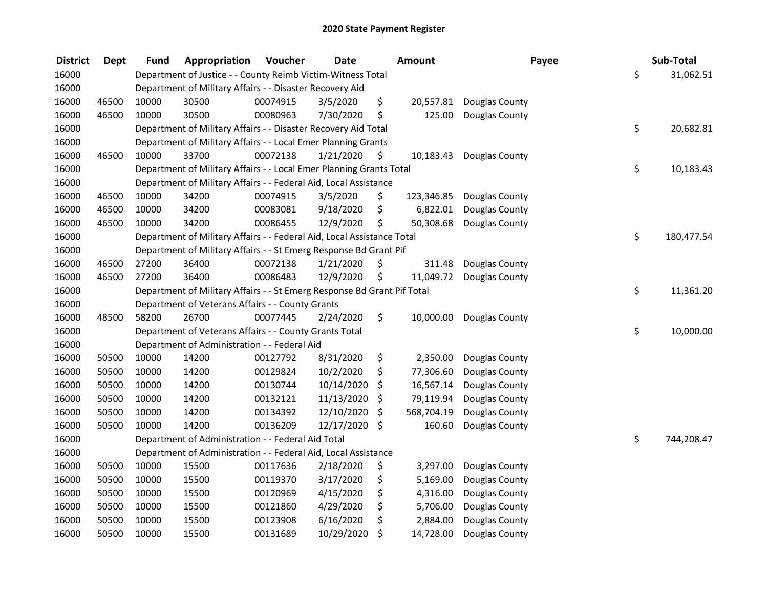# 2020 State Payment Register

| District | Dept | Fund | Appropriation | Voucher | Date | Amount | Payee | Sub-Total |
|---|---|---|---|---|---|---|---|---|
| 16000 | | Department of Justice - - County Reimb Victim-Witness Total | | | | | | $ 31,062.51 |
| 16000 | | Department of Military Affairs - - Disaster Recovery Aid | | | | | | |
| 16000 | 46500 | 10000 | 30500 | 00074915 | 3/5/2020 | $ 20,557.81 | Douglas County | |
| 16000 | 46500 | 10000 | 30500 | 00080963 | 7/30/2020 | $ 125.00 | Douglas County | |
| 16000 | | Department of Military Affairs - - Disaster Recovery Aid Total | | | | | | $ 20,682.81 |
| 16000 | | Department of Military Affairs - - Local Emer Planning Grants | | | | | | |
| 16000 | 46500 | 10000 | 33700 | 00072138 | 1/21/2020 | $ 10,183.43 | Douglas County | |
| 16000 | | Department of Military Affairs - - Local Emer Planning Grants Total | | | | | | $ 10,183.43 |
| 16000 | | Department of Military Affairs - - Federal Aid, Local Assistance | | | | | | |
| 16000 | 46500 | 10000 | 34200 | 00074915 | 3/5/2020 | $ 123,346.85 | Douglas County | |
| 16000 | 46500 | 10000 | 34200 | 00083081 | 9/18/2020 | $ 6,822.01 | Douglas County | |
| 16000 | 46500 | 10000 | 34200 | 00086455 | 12/9/2020 | $ 50,308.68 | Douglas County | |
| 16000 | | Department of Military Affairs - - Federal Aid, Local Assistance Total | | | | | | $ 180,477.54 |
| 16000 | | Department of Military Affairs - - St Emerg Response Bd Grant Pif | | | | | | |
| 16000 | 46500 | 27200 | 36400 | 00072138 | 1/21/2020 | $ 311.48 | Douglas County | |
| 16000 | 46500 | 27200 | 36400 | 00086483 | 12/9/2020 | $ 11,049.72 | Douglas County | |
| 16000 | | Department of Military Affairs - - St Emerg Response Bd Grant Pif Total | | | | | | $ 11,361.20 |
| 16000 | | Department of Veterans Affairs - - County Grants | | | | | | |
| 16000 | 48500 | 58200 | 26700 | 00077445 | 2/24/2020 | $ 10,000.00 | Douglas County | |
| 16000 | | Department of Veterans Affairs - - County Grants Total | | | | | | $ 10,000.00 |
| 16000 | | Department of Administration - - Federal Aid | | | | | | |
| 16000 | 50500 | 10000 | 14200 | 00127792 | 8/31/2020 | $ 2,350.00 | Douglas County | |
| 16000 | 50500 | 10000 | 14200 | 00129824 | 10/2/2020 | $ 77,306.60 | Douglas County | |
| 16000 | 50500 | 10000 | 14200 | 00130744 | 10/14/2020 | $ 16,567.14 | Douglas County | |
| 16000 | 50500 | 10000 | 14200 | 00132121 | 11/13/2020 | $ 79,119.94 | Douglas County | |
| 16000 | 50500 | 10000 | 14200 | 00134392 | 12/10/2020 | $ 568,704.19 | Douglas County | |
| 16000 | 50500 | 10000 | 14200 | 00136209 | 12/17/2020 | $ 160.60 | Douglas County | |
| 16000 | | Department of Administration - - Federal Aid Total | | | | | | $ 744,208.47 |
| 16000 | | Department of Administration - - Federal Aid, Local Assistance | | | | | | |
| 16000 | 50500 | 10000 | 15500 | 00117636 | 2/18/2020 | $ 3,297.00 | Douglas County | |
| 16000 | 50500 | 10000 | 15500 | 00119370 | 3/17/2020 | $ 5,169.00 | Douglas County | |
| 16000 | 50500 | 10000 | 15500 | 00120969 | 4/15/2020 | $ 4,316.00 | Douglas County | |
| 16000 | 50500 | 10000 | 15500 | 00121860 | 4/29/2020 | $ 5,706.00 | Douglas County | |
| 16000 | 50500 | 10000 | 15500 | 00123908 | 6/16/2020 | $ 2,884.00 | Douglas County | |
| 16000 | 50500 | 10000 | 15500 | 00131689 | 10/29/2020 | $ 14,728.00 | Douglas County | |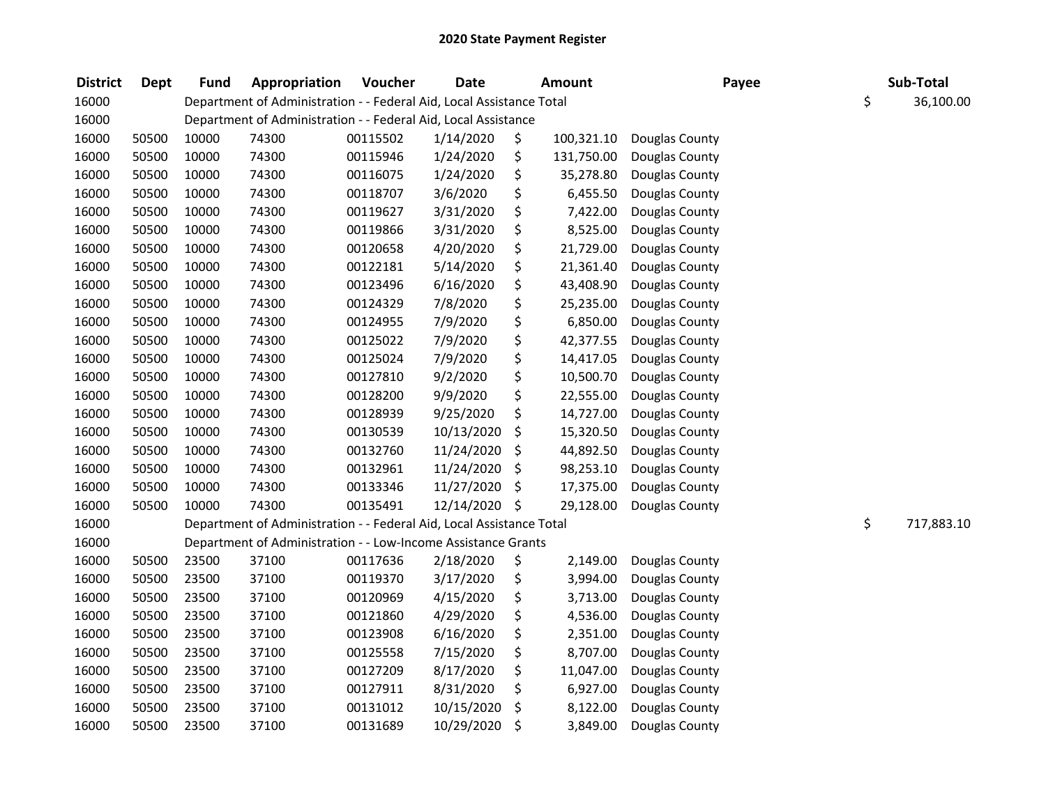## 2020 State Payment Register

| District | Dept | Fund | Appropriation | Voucher | Date | Amount | Payee | Sub-Total |
|---|---|---|---|---|---|---|---|---|
| 16000 | | Department of Administration - - Federal Aid, Local Assistance Total | | | | | | $ 36,100.00 |
| 16000 | | Department of Administration - - Federal Aid, Local Assistance | | | | | | |
| 16000 | 50500 | 10000 | 74300 | 00115502 | 1/14/2020 | $ 100,321.10 | Douglas County | |
| 16000 | 50500 | 10000 | 74300 | 00115946 | 1/24/2020 | $ 131,750.00 | Douglas County | |
| 16000 | 50500 | 10000 | 74300 | 00116075 | 1/24/2020 | $ 35,278.80 | Douglas County | |
| 16000 | 50500 | 10000 | 74300 | 00118707 | 3/6/2020 | $ 6,455.50 | Douglas County | |
| 16000 | 50500 | 10000 | 74300 | 00119627 | 3/31/2020 | $ 7,422.00 | Douglas County | |
| 16000 | 50500 | 10000 | 74300 | 00119866 | 3/31/2020 | $ 8,525.00 | Douglas County | |
| 16000 | 50500 | 10000 | 74300 | 00120658 | 4/20/2020 | $ 21,729.00 | Douglas County | |
| 16000 | 50500 | 10000 | 74300 | 00122181 | 5/14/2020 | $ 21,361.40 | Douglas County | |
| 16000 | 50500 | 10000 | 74300 | 00123496 | 6/16/2020 | $ 43,408.90 | Douglas County | |
| 16000 | 50500 | 10000 | 74300 | 00124329 | 7/8/2020 | $ 25,235.00 | Douglas County | |
| 16000 | 50500 | 10000 | 74300 | 00124955 | 7/9/2020 | $ 6,850.00 | Douglas County | |
| 16000 | 50500 | 10000 | 74300 | 00125022 | 7/9/2020 | $ 42,377.55 | Douglas County | |
| 16000 | 50500 | 10000 | 74300 | 00125024 | 7/9/2020 | $ 14,417.05 | Douglas County | |
| 16000 | 50500 | 10000 | 74300 | 00127810 | 9/2/2020 | $ 10,500.70 | Douglas County | |
| 16000 | 50500 | 10000 | 74300 | 00128200 | 9/9/2020 | $ 22,555.00 | Douglas County | |
| 16000 | 50500 | 10000 | 74300 | 00128939 | 9/25/2020 | $ 14,727.00 | Douglas County | |
| 16000 | 50500 | 10000 | 74300 | 00130539 | 10/13/2020 | $ 15,320.50 | Douglas County | |
| 16000 | 50500 | 10000 | 74300 | 00132760 | 11/24/2020 | $ 44,892.50 | Douglas County | |
| 16000 | 50500 | 10000 | 74300 | 00132961 | 11/24/2020 | $ 98,253.10 | Douglas County | |
| 16000 | 50500 | 10000 | 74300 | 00133346 | 11/27/2020 | $ 17,375.00 | Douglas County | |
| 16000 | 50500 | 10000 | 74300 | 00135491 | 12/14/2020 | $ 29,128.00 | Douglas County | |
| 16000 | | Department of Administration - - Federal Aid, Local Assistance Total | | | | | | $ 717,883.10 |
| 16000 | | Department of Administration - - Low-Income Assistance Grants | | | | | | |
| 16000 | 50500 | 23500 | 37100 | 00117636 | 2/18/2020 | $ 2,149.00 | Douglas County | |
| 16000 | 50500 | 23500 | 37100 | 00119370 | 3/17/2020 | $ 3,994.00 | Douglas County | |
| 16000 | 50500 | 23500 | 37100 | 00120969 | 4/15/2020 | $ 3,713.00 | Douglas County | |
| 16000 | 50500 | 23500 | 37100 | 00121860 | 4/29/2020 | $ 4,536.00 | Douglas County | |
| 16000 | 50500 | 23500 | 37100 | 00123908 | 6/16/2020 | $ 2,351.00 | Douglas County | |
| 16000 | 50500 | 23500 | 37100 | 00125558 | 7/15/2020 | $ 8,707.00 | Douglas County | |
| 16000 | 50500 | 23500 | 37100 | 00127209 | 8/17/2020 | $ 11,047.00 | Douglas County | |
| 16000 | 50500 | 23500 | 37100 | 00127911 | 8/31/2020 | $ 6,927.00 | Douglas County | |
| 16000 | 50500 | 23500 | 37100 | 00131012 | 10/15/2020 | $ 8,122.00 | Douglas County | |
| 16000 | 50500 | 23500 | 37100 | 00131689 | 10/29/2020 | $ 3,849.00 | Douglas County | |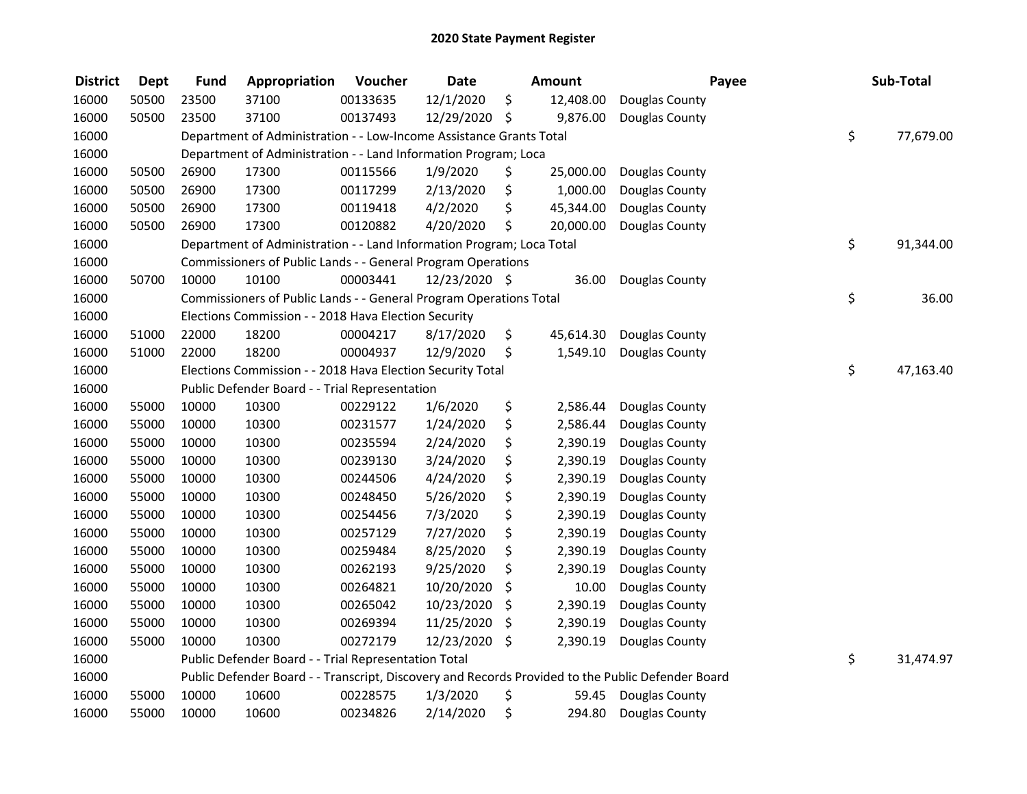# 2020 State Payment Register

| District | Dept | Fund | Appropriation | Voucher | Date | Amount | Payee | Sub-Total |
|---|---|---|---|---|---|---|---|---|
| 16000 | 50500 | 23500 | 37100 | 00133635 | 12/1/2020 | $ 12,408.00 | Douglas County | |
| 16000 | 50500 | 23500 | 37100 | 00137493 | 12/29/2020 | $ 9,876.00 | Douglas County | |
| 16000 | | Department of Administration - - Low-Income Assistance Grants Total | | | | | | $ 77,679.00 |
| 16000 | | Department of Administration - - Land Information Program; Loca | | | | | | |
| 16000 | 50500 | 26900 | 17300 | 00115566 | 1/9/2020 | $ 25,000.00 | Douglas County | |
| 16000 | 50500 | 26900 | 17300 | 00117299 | 2/13/2020 | $ 1,000.00 | Douglas County | |
| 16000 | 50500 | 26900 | 17300 | 00119418 | 4/2/2020 | $ 45,344.00 | Douglas County | |
| 16000 | 50500 | 26900 | 17300 | 00120882 | 4/20/2020 | $ 20,000.00 | Douglas County | |
| 16000 | | Department of Administration - - Land Information Program; Loca Total | | | | | | $ 91,344.00 |
| 16000 | | Commissioners of Public Lands - - General Program Operations | | | | | | |
| 16000 | 50700 | 10000 | 10100 | 00003441 | 12/23/2020 | $ 36.00 | Douglas County | |
| 16000 | | Commissioners of Public Lands - - General Program Operations Total | | | | | | $ 36.00 |
| 16000 | | Elections Commission - - 2018 Hava Election Security | | | | | | |
| 16000 | 51000 | 22000 | 18200 | 00004217 | 8/17/2020 | $ 45,614.30 | Douglas County | |
| 16000 | 51000 | 22000 | 18200 | 00004937 | 12/9/2020 | $ 1,549.10 | Douglas County | |
| 16000 | | Elections Commission - - 2018 Hava Election Security Total | | | | | | $ 47,163.40 |
| 16000 | | Public Defender Board - - Trial Representation | | | | | | |
| 16000 | 55000 | 10000 | 10300 | 00229122 | 1/6/2020 | $ 2,586.44 | Douglas County | |
| 16000 | 55000 | 10000 | 10300 | 00231577 | 1/24/2020 | $ 2,586.44 | Douglas County | |
| 16000 | 55000 | 10000 | 10300 | 00235594 | 2/24/2020 | $ 2,390.19 | Douglas County | |
| 16000 | 55000 | 10000 | 10300 | 00239130 | 3/24/2020 | $ 2,390.19 | Douglas County | |
| 16000 | 55000 | 10000 | 10300 | 00244506 | 4/24/2020 | $ 2,390.19 | Douglas County | |
| 16000 | 55000 | 10000 | 10300 | 00248450 | 5/26/2020 | $ 2,390.19 | Douglas County | |
| 16000 | 55000 | 10000 | 10300 | 00254456 | 7/3/2020 | $ 2,390.19 | Douglas County | |
| 16000 | 55000 | 10000 | 10300 | 00257129 | 7/27/2020 | $ 2,390.19 | Douglas County | |
| 16000 | 55000 | 10000 | 10300 | 00259484 | 8/25/2020 | $ 2,390.19 | Douglas County | |
| 16000 | 55000 | 10000 | 10300 | 00262193 | 9/25/2020 | $ 2,390.19 | Douglas County | |
| 16000 | 55000 | 10000 | 10300 | 00264821 | 10/20/2020 | $ 10.00 | Douglas County | |
| 16000 | 55000 | 10000 | 10300 | 00265042 | 10/23/2020 | $ 2,390.19 | Douglas County | |
| 16000 | 55000 | 10000 | 10300 | 00269394 | 11/25/2020 | $ 2,390.19 | Douglas County | |
| 16000 | 55000 | 10000 | 10300 | 00272179 | 12/23/2020 | $ 2,390.19 | Douglas County | |
| 16000 | | Public Defender Board - - Trial Representation Total | | | | | | $ 31,474.97 |
| 16000 | | Public Defender Board - - Transcript, Discovery and Records Provided to the Public Defender Board | | | | | | |
| 16000 | 55000 | 10000 | 10600 | 00228575 | 1/3/2020 | $ 59.45 | Douglas County | |
| 16000 | 55000 | 10000 | 10600 | 00234826 | 2/14/2020 | $ 294.80 | Douglas County | |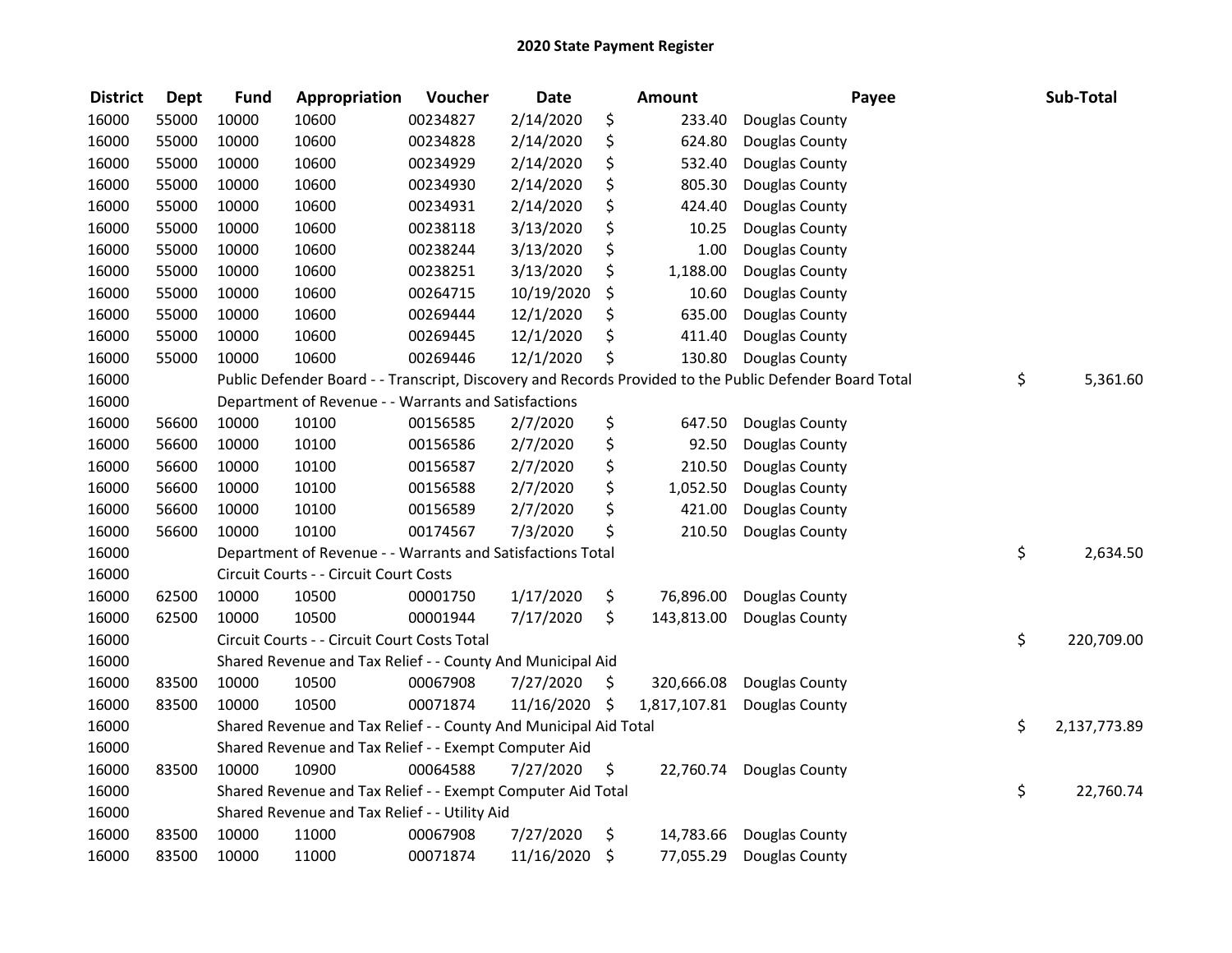# 2020 State Payment Register

| District | Dept | Fund | Appropriation | Voucher | Date | Amount | Payee | Sub-Total |
|---|---|---|---|---|---|---|---|---|
| 16000 | 55000 | 10000 | 10600 | 00234827 | 2/14/2020 | $ 233.40 | Douglas County | |
| 16000 | 55000 | 10000 | 10600 | 00234828 | 2/14/2020 | $ 624.80 | Douglas County | |
| 16000 | 55000 | 10000 | 10600 | 00234929 | 2/14/2020 | $ 532.40 | Douglas County | |
| 16000 | 55000 | 10000 | 10600 | 00234930 | 2/14/2020 | $ 805.30 | Douglas County | |
| 16000 | 55000 | 10000 | 10600 | 00234931 | 2/14/2020 | $ 424.40 | Douglas County | |
| 16000 | 55000 | 10000 | 10600 | 00238118 | 3/13/2020 | $ 10.25 | Douglas County | |
| 16000 | 55000 | 10000 | 10600 | 00238244 | 3/13/2020 | $ 1.00 | Douglas County | |
| 16000 | 55000 | 10000 | 10600 | 00238251 | 3/13/2020 | $ 1,188.00 | Douglas County | |
| 16000 | 55000 | 10000 | 10600 | 00264715 | 10/19/2020 | $ 10.60 | Douglas County | |
| 16000 | 55000 | 10000 | 10600 | 00269444 | 12/1/2020 | $ 635.00 | Douglas County | |
| 16000 | 55000 | 10000 | 10600 | 00269445 | 12/1/2020 | $ 411.40 | Douglas County | |
| 16000 | 55000 | 10000 | 10600 | 00269446 | 12/1/2020 | $ 130.80 | Douglas County | |
| 16000 | | Public Defender Board - - Transcript, Discovery and Records Provided to the Public Defender Board Total | | | | | | $ 5,361.60 |
| 16000 | | Department of Revenue - - Warrants and Satisfactions | | | | | | |
| 16000 | 56600 | 10000 | 10100 | 00156585 | 2/7/2020 | $ 647.50 | Douglas County | |
| 16000 | 56600 | 10000 | 10100 | 00156586 | 2/7/2020 | $ 92.50 | Douglas County | |
| 16000 | 56600 | 10000 | 10100 | 00156587 | 2/7/2020 | $ 210.50 | Douglas County | |
| 16000 | 56600 | 10000 | 10100 | 00156588 | 2/7/2020 | $ 1,052.50 | Douglas County | |
| 16000 | 56600 | 10000 | 10100 | 00156589 | 2/7/2020 | $ 421.00 | Douglas County | |
| 16000 | 56600 | 10000 | 10100 | 00174567 | 7/3/2020 | $ 210.50 | Douglas County | |
| 16000 | | Department of Revenue - - Warrants and Satisfactions Total | | | | | | $ 2,634.50 |
| 16000 | | Circuit Courts - - Circuit Court Costs | | | | | | |
| 16000 | 62500 | 10000 | 10500 | 00001750 | 1/17/2020 | $ 76,896.00 | Douglas County | |
| 16000 | 62500 | 10000 | 10500 | 00001944 | 7/17/2020 | $ 143,813.00 | Douglas County | |
| 16000 | | Circuit Courts - - Circuit Court Costs Total | | | | | | $ 220,709.00 |
| 16000 | | Shared Revenue and Tax Relief - - County And Municipal Aid | | | | | | |
| 16000 | 83500 | 10000 | 10500 | 00067908 | 7/27/2020 | $ 320,666.08 | Douglas County | |
| 16000 | 83500 | 10000 | 10500 | 00071874 | 11/16/2020 | $ 1,817,107.81 | Douglas County | |
| 16000 | | Shared Revenue and Tax Relief - - County And Municipal Aid Total | | | | | | $ 2,137,773.89 |
| 16000 | | Shared Revenue and Tax Relief - - Exempt Computer Aid | | | | | | |
| 16000 | 83500 | 10000 | 10900 | 00064588 | 7/27/2020 | $ 22,760.74 | Douglas County | |
| 16000 | | Shared Revenue and Tax Relief - - Exempt Computer Aid Total | | | | | | $ 22,760.74 |
| 16000 | | Shared Revenue and Tax Relief - - Utility Aid | | | | | | |
| 16000 | 83500 | 10000 | 11000 | 00067908 | 7/27/2020 | $ 14,783.66 | Douglas County | |
| 16000 | 83500 | 10000 | 11000 | 00071874 | 11/16/2020 | $ 77,055.29 | Douglas County | |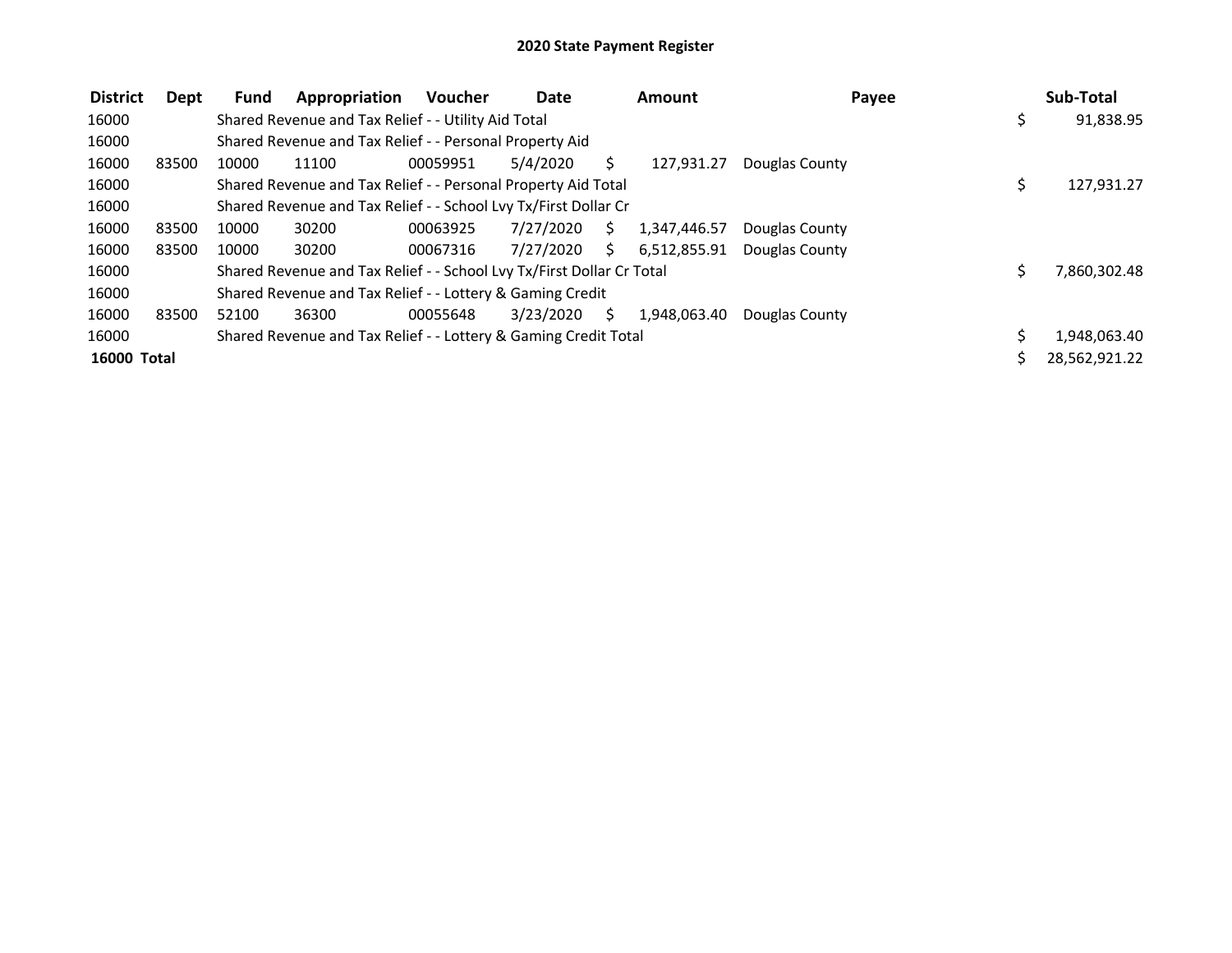# 2020 State Payment Register

| District | Dept | Fund | Appropriation | Voucher | Date | Amount | Payee | Sub-Total |
|---|---|---|---|---|---|---|---|---|
| 16000 | | Shared Revenue and Tax Relief - - Utility Aid Total | | | | | | $ 91,838.95 |
| 16000 | | Shared Revenue and Tax Relief - - Personal Property Aid | | | | | | |
| 16000 | 83500 | 10000 | 11100 | 00059951 | 5/4/2020 | $ 127,931.27 | Douglas County | |
| 16000 | | Shared Revenue and Tax Relief - - Personal Property Aid Total | | | | | | $ 127,931.27 |
| 16000 | | Shared Revenue and Tax Relief - - School Lvy Tx/First Dollar Cr | | | | | | |
| 16000 | 83500 | 10000 | 30200 | 00063925 | 7/27/2020 | $ 1,347,446.57 | Douglas County | |
| 16000 | 83500 | 10000 | 30200 | 00067316 | 7/27/2020 | $ 6,512,855.91 | Douglas County | |
| 16000 | | Shared Revenue and Tax Relief - - School Lvy Tx/First Dollar Cr Total | | | | | | $ 7,860,302.48 |
| 16000 | | Shared Revenue and Tax Relief - - Lottery & Gaming Credit | | | | | | |
| 16000 | 83500 | 52100 | 36300 | 00055648 | 3/23/2020 | $ 1,948,063.40 | Douglas County | |
| 16000 | | Shared Revenue and Tax Relief - - Lottery & Gaming Credit Total | | | | | | $ 1,948,063.40 |
| **16000 Total** | | | | | | | | $ 28,562,921.22 |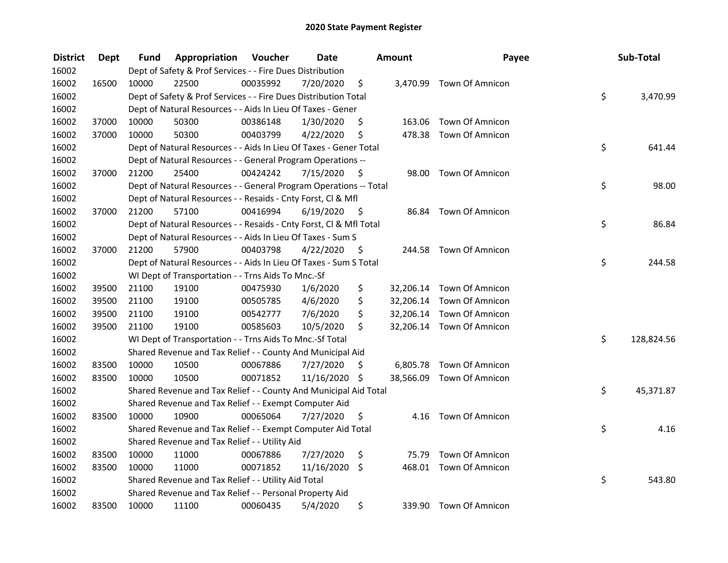## 2020 State Payment Register

| District | Dept | Fund | Appropriation | Voucher | Date | Amount | Payee | Sub-Total |
|---|---|---|---|---|---|---|---|---|
| 16002 | | Dept of Safety & Prof Services - - Fire Dues Distribution | | | | | | |
| 16002 | 16500 | 10000 | 22500 | 00035992 | 7/20/2020 | $ 3,470.99 | Town Of Amnicon | |
| 16002 | | Dept of Safety & Prof Services - - Fire Dues Distribution Total | | | | | | $ 3,470.99 |
| 16002 | | Dept of Natural Resources - - Aids In Lieu Of Taxes - Gener | | | | | | |
| 16002 | 37000 | 10000 | 50300 | 00386148 | 1/30/2020 | $ 163.06 | Town Of Amnicon | |
| 16002 | 37000 | 10000 | 50300 | 00403799 | 4/22/2020 | $ 478.38 | Town Of Amnicon | |
| 16002 | | Dept of Natural Resources - - Aids In Lieu Of Taxes - Gener Total | | | | | | $ 641.44 |
| 16002 | | Dept of Natural Resources - - General Program Operations -- | | | | | | |
| 16002 | 37000 | 21200 | 25400 | 00424242 | 7/15/2020 | $ 98.00 | Town Of Amnicon | |
| 16002 | | Dept of Natural Resources - - General Program Operations -- Total | | | | | | $ 98.00 |
| 16002 | | Dept of Natural Resources - - Resaids - Cnty Forst, Cl & Mfl | | | | | | |
| 16002 | 37000 | 21200 | 57100 | 00416994 | 6/19/2020 | $ 86.84 | Town Of Amnicon | |
| 16002 | | Dept of Natural Resources - - Resaids - Cnty Forst, Cl & Mfl Total | | | | | | $ 86.84 |
| 16002 | | Dept of Natural Resources - - Aids In Lieu Of Taxes - Sum S | | | | | | |
| 16002 | 37000 | 21200 | 57900 | 00403798 | 4/22/2020 | $ 244.58 | Town Of Amnicon | |
| 16002 | | Dept of Natural Resources - - Aids In Lieu Of Taxes - Sum S Total | | | | | | $ 244.58 |
| 16002 | | WI Dept of Transportation - - Trns Aids To Mnc.-Sf | | | | | | |
| 16002 | 39500 | 21100 | 19100 | 00475930 | 1/6/2020 | $ 32,206.14 | Town Of Amnicon | |
| 16002 | 39500 | 21100 | 19100 | 00505785 | 4/6/2020 | $ 32,206.14 | Town Of Amnicon | |
| 16002 | 39500 | 21100 | 19100 | 00542777 | 7/6/2020 | $ 32,206.14 | Town Of Amnicon | |
| 16002 | 39500 | 21100 | 19100 | 00585603 | 10/5/2020 | $ 32,206.14 | Town Of Amnicon | |
| 16002 | | WI Dept of Transportation - - Trns Aids To Mnc.-Sf Total | | | | | | $ 128,824.56 |
| 16002 | | Shared Revenue and Tax Relief - - County And Municipal Aid | | | | | | |
| 16002 | 83500 | 10000 | 10500 | 00067886 | 7/27/2020 | $ 6,805.78 | Town Of Amnicon | |
| 16002 | 83500 | 10000 | 10500 | 00071852 | 11/16/2020 | $ 38,566.09 | Town Of Amnicon | |
| 16002 | | Shared Revenue and Tax Relief - - County And Municipal Aid Total | | | | | | $ 45,371.87 |
| 16002 | | Shared Revenue and Tax Relief - - Exempt Computer Aid | | | | | | |
| 16002 | 83500 | 10000 | 10900 | 00065064 | 7/27/2020 | $ 4.16 | Town Of Amnicon | |
| 16002 | | Shared Revenue and Tax Relief - - Exempt Computer Aid Total | | | | | | $ 4.16 |
| 16002 | | Shared Revenue and Tax Relief - - Utility Aid | | | | | | |
| 16002 | 83500 | 10000 | 11000 | 00067886 | 7/27/2020 | $ 75.79 | Town Of Amnicon | |
| 16002 | 83500 | 10000 | 11000 | 00071852 | 11/16/2020 | $ 468.01 | Town Of Amnicon | |
| 16002 | | Shared Revenue and Tax Relief - - Utility Aid Total | | | | | | $ 543.80 |
| 16002 | | Shared Revenue and Tax Relief - - Personal Property Aid | | | | | | |
| 16002 | 83500 | 10000 | 11100 | 00060435 | 5/4/2020 | $ 339.90 | Town Of Amnicon | |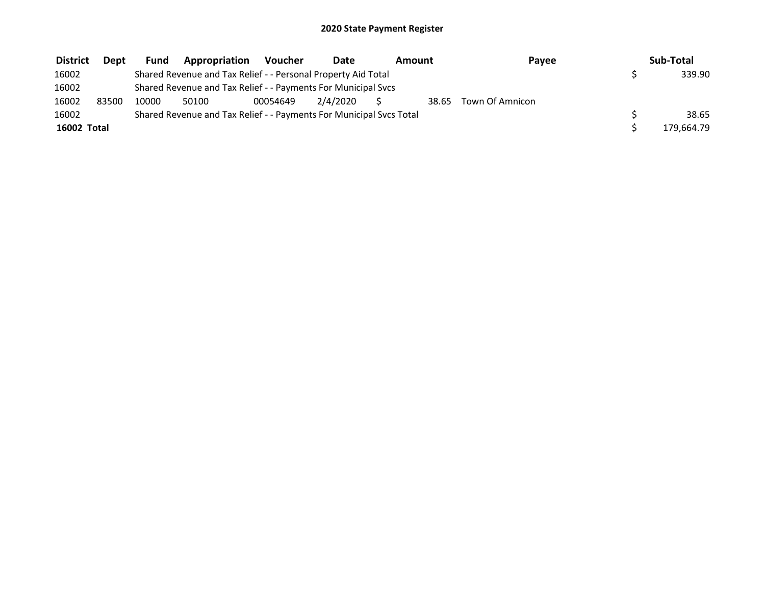## 2020 State Payment Register

| District | Dept | Fund | Appropriation | Voucher | Date | Amount | Payee | Sub-Total |
|---|---|---|---|---|---|---|---|---|
| 16002 | | Shared Revenue and Tax Relief - - Personal Property Aid Total | | | | | | $ 339.90 |
| 16002 | | Shared Revenue and Tax Relief - - Payments For Municipal Svcs | | | | | | |
| 16002 | 83500 | 10000 | 50100 | 00054649 | 2/4/2020 | $ 38.65 | Town Of Amnicon | |
| 16002 | | Shared Revenue and Tax Relief - - Payments For Municipal Svcs Total | | | | | | $ 38.65 |
| **16002 Total** | | | | | | | | $ 179,664.79 |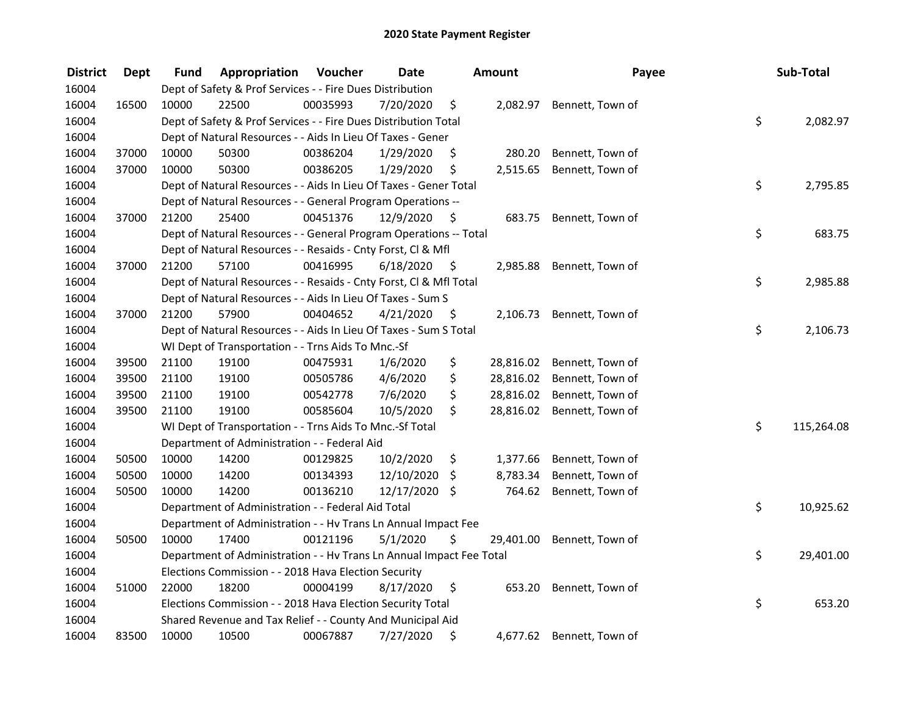# 2020 State Payment Register

| District | Dept | Fund | Appropriation | Voucher | Date | Amount | Payee | Sub-Total |
|---|---|---|---|---|---|---|---|---|
| 16004 | | Dept of Safety & Prof Services - - Fire Dues Distribution | | | | | | |
| 16004 | 16500 | 10000 | 22500 | 00035993 | 7/20/2020 | $ 2,082.97 | Bennett, Town of | |
| 16004 | | Dept of Safety & Prof Services - - Fire Dues Distribution Total | | | | | | $ 2,082.97 |
| 16004 | | Dept of Natural Resources - - Aids In Lieu Of Taxes - Gener | | | | | | |
| 16004 | 37000 | 10000 | 50300 | 00386204 | 1/29/2020 | $ 280.20 | Bennett, Town of | |
| 16004 | 37000 | 10000 | 50300 | 00386205 | 1/29/2020 | $ 2,515.65 | Bennett, Town of | |
| 16004 | | Dept of Natural Resources - - Aids In Lieu Of Taxes - Gener Total | | | | | | $ 2,795.85 |
| 16004 | | Dept of Natural Resources - - General Program Operations -- | | | | | | |
| 16004 | 37000 | 21200 | 25400 | 00451376 | 12/9/2020 | $ 683.75 | Bennett, Town of | |
| 16004 | | Dept of Natural Resources - - General Program Operations -- Total | | | | | | $ 683.75 |
| 16004 | | Dept of Natural Resources - - Resaids - Cnty Forst, Cl & Mfl | | | | | | |
| 16004 | 37000 | 21200 | 57100 | 00416995 | 6/18/2020 | $ 2,985.88 | Bennett, Town of | |
| 16004 | | Dept of Natural Resources - - Resaids - Cnty Forst, Cl & Mfl Total | | | | | | $ 2,985.88 |
| 16004 | | Dept of Natural Resources - - Aids In Lieu Of Taxes - Sum S | | | | | | |
| 16004 | 37000 | 21200 | 57900 | 00404652 | 4/21/2020 | $ 2,106.73 | Bennett, Town of | |
| 16004 | | Dept of Natural Resources - - Aids In Lieu Of Taxes - Sum S Total | | | | | | $ 2,106.73 |
| 16004 | | WI Dept of Transportation - - Trns Aids To Mnc.-Sf | | | | | | |
| 16004 | 39500 | 21100 | 19100 | 00475931 | 1/6/2020 | $ 28,816.02 | Bennett, Town of | |
| 16004 | 39500 | 21100 | 19100 | 00505786 | 4/6/2020 | $ 28,816.02 | Bennett, Town of | |
| 16004 | 39500 | 21100 | 19100 | 00542778 | 7/6/2020 | $ 28,816.02 | Bennett, Town of | |
| 16004 | 39500 | 21100 | 19100 | 00585604 | 10/5/2020 | $ 28,816.02 | Bennett, Town of | |
| 16004 | | WI Dept of Transportation - - Trns Aids To Mnc.-Sf Total | | | | | | $ 115,264.08 |
| 16004 | | Department of Administration - - Federal Aid | | | | | | |
| 16004 | 50500 | 10000 | 14200 | 00129825 | 10/2/2020 | $ 1,377.66 | Bennett, Town of | |
| 16004 | 50500 | 10000 | 14200 | 00134393 | 12/10/2020 | $ 8,783.34 | Bennett, Town of | |
| 16004 | 50500 | 10000 | 14200 | 00136210 | 12/17/2020 | $ 764.62 | Bennett, Town of | |
| 16004 | | Department of Administration - - Federal Aid Total | | | | | | $ 10,925.62 |
| 16004 | | Department of Administration - - Hv Trans Ln Annual Impact Fee | | | | | | |
| 16004 | 50500 | 10000 | 17400 | 00121196 | 5/1/2020 | $ 29,401.00 | Bennett, Town of | |
| 16004 | | Department of Administration - - Hv Trans Ln Annual Impact Fee Total | | | | | | $ 29,401.00 |
| 16004 | | Elections Commission - - 2018 Hava Election Security | | | | | | |
| 16004 | 51000 | 22000 | 18200 | 00004199 | 8/17/2020 | $ 653.20 | Bennett, Town of | |
| 16004 | | Elections Commission - - 2018 Hava Election Security Total | | | | | | $ 653.20 |
| 16004 | | Shared Revenue and Tax Relief - - County And Municipal Aid | | | | | | |
| 16004 | 83500 | 10000 | 10500 | 00067887 | 7/27/2020 | $ 4,677.62 | Bennett, Town of | |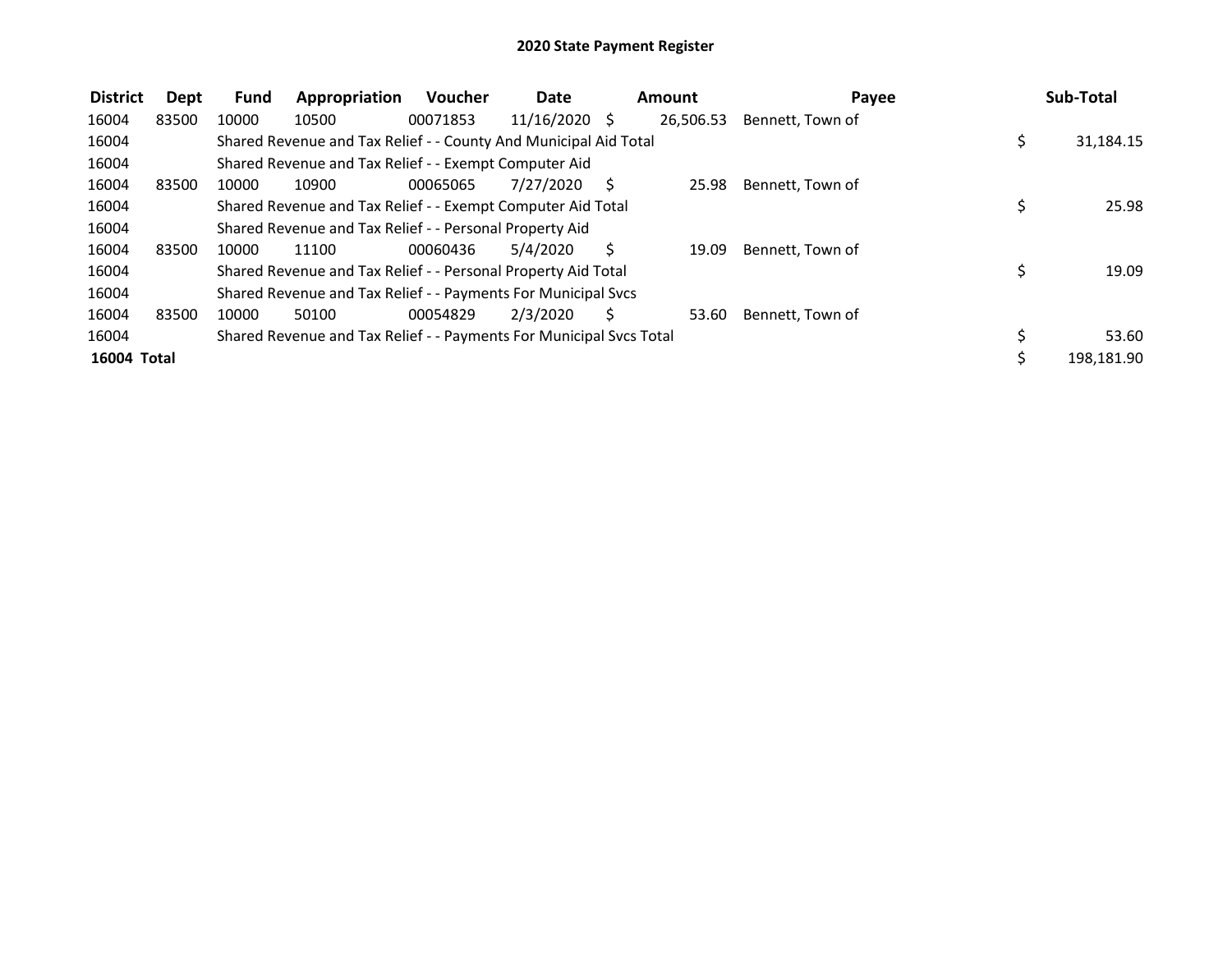# 2020 State Payment Register

| District | Dept | Fund | Appropriation | Voucher | Date | Amount | Payee | Sub-Total |
|---|---|---|---|---|---|---|---|---|
| 16004 | 83500 | 10000 | 10500 | 00071853 | 11/16/2020 | $ 26,506.53 | Bennett, Town of | |
| 16004 | | Shared Revenue and Tax Relief - - County And Municipal Aid Total | | | | | | $ 31,184.15 |
| 16004 | | Shared Revenue and Tax Relief - - Exempt Computer Aid | | | | | | |
| 16004 | 83500 | 10000 | 10900 | 00065065 | 7/27/2020 | $ 25.98 | Bennett, Town of | |
| 16004 | | Shared Revenue and Tax Relief - - Exempt Computer Aid Total | | | | | | $ 25.98 |
| 16004 | | Shared Revenue and Tax Relief - - Personal Property Aid | | | | | | |
| 16004 | 83500 | 10000 | 11100 | 00060436 | 5/4/2020 | $ 19.09 | Bennett, Town of | |
| 16004 | | Shared Revenue and Tax Relief - - Personal Property Aid Total | | | | | | $ 19.09 |
| 16004 | | Shared Revenue and Tax Relief - - Payments For Municipal Svcs | | | | | | |
| 16004 | 83500 | 10000 | 50100 | 00054829 | 2/3/2020 | $ 53.60 | Bennett, Town of | |
| 16004 | | Shared Revenue and Tax Relief - - Payments For Municipal Svcs Total | | | | | | $ 53.60 |
| **16004 Total** | | | | | | | | $ 198,181.90 |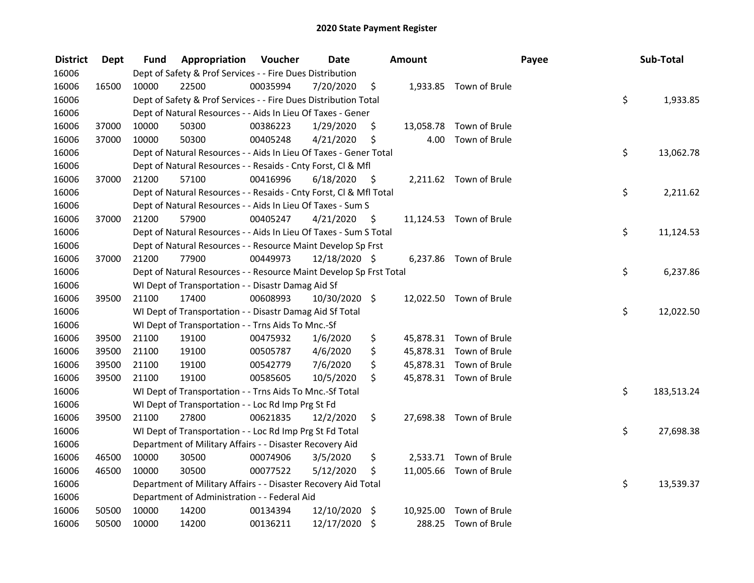# 2020 State Payment Register

| District | Dept | Fund | Appropriation | Voucher | Date | Amount | Payee | Sub-Total |
|---|---|---|---|---|---|---|---|---|
| 16006 | | Dept of Safety & Prof Services - - Fire Dues Distribution | | | | | | |
| 16006 | 16500 | 10000 | 22500 | 00035994 | 7/20/2020 | $ 1,933.85 | Town of Brule | |
| 16006 | | Dept of Safety & Prof Services - - Fire Dues Distribution Total | | | | | | $ 1,933.85 |
| 16006 | | Dept of Natural Resources - - Aids In Lieu Of Taxes - Gener | | | | | | |
| 16006 | 37000 | 10000 | 50300 | 00386223 | 1/29/2020 | $ 13,058.78 | Town of Brule | |
| 16006 | 37000 | 10000 | 50300 | 00405248 | 4/21/2020 | $ 4.00 | Town of Brule | |
| 16006 | | Dept of Natural Resources - - Aids In Lieu Of Taxes - Gener Total | | | | | | $ 13,062.78 |
| 16006 | | Dept of Natural Resources - - Resaids - Cnty Forst, Cl & Mfl | | | | | | |
| 16006 | 37000 | 21200 | 57100 | 00416996 | 6/18/2020 | $ 2,211.62 | Town of Brule | |
| 16006 | | Dept of Natural Resources - - Resaids - Cnty Forst, Cl & Mfl Total | | | | | | $ 2,211.62 |
| 16006 | | Dept of Natural Resources - - Aids In Lieu Of Taxes - Sum S | | | | | | |
| 16006 | 37000 | 21200 | 57900 | 00405247 | 4/21/2020 | $ 11,124.53 | Town of Brule | |
| 16006 | | Dept of Natural Resources - - Aids In Lieu Of Taxes - Sum S Total | | | | | | $ 11,124.53 |
| 16006 | | Dept of Natural Resources - - Resource Maint Develop Sp Frst | | | | | | |
| 16006 | 37000 | 21200 | 77900 | 00449973 | 12/18/2020 | $ 6,237.86 | Town of Brule | |
| 16006 | | Dept of Natural Resources - - Resource Maint Develop Sp Frst Total | | | | | | $ 6,237.86 |
| 16006 | | WI Dept of Transportation - - Disastr Damag Aid Sf | | | | | | |
| 16006 | 39500 | 21100 | 17400 | 00608993 | 10/30/2020 | $ 12,022.50 | Town of Brule | |
| 16006 | | WI Dept of Transportation - - Disastr Damag Aid Sf Total | | | | | | $ 12,022.50 |
| 16006 | | WI Dept of Transportation - - Trns Aids To Mnc.-Sf | | | | | | |
| 16006 | 39500 | 21100 | 19100 | 00475932 | 1/6/2020 | $ 45,878.31 | Town of Brule | |
| 16006 | 39500 | 21100 | 19100 | 00505787 | 4/6/2020 | $ 45,878.31 | Town of Brule | |
| 16006 | 39500 | 21100 | 19100 | 00542779 | 7/6/2020 | $ 45,878.31 | Town of Brule | |
| 16006 | 39500 | 21100 | 19100 | 00585605 | 10/5/2020 | $ 45,878.31 | Town of Brule | |
| 16006 | | WI Dept of Transportation - - Trns Aids To Mnc.-Sf Total | | | | | | $ 183,513.24 |
| 16006 | | WI Dept of Transportation - - Loc Rd Imp Prg St Fd | | | | | | |
| 16006 | 39500 | 21100 | 27800 | 00621835 | 12/2/2020 | $ 27,698.38 | Town of Brule | |
| 16006 | | WI Dept of Transportation - - Loc Rd Imp Prg St Fd Total | | | | | | $ 27,698.38 |
| 16006 | | Department of Military Affairs - - Disaster Recovery Aid | | | | | | |
| 16006 | 46500 | 10000 | 30500 | 00074906 | 3/5/2020 | $ 2,533.71 | Town of Brule | |
| 16006 | 46500 | 10000 | 30500 | 00077522 | 5/12/2020 | $ 11,005.66 | Town of Brule | |
| 16006 | | Department of Military Affairs - - Disaster Recovery Aid Total | | | | | | $ 13,539.37 |
| 16006 | | Department of Administration - - Federal Aid | | | | | | |
| 16006 | 50500 | 10000 | 14200 | 00134394 | 12/10/2020 | $ 10,925.00 | Town of Brule | |
| 16006 | 50500 | 10000 | 14200 | 00136211 | 12/17/2020 | $ 288.25 | Town of Brule | |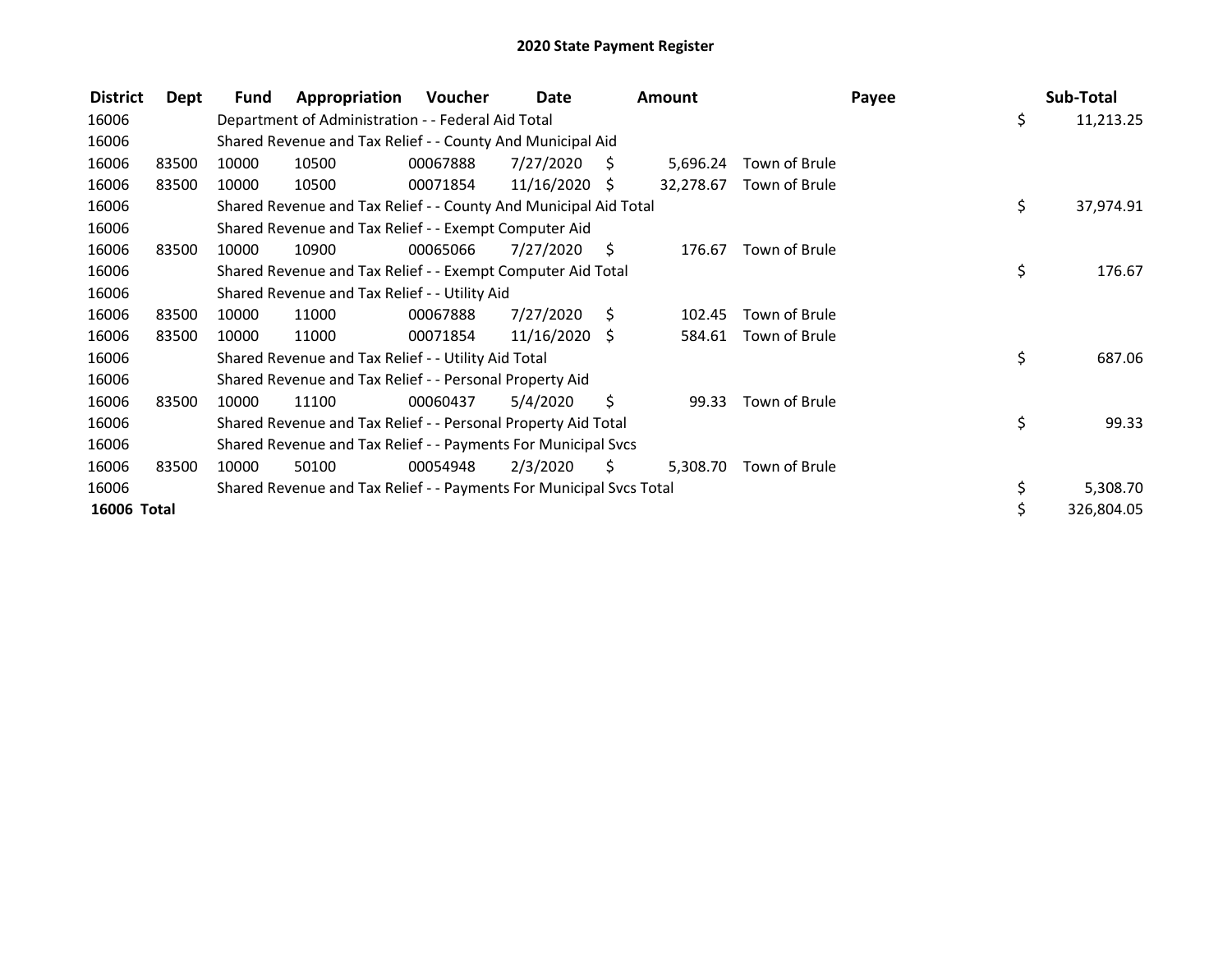# 2020 State Payment Register

| District | Dept | Fund | Appropriation | Voucher | Date | Amount | Payee | Sub-Total |
|---|---|---|---|---|---|---|---|---|
| 16006 | | Department of Administration - - Federal Aid Total | | | | | | $ 11,213.25 |
| 16006 | | Shared Revenue and Tax Relief - - County And Municipal Aid | | | | | | |
| 16006 | 83500 | 10000 | 10500 | 00067888 | 7/27/2020 | $ 5,696.24 | Town of Brule | |
| 16006 | 83500 | 10000 | 10500 | 00071854 | 11/16/2020 | $ 32,278.67 | Town of Brule | |
| 16006 | | Shared Revenue and Tax Relief - - County And Municipal Aid Total | | | | | | $ 37,974.91 |
| 16006 | | Shared Revenue and Tax Relief - - Exempt Computer Aid | | | | | | |
| 16006 | 83500 | 10000 | 10900 | 00065066 | 7/27/2020 | $ 176.67 | Town of Brule | |
| 16006 | | Shared Revenue and Tax Relief - - Exempt Computer Aid Total | | | | | | $ 176.67 |
| 16006 | | Shared Revenue and Tax Relief - - Utility Aid | | | | | | |
| 16006 | 83500 | 10000 | 11000 | 00067888 | 7/27/2020 | $ 102.45 | Town of Brule | |
| 16006 | 83500 | 10000 | 11000 | 00071854 | 11/16/2020 | $ 584.61 | Town of Brule | |
| 16006 | | Shared Revenue and Tax Relief - - Utility Aid Total | | | | | | $ 687.06 |
| 16006 | | Shared Revenue and Tax Relief - - Personal Property Aid | | | | | | |
| 16006 | 83500 | 10000 | 11100 | 00060437 | 5/4/2020 | $ 99.33 | Town of Brule | |
| 16006 | | Shared Revenue and Tax Relief - - Personal Property Aid Total | | | | | | $ 99.33 |
| 16006 | | Shared Revenue and Tax Relief - - Payments For Municipal Svcs | | | | | | |
| 16006 | 83500 | 10000 | 50100 | 00054948 | 2/3/2020 | $ 5,308.70 | Town of Brule | |
| 16006 | | Shared Revenue and Tax Relief - - Payments For Municipal Svcs Total | | | | | | $ 5,308.70 |
| **16006 Total** | | | | | | | | $ 326,804.05 |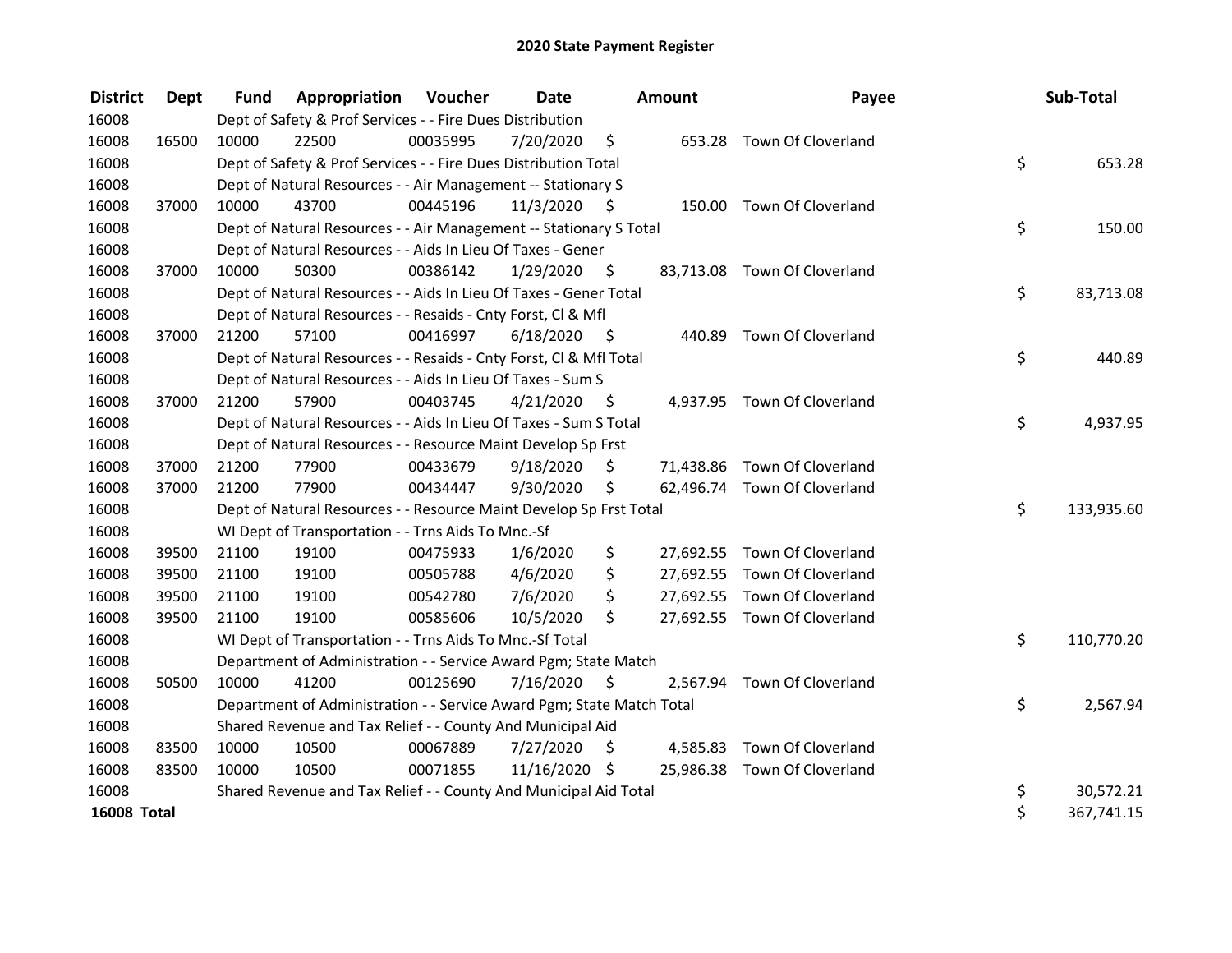# 2020 State Payment Register

| District | Dept | Fund | Appropriation | Voucher | Date | Amount | Payee | Sub-Total |
|---|---|---|---|---|---|---|---|---|
| 16008 | | Dept of Safety & Prof Services - - Fire Dues Distribution | | | | | | |
| 16008 | 16500 | 10000 | 22500 | 00035995 | 7/20/2020 | $ 653.28 | Town Of Cloverland | |
| 16008 | | Dept of Safety & Prof Services - - Fire Dues Distribution Total | | | | | | $ 653.28 |
| 16008 | | Dept of Natural Resources - - Air Management -- Stationary S | | | | | | |
| 16008 | 37000 | 10000 | 43700 | 00445196 | 11/3/2020 | $ 150.00 | Town Of Cloverland | |
| 16008 | | Dept of Natural Resources - - Air Management -- Stationary S Total | | | | | | $ 150.00 |
| 16008 | | Dept of Natural Resources - - Aids In Lieu Of Taxes - Gener | | | | | | |
| 16008 | 37000 | 10000 | 50300 | 00386142 | 1/29/2020 | $ 83,713.08 | Town Of Cloverland | |
| 16008 | | Dept of Natural Resources - - Aids In Lieu Of Taxes - Gener Total | | | | | | $ 83,713.08 |
| 16008 | | Dept of Natural Resources - - Resaids - Cnty Forst, Cl & Mfl | | | | | | |
| 16008 | 37000 | 21200 | 57100 | 00416997 | 6/18/2020 | $ 440.89 | Town Of Cloverland | |
| 16008 | | Dept of Natural Resources - - Resaids - Cnty Forst, Cl & Mfl Total | | | | | | $ 440.89 |
| 16008 | | Dept of Natural Resources - - Aids In Lieu Of Taxes - Sum S | | | | | | |
| 16008 | 37000 | 21200 | 57900 | 00403745 | 4/21/2020 | $ 4,937.95 | Town Of Cloverland | |
| 16008 | | Dept of Natural Resources - - Aids In Lieu Of Taxes - Sum S Total | | | | | | $ 4,937.95 |
| 16008 | | Dept of Natural Resources - - Resource Maint Develop Sp Frst | | | | | | |
| 16008 | 37000 | 21200 | 77900 | 00433679 | 9/18/2020 | $ 71,438.86 | Town Of Cloverland | |
| 16008 | 37000 | 21200 | 77900 | 00434447 | 9/30/2020 | $ 62,496.74 | Town Of Cloverland | |
| 16008 | | Dept of Natural Resources - - Resource Maint Develop Sp Frst Total | | | | | | $ 133,935.60 |
| 16008 | | WI Dept of Transportation - - Trns Aids To Mnc.-Sf | | | | | | |
| 16008 | 39500 | 21100 | 19100 | 00475933 | 1/6/2020 | $ 27,692.55 | Town Of Cloverland | |
| 16008 | 39500 | 21100 | 19100 | 00505788 | 4/6/2020 | $ 27,692.55 | Town Of Cloverland | |
| 16008 | 39500 | 21100 | 19100 | 00542780 | 7/6/2020 | $ 27,692.55 | Town Of Cloverland | |
| 16008 | 39500 | 21100 | 19100 | 00585606 | 10/5/2020 | $ 27,692.55 | Town Of Cloverland | |
| 16008 | | WI Dept of Transportation - - Trns Aids To Mnc.-Sf Total | | | | | | $ 110,770.20 |
| 16008 | | Department of Administration - - Service Award Pgm; State Match | | | | | | |
| 16008 | 50500 | 10000 | 41200 | 00125690 | 7/16/2020 | $ 2,567.94 | Town Of Cloverland | |
| 16008 | | Department of Administration - - Service Award Pgm; State Match Total | | | | | | $ 2,567.94 |
| 16008 | | Shared Revenue and Tax Relief - - County And Municipal Aid | | | | | | |
| 16008 | 83500 | 10000 | 10500 | 00067889 | 7/27/2020 | $ 4,585.83 | Town Of Cloverland | |
| 16008 | 83500 | 10000 | 10500 | 00071855 | 11/16/2020 | $ 25,986.38 | Town Of Cloverland | |
| 16008 | | Shared Revenue and Tax Relief - - County And Municipal Aid Total | | | | | | $ 30,572.21 |
| **16008 Total** | | | | | | | | $ 367,741.15 |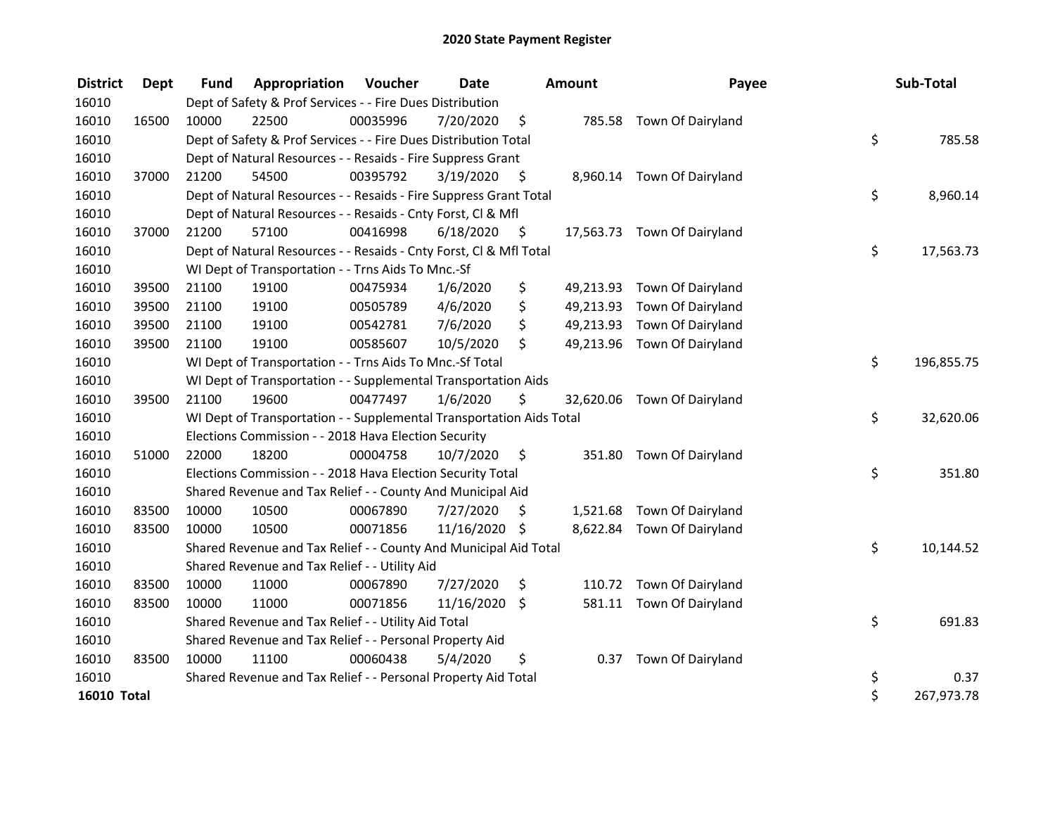# 2020 State Payment Register

| District | Dept | Fund | Appropriation | Voucher | Date | Amount | Payee | Sub-Total |
|---|---|---|---|---|---|---|---|---|
| 16010 | | Dept of Safety & Prof Services - - Fire Dues Distribution | | | | | | |
| 16010 | 16500 | 10000 | 22500 | 00035996 | 7/20/2020 | $ 785.58 | Town Of Dairyland | |
| 16010 | | Dept of Safety & Prof Services - - Fire Dues Distribution Total | | | | | | $ 785.58 |
| 16010 | | Dept of Natural Resources - - Resaids - Fire Suppress Grant | | | | | | |
| 16010 | 37000 | 21200 | 54500 | 00395792 | 3/19/2020 | $ 8,960.14 | Town Of Dairyland | |
| 16010 | | Dept of Natural Resources - - Resaids - Fire Suppress Grant Total | | | | | | $ 8,960.14 |
| 16010 | | Dept of Natural Resources - - Resaids - Cnty Forst, Cl & Mfl | | | | | | |
| 16010 | 37000 | 21200 | 57100 | 00416998 | 6/18/2020 | $ 17,563.73 | Town Of Dairyland | |
| 16010 | | Dept of Natural Resources - - Resaids - Cnty Forst, Cl & Mfl Total | | | | | | $ 17,563.73 |
| 16010 | | WI Dept of Transportation - - Trns Aids To Mnc.-Sf | | | | | | |
| 16010 | 39500 | 21100 | 19100 | 00475934 | 1/6/2020 | $ 49,213.93 | Town Of Dairyland | |
| 16010 | 39500 | 21100 | 19100 | 00505789 | 4/6/2020 | $ 49,213.93 | Town Of Dairyland | |
| 16010 | 39500 | 21100 | 19100 | 00542781 | 7/6/2020 | $ 49,213.93 | Town Of Dairyland | |
| 16010 | 39500 | 21100 | 19100 | 00585607 | 10/5/2020 | $ 49,213.96 | Town Of Dairyland | |
| 16010 | | WI Dept of Transportation - - Trns Aids To Mnc.-Sf Total | | | | | | $ 196,855.75 |
| 16010 | | WI Dept of Transportation - - Supplemental Transportation Aids | | | | | | |
| 16010 | 39500 | 21100 | 19600 | 00477497 | 1/6/2020 | $ 32,620.06 | Town Of Dairyland | |
| 16010 | | WI Dept of Transportation - - Supplemental Transportation Aids Total | | | | | | $ 32,620.06 |
| 16010 | | Elections Commission - - 2018 Hava Election Security | | | | | | |
| 16010 | 51000 | 22000 | 18200 | 00004758 | 10/7/2020 | $ 351.80 | Town Of Dairyland | |
| 16010 | | Elections Commission - - 2018 Hava Election Security Total | | | | | | $ 351.80 |
| 16010 | | Shared Revenue and Tax Relief - - County And Municipal Aid | | | | | | |
| 16010 | 83500 | 10000 | 10500 | 00067890 | 7/27/2020 | $ 1,521.68 | Town Of Dairyland | |
| 16010 | 83500 | 10000 | 10500 | 00071856 | 11/16/2020 | $ 8,622.84 | Town Of Dairyland | |
| 16010 | | Shared Revenue and Tax Relief - - County And Municipal Aid Total | | | | | | $ 10,144.52 |
| 16010 | | Shared Revenue and Tax Relief - - Utility Aid | | | | | | |
| 16010 | 83500 | 10000 | 11000 | 00067890 | 7/27/2020 | $ 110.72 | Town Of Dairyland | |
| 16010 | 83500 | 10000 | 11000 | 00071856 | 11/16/2020 | $ 581.11 | Town Of Dairyland | |
| 16010 | | Shared Revenue and Tax Relief - - Utility Aid Total | | | | | | $ 691.83 |
| 16010 | | Shared Revenue and Tax Relief - - Personal Property Aid | | | | | | |
| 16010 | 83500 | 10000 | 11100 | 00060438 | 5/4/2020 | $ 0.37 | Town Of Dairyland | |
| 16010 | | Shared Revenue and Tax Relief - - Personal Property Aid Total | | | | | | $ 0.37 |
| **16010 Total** | | | | | | | | $ 267,973.78 |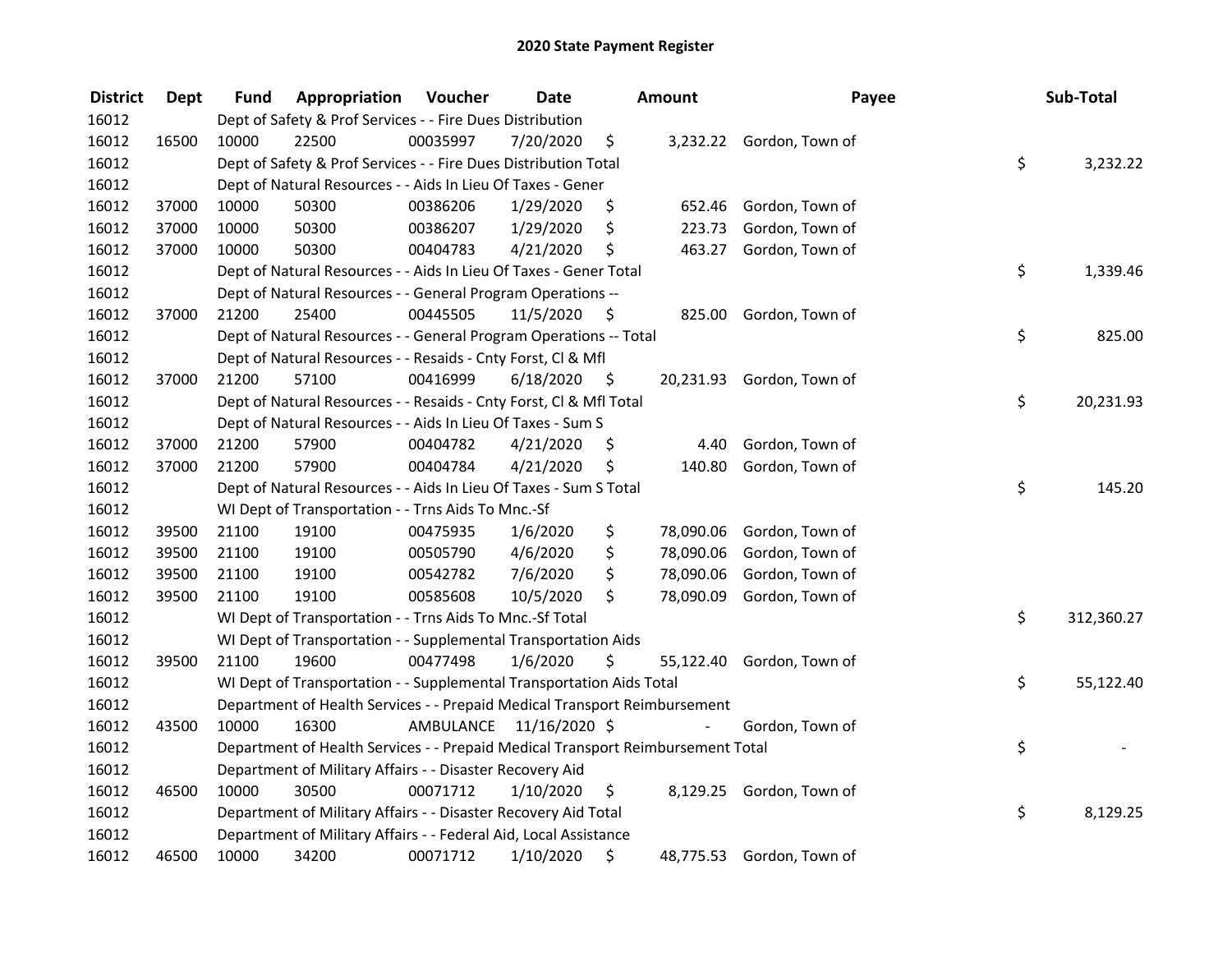# 2020 State Payment Register

| District | Dept | Fund | Appropriation | Voucher | Date | Amount | Payee | Sub-Total |
|---|---|---|---|---|---|---|---|---|
| 16012 | | Dept of Safety & Prof Services - - Fire Dues Distribution | | | | | | |
| 16012 | 16500 | 10000 | 22500 | 00035997 | 7/20/2020 | $ 3,232.22 | Gordon, Town of | |
| 16012 | | Dept of Safety & Prof Services - - Fire Dues Distribution Total | | | | | | $ 3,232.22 |
| 16012 | | Dept of Natural Resources - - Aids In Lieu Of Taxes - Gener | | | | | | |
| 16012 | 37000 | 10000 | 50300 | 00386206 | 1/29/2020 | $ 652.46 | Gordon, Town of | |
| 16012 | 37000 | 10000 | 50300 | 00386207 | 1/29/2020 | $ 223.73 | Gordon, Town of | |
| 16012 | 37000 | 10000 | 50300 | 00404783 | 4/21/2020 | $ 463.27 | Gordon, Town of | |
| 16012 | | Dept of Natural Resources - - Aids In Lieu Of Taxes - Gener Total | | | | | | $ 1,339.46 |
| 16012 | | Dept of Natural Resources - - General Program Operations -- | | | | | | |
| 16012 | 37000 | 21200 | 25400 | 00445505 | 11/5/2020 | $ 825.00 | Gordon, Town of | |
| 16012 | | Dept of Natural Resources - - General Program Operations -- Total | | | | | | $ 825.00 |
| 16012 | | Dept of Natural Resources - - Resaids - Cnty Forst, Cl & Mfl | | | | | | |
| 16012 | 37000 | 21200 | 57100 | 00416999 | 6/18/2020 | $ 20,231.93 | Gordon, Town of | |
| 16012 | | Dept of Natural Resources - - Resaids - Cnty Forst, Cl & Mfl Total | | | | | | $ 20,231.93 |
| 16012 | | Dept of Natural Resources - - Aids In Lieu Of Taxes - Sum S | | | | | | |
| 16012 | 37000 | 21200 | 57900 | 00404782 | 4/21/2020 | $ 4.40 | Gordon, Town of | |
| 16012 | 37000 | 21200 | 57900 | 00404784 | 4/21/2020 | $ 140.80 | Gordon, Town of | |
| 16012 | | Dept of Natural Resources - - Aids In Lieu Of Taxes - Sum S Total | | | | | | $ 145.20 |
| 16012 | | WI Dept of Transportation - - Trns Aids To Mnc.-Sf | | | | | | |
| 16012 | 39500 | 21100 | 19100 | 00475935 | 1/6/2020 | $ 78,090.06 | Gordon, Town of | |
| 16012 | 39500 | 21100 | 19100 | 00505790 | 4/6/2020 | $ 78,090.06 | Gordon, Town of | |
| 16012 | 39500 | 21100 | 19100 | 00542782 | 7/6/2020 | $ 78,090.06 | Gordon, Town of | |
| 16012 | 39500 | 21100 | 19100 | 00585608 | 10/5/2020 | $ 78,090.09 | Gordon, Town of | |
| 16012 | | WI Dept of Transportation - - Trns Aids To Mnc.-Sf Total | | | | | | $ 312,360.27 |
| 16012 | | WI Dept of Transportation - - Supplemental Transportation Aids | | | | | | |
| 16012 | 39500 | 21100 | 19600 | 00477498 | 1/6/2020 | $ 55,122.40 | Gordon, Town of | |
| 16012 | | WI Dept of Transportation - - Supplemental Transportation Aids Total | | | | | | $ 55,122.40 |
| 16012 | | Department of Health Services - - Prepaid Medical Transport Reimbursement | | | | | | |
| 16012 | 43500 | 10000 | 16300 | AMBULANCE | 11/16/2020 | $ - | Gordon, Town of | |
| 16012 | | Department of Health Services - - Prepaid Medical Transport Reimbursement Total | | | | | | $ - |
| 16012 | | Department of Military Affairs - - Disaster Recovery Aid | | | | | | |
| 16012 | 46500 | 10000 | 30500 | 00071712 | 1/10/2020 | $ 8,129.25 | Gordon, Town of | |
| 16012 | | Department of Military Affairs - - Disaster Recovery Aid Total | | | | | | $ 8,129.25 |
| 16012 | | Department of Military Affairs - - Federal Aid, Local Assistance | | | | | | |
| 16012 | 46500 | 10000 | 34200 | 00071712 | 1/10/2020 | $ 48,775.53 | Gordon, Town of | |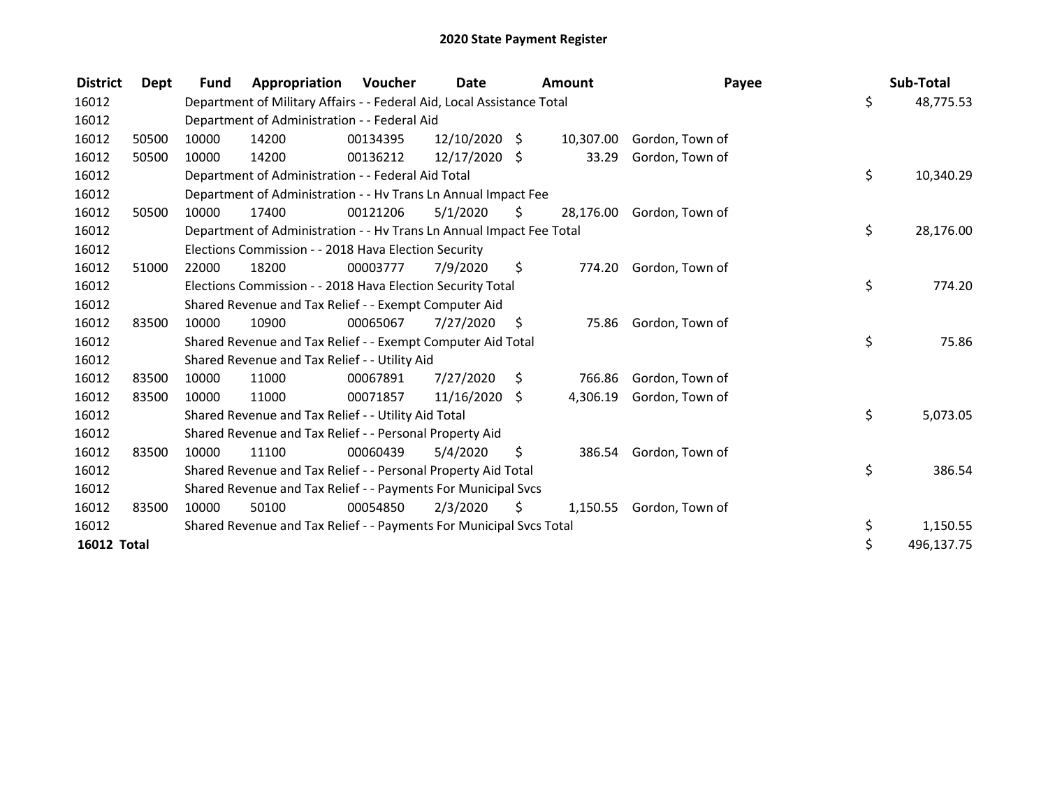# 2020 State Payment Register

| District | Dept | Fund | Appropriation | Voucher | Date | Amount | Payee | Sub-Total |
|---|---|---|---|---|---|---|---|---|
| 16012 | | Department of Military Affairs - - Federal Aid, Local Assistance Total | | | | | | $ 48,775.53 |
| 16012 | | Department of Administration - - Federal Aid | | | | | | |
| 16012 | 50500 | 10000 | 14200 | 00134395 | 12/10/2020 | $ 10,307.00 | Gordon, Town of | |
| 16012 | 50500 | 10000 | 14200 | 00136212 | 12/17/2020 | $ 33.29 | Gordon, Town of | |
| 16012 | | Department of Administration - - Federal Aid Total | | | | | | $ 10,340.29 |
| 16012 | | Department of Administration - - Hv Trans Ln Annual Impact Fee | | | | | | |
| 16012 | 50500 | 10000 | 17400 | 00121206 | 5/1/2020 | $ 28,176.00 | Gordon, Town of | |
| 16012 | | Department of Administration - - Hv Trans Ln Annual Impact Fee Total | | | | | | $ 28,176.00 |
| 16012 | | Elections Commission - - 2018 Hava Election Security | | | | | | |
| 16012 | 51000 | 22000 | 18200 | 00003777 | 7/9/2020 | $ 774.20 | Gordon, Town of | |
| 16012 | | Elections Commission - - 2018 Hava Election Security Total | | | | | | $ 774.20 |
| 16012 | | Shared Revenue and Tax Relief - - Exempt Computer Aid | | | | | | |
| 16012 | 83500 | 10000 | 10900 | 00065067 | 7/27/2020 | $ 75.86 | Gordon, Town of | |
| 16012 | | Shared Revenue and Tax Relief - - Exempt Computer Aid Total | | | | | | $ 75.86 |
| 16012 | | Shared Revenue and Tax Relief - - Utility Aid | | | | | | |
| 16012 | 83500 | 10000 | 11000 | 00067891 | 7/27/2020 | $ 766.86 | Gordon, Town of | |
| 16012 | 83500 | 10000 | 11000 | 00071857 | 11/16/2020 | $ 4,306.19 | Gordon, Town of | |
| 16012 | | Shared Revenue and Tax Relief - - Utility Aid Total | | | | | | $ 5,073.05 |
| 16012 | | Shared Revenue and Tax Relief - - Personal Property Aid | | | | | | |
| 16012 | 83500 | 10000 | 11100 | 00060439 | 5/4/2020 | $ 386.54 | Gordon, Town of | |
| 16012 | | Shared Revenue and Tax Relief - - Personal Property Aid Total | | | | | | $ 386.54 |
| 16012 | | Shared Revenue and Tax Relief - - Payments For Municipal Svcs | | | | | | |
| 16012 | 83500 | 10000 | 50100 | 00054850 | 2/3/2020 | $ 1,150.55 | Gordon, Town of | |
| 16012 | | Shared Revenue and Tax Relief - - Payments For Municipal Svcs Total | | | | | | $ 1,150.55 |
| **16012 Total** | | | | | | | | $ 496,137.75 |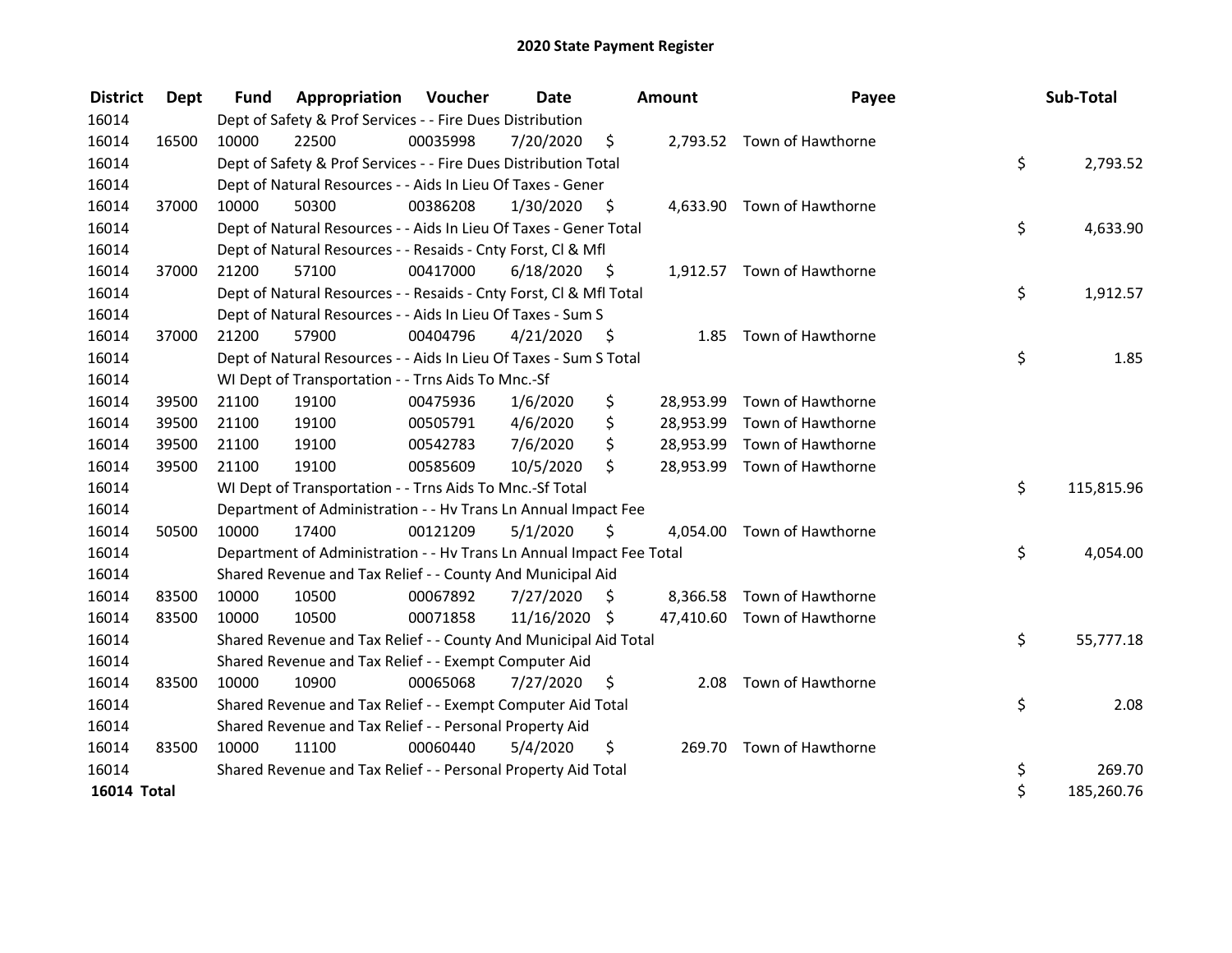# 2020 State Payment Register

| District | Dept | Fund | Appropriation | Voucher | Date | Amount | Payee | Sub-Total |
|---|---|---|---|---|---|---|---|---|
| 16014 | | Dept of Safety & Prof Services - - Fire Dues Distribution | | | | | | |
| 16014 | 16500 | 10000 | 22500 | 00035998 | 7/20/2020 | $ 2,793.52 | Town of Hawthorne | |
| 16014 | | Dept of Safety & Prof Services - - Fire Dues Distribution Total | | | | | | $ 2,793.52 |
| 16014 | | Dept of Natural Resources - - Aids In Lieu Of Taxes - Gener | | | | | | |
| 16014 | 37000 | 10000 | 50300 | 00386208 | 1/30/2020 | $ 4,633.90 | Town of Hawthorne | |
| 16014 | | Dept of Natural Resources - - Aids In Lieu Of Taxes - Gener Total | | | | | | $ 4,633.90 |
| 16014 | | Dept of Natural Resources - - Resaids - Cnty Forst, Cl & Mfl | | | | | | |
| 16014 | 37000 | 21200 | 57100 | 00417000 | 6/18/2020 | $ 1,912.57 | Town of Hawthorne | |
| 16014 | | Dept of Natural Resources - - Resaids - Cnty Forst, Cl & Mfl Total | | | | | | $ 1,912.57 |
| 16014 | | Dept of Natural Resources - - Aids In Lieu Of Taxes - Sum S | | | | | | |
| 16014 | 37000 | 21200 | 57900 | 00404796 | 4/21/2020 | $ 1.85 | Town of Hawthorne | |
| 16014 | | Dept of Natural Resources - - Aids In Lieu Of Taxes - Sum S Total | | | | | | $ 1.85 |
| 16014 | | WI Dept of Transportation - - Trns Aids To Mnc.-Sf | | | | | | |
| 16014 | 39500 | 21100 | 19100 | 00475936 | 1/6/2020 | $ 28,953.99 | Town of Hawthorne | |
| 16014 | 39500 | 21100 | 19100 | 00505791 | 4/6/2020 | $ 28,953.99 | Town of Hawthorne | |
| 16014 | 39500 | 21100 | 19100 | 00542783 | 7/6/2020 | $ 28,953.99 | Town of Hawthorne | |
| 16014 | 39500 | 21100 | 19100 | 00585609 | 10/5/2020 | $ 28,953.99 | Town of Hawthorne | |
| 16014 | | WI Dept of Transportation - - Trns Aids To Mnc.-Sf Total | | | | | | $ 115,815.96 |
| 16014 | | Department of Administration - - Hv Trans Ln Annual Impact Fee | | | | | | |
| 16014 | 50500 | 10000 | 17400 | 00121209 | 5/1/2020 | $ 4,054.00 | Town of Hawthorne | |
| 16014 | | Department of Administration - - Hv Trans Ln Annual Impact Fee Total | | | | | | $ 4,054.00 |
| 16014 | | Shared Revenue and Tax Relief - - County And Municipal Aid | | | | | | |
| 16014 | 83500 | 10000 | 10500 | 00067892 | 7/27/2020 | $ 8,366.58 | Town of Hawthorne | |
| 16014 | 83500 | 10000 | 10500 | 00071858 | 11/16/2020 | $ 47,410.60 | Town of Hawthorne | |
| 16014 | | Shared Revenue and Tax Relief - - County And Municipal Aid Total | | | | | | $ 55,777.18 |
| 16014 | | Shared Revenue and Tax Relief - - Exempt Computer Aid | | | | | | |
| 16014 | 83500 | 10000 | 10900 | 00065068 | 7/27/2020 | $ 2.08 | Town of Hawthorne | |
| 16014 | | Shared Revenue and Tax Relief - - Exempt Computer Aid Total | | | | | | $ 2.08 |
| 16014 | | Shared Revenue and Tax Relief - - Personal Property Aid | | | | | | |
| 16014 | 83500 | 10000 | 11100 | 00060440 | 5/4/2020 | $ 269.70 | Town of Hawthorne | |
| 16014 | | Shared Revenue and Tax Relief - - Personal Property Aid Total | | | | | | $ 269.70 |
| **16014 Total** | | | | | | | | $ 185,260.76 |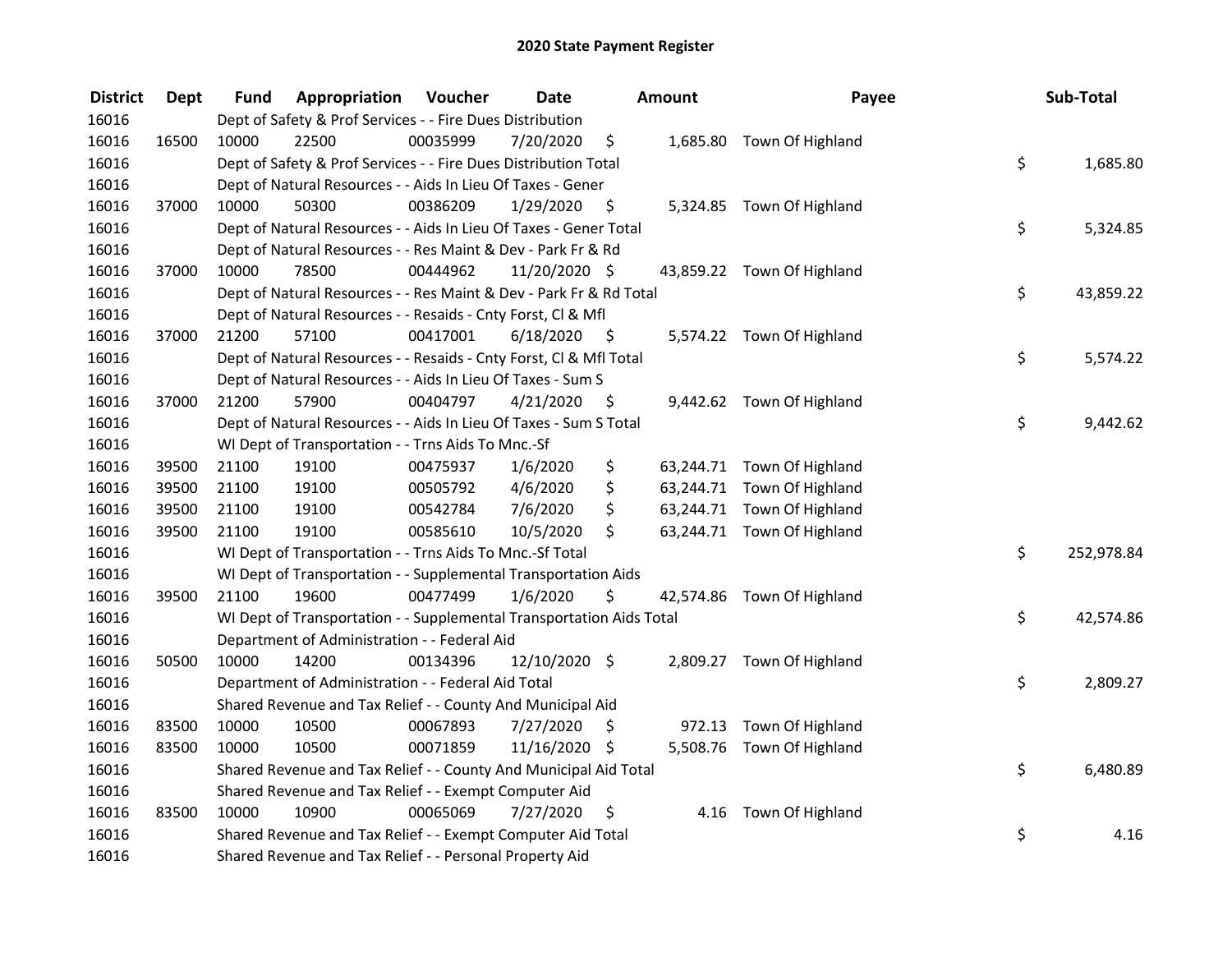# 2020 State Payment Register

| District | Dept | Fund | Appropriation | Voucher | Date | Amount | Payee | Sub-Total |
|---|---|---|---|---|---|---|---|---|
| 16016 | | Dept of Safety & Prof Services - - Fire Dues Distribution | | | | | | |
| 16016 | 16500 | 10000 | 22500 | 00035999 | 7/20/2020 | $ 1,685.80 | Town Of Highland | |
| 16016 | | Dept of Safety & Prof Services - - Fire Dues Distribution Total | | | | | | $ 1,685.80 |
| 16016 | | Dept of Natural Resources - - Aids In Lieu Of Taxes - Gener | | | | | | |
| 16016 | 37000 | 10000 | 50300 | 00386209 | 1/29/2020 | $ 5,324.85 | Town Of Highland | |
| 16016 | | Dept of Natural Resources - - Aids In Lieu Of Taxes - Gener Total | | | | | | $ 5,324.85 |
| 16016 | | Dept of Natural Resources - - Res Maint & Dev - Park Fr & Rd | | | | | | |
| 16016 | 37000 | 10000 | 78500 | 00444962 | 11/20/2020 | $ 43,859.22 | Town Of Highland | |
| 16016 | | Dept of Natural Resources - - Res Maint & Dev - Park Fr & Rd Total | | | | | | $ 43,859.22 |
| 16016 | | Dept of Natural Resources - - Resaids - Cnty Forst, Cl & Mfl | | | | | | |
| 16016 | 37000 | 21200 | 57100 | 00417001 | 6/18/2020 | $ 5,574.22 | Town Of Highland | |
| 16016 | | Dept of Natural Resources - - Resaids - Cnty Forst, Cl & Mfl Total | | | | | | $ 5,574.22 |
| 16016 | | Dept of Natural Resources - - Aids In Lieu Of Taxes - Sum S | | | | | | |
| 16016 | 37000 | 21200 | 57900 | 00404797 | 4/21/2020 | $ 9,442.62 | Town Of Highland | |
| 16016 | | Dept of Natural Resources - - Aids In Lieu Of Taxes - Sum S Total | | | | | | $ 9,442.62 |
| 16016 | | WI Dept of Transportation - - Trns Aids To Mnc.-Sf | | | | | | |
| 16016 | 39500 | 21100 | 19100 | 00475937 | 1/6/2020 | $ 63,244.71 | Town Of Highland | |
| 16016 | 39500 | 21100 | 19100 | 00505792 | 4/6/2020 | $ 63,244.71 | Town Of Highland | |
| 16016 | 39500 | 21100 | 19100 | 00542784 | 7/6/2020 | $ 63,244.71 | Town Of Highland | |
| 16016 | 39500 | 21100 | 19100 | 00585610 | 10/5/2020 | $ 63,244.71 | Town Of Highland | |
| 16016 | | WI Dept of Transportation - - Trns Aids To Mnc.-Sf Total | | | | | | $ 252,978.84 |
| 16016 | | WI Dept of Transportation - - Supplemental Transportation Aids | | | | | | |
| 16016 | 39500 | 21100 | 19600 | 00477499 | 1/6/2020 | $ 42,574.86 | Town Of Highland | |
| 16016 | | WI Dept of Transportation - - Supplemental Transportation Aids Total | | | | | | $ 42,574.86 |
| 16016 | | Department of Administration - - Federal Aid | | | | | | |
| 16016 | 50500 | 10000 | 14200 | 00134396 | 12/10/2020 | $ 2,809.27 | Town Of Highland | |
| 16016 | | Department of Administration - - Federal Aid Total | | | | | | $ 2,809.27 |
| 16016 | | Shared Revenue and Tax Relief - - County And Municipal Aid | | | | | | |
| 16016 | 83500 | 10000 | 10500 | 00067893 | 7/27/2020 | $ 972.13 | Town Of Highland | |
| 16016 | 83500 | 10000 | 10500 | 00071859 | 11/16/2020 | $ 5,508.76 | Town Of Highland | |
| 16016 | | Shared Revenue and Tax Relief - - County And Municipal Aid Total | | | | | | $ 6,480.89 |
| 16016 | | Shared Revenue and Tax Relief - - Exempt Computer Aid | | | | | | |
| 16016 | 83500 | 10000 | 10900 | 00065069 | 7/27/2020 | $ 4.16 | Town Of Highland | |
| 16016 | | Shared Revenue and Tax Relief - - Exempt Computer Aid Total | | | | | | $ 4.16 |
| 16016 | | Shared Revenue and Tax Relief - - Personal Property Aid | | | | | | |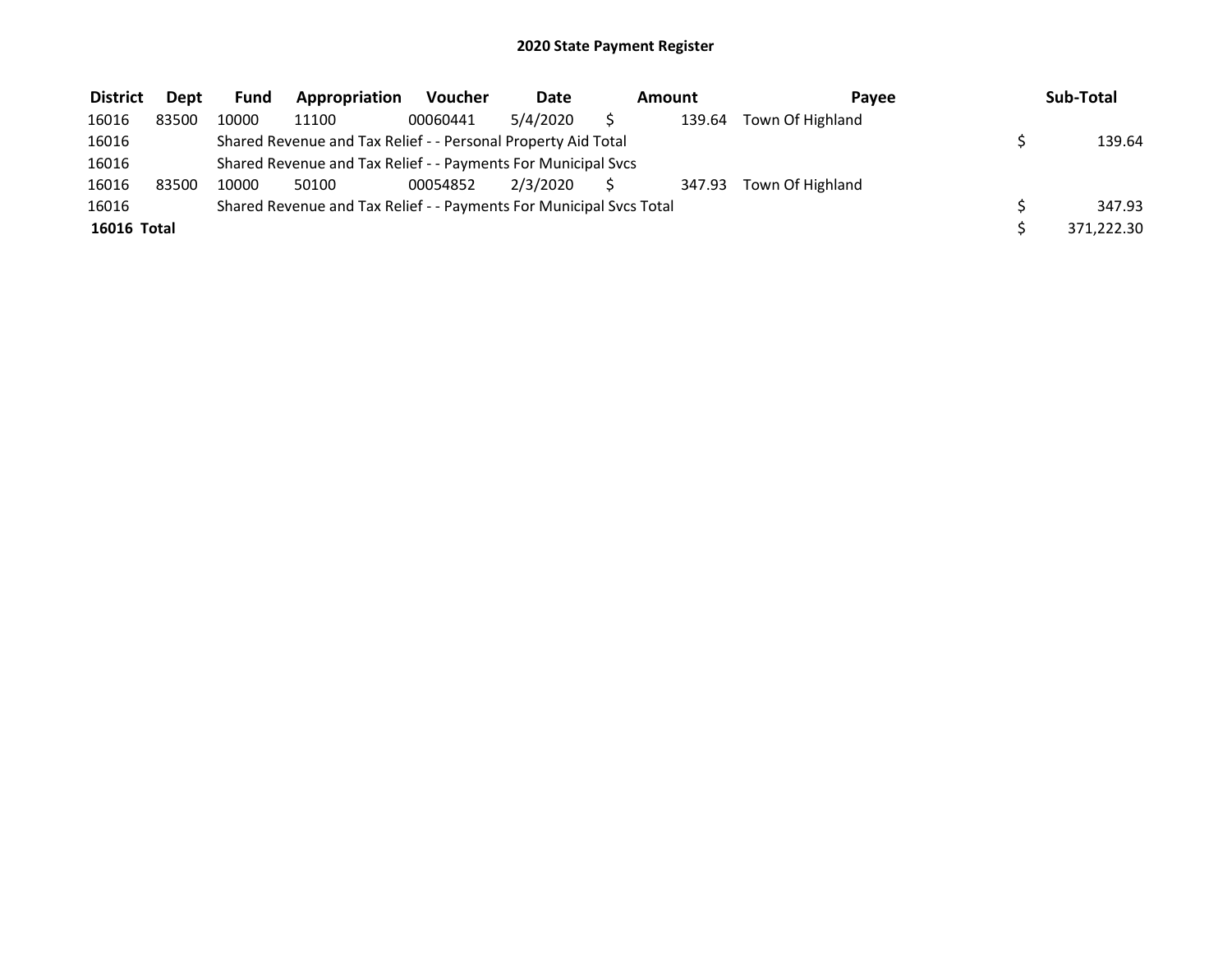# 2020 State Payment Register

| District | Dept | Fund | Appropriation | Voucher | Date | Amount | Payee | Sub-Total |
|---|---|---|---|---|---|---|---|---|
| 16016 | 83500 | 10000 | 11100 | 00060441 | 5/4/2020 | $ 139.64 | Town Of Highland | |
| 16016 | | Shared Revenue and Tax Relief - - Personal Property Aid Total | | | | | | $ 139.64 |
| 16016 | | Shared Revenue and Tax Relief - - Payments For Municipal Svcs | | | | | | |
| 16016 | 83500 | 10000 | 50100 | 00054852 | 2/3/2020 | $ 347.93 | Town Of Highland | |
| 16016 | | Shared Revenue and Tax Relief - - Payments For Municipal Svcs Total | | | | | | $ 347.93 |
| **16016 Total** | | | | | | | | $ 371,222.30 |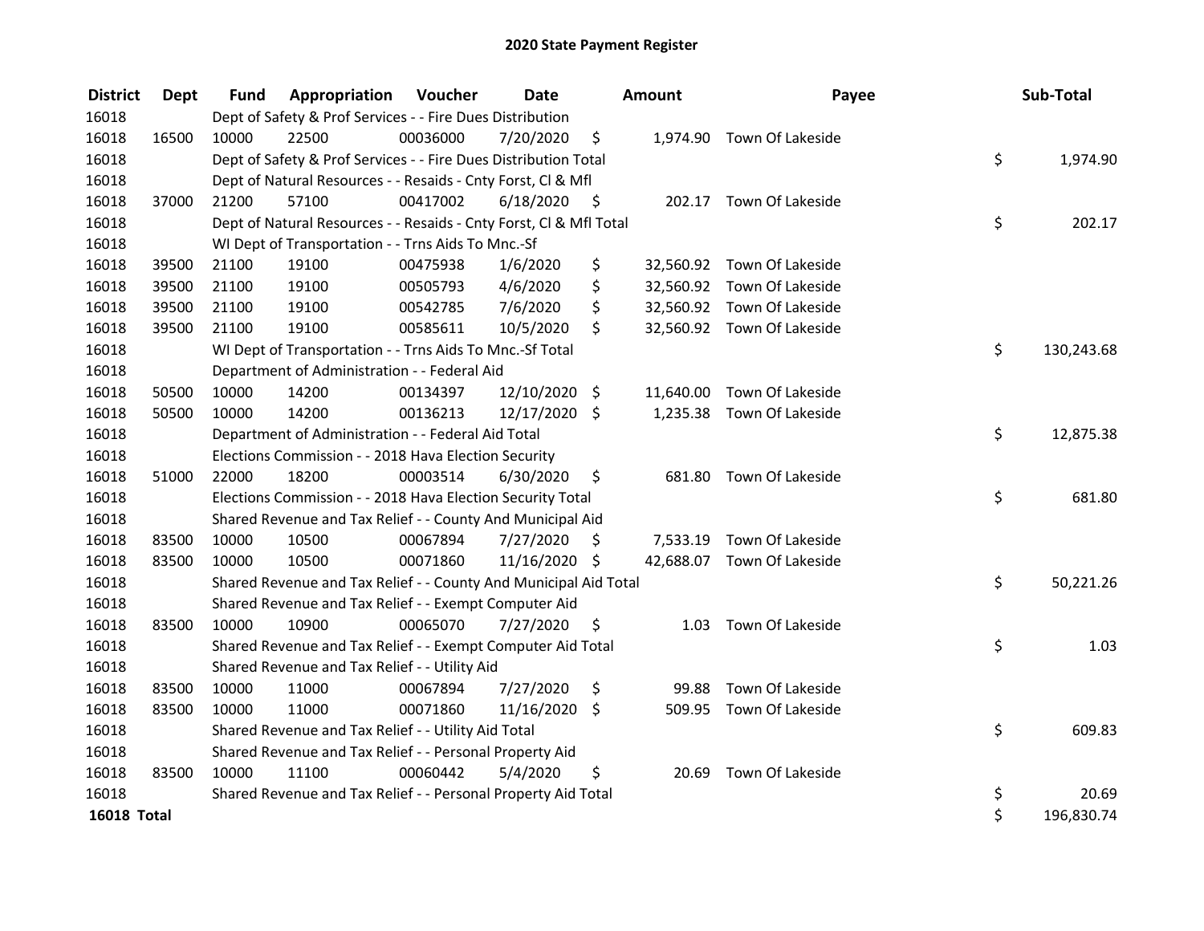# 2020 State Payment Register

| District | Dept | Fund | Appropriation | Voucher | Date | Amount | Payee | Sub-Total |
|---|---|---|---|---|---|---|---|---|
| 16018 | | Dept of Safety & Prof Services - - Fire Dues Distribution | | | | | | |
| 16018 | 16500 | 10000 | 22500 | 00036000 | 7/20/2020 | $ 1,974.90 | Town Of Lakeside | |
| 16018 | | Dept of Safety & Prof Services - - Fire Dues Distribution Total | | | | | | $ 1,974.90 |
| 16018 | | Dept of Natural Resources - - Resaids - Cnty Forst, Cl & Mfl | | | | | | |
| 16018 | 37000 | 21200 | 57100 | 00417002 | 6/18/2020 | $ 202.17 | Town Of Lakeside | |
| 16018 | | Dept of Natural Resources - - Resaids - Cnty Forst, Cl & Mfl Total | | | | | | $ 202.17 |
| 16018 | | WI Dept of Transportation - - Trns Aids To Mnc.-Sf | | | | | | |
| 16018 | 39500 | 21100 | 19100 | 00475938 | 1/6/2020 | $ 32,560.92 | Town Of Lakeside | |
| 16018 | 39500 | 21100 | 19100 | 00505793 | 4/6/2020 | $ 32,560.92 | Town Of Lakeside | |
| 16018 | 39500 | 21100 | 19100 | 00542785 | 7/6/2020 | $ 32,560.92 | Town Of Lakeside | |
| 16018 | 39500 | 21100 | 19100 | 00585611 | 10/5/2020 | $ 32,560.92 | Town Of Lakeside | |
| 16018 | | WI Dept of Transportation - - Trns Aids To Mnc.-Sf Total | | | | | | $ 130,243.68 |
| 16018 | | Department of Administration - - Federal Aid | | | | | | |
| 16018 | 50500 | 10000 | 14200 | 00134397 | 12/10/2020 | $ 11,640.00 | Town Of Lakeside | |
| 16018 | 50500 | 10000 | 14200 | 00136213 | 12/17/2020 | $ 1,235.38 | Town Of Lakeside | |
| 16018 | | Department of Administration - - Federal Aid Total | | | | | | $ 12,875.38 |
| 16018 | | Elections Commission - - 2018 Hava Election Security | | | | | | |
| 16018 | 51000 | 22000 | 18200 | 00003514 | 6/30/2020 | $ 681.80 | Town Of Lakeside | |
| 16018 | | Elections Commission - - 2018 Hava Election Security Total | | | | | | $ 681.80 |
| 16018 | | Shared Revenue and Tax Relief - - County And Municipal Aid | | | | | | |
| 16018 | 83500 | 10000 | 10500 | 00067894 | 7/27/2020 | $ 7,533.19 | Town Of Lakeside | |
| 16018 | 83500 | 10000 | 10500 | 00071860 | 11/16/2020 | $ 42,688.07 | Town Of Lakeside | |
| 16018 | | Shared Revenue and Tax Relief - - County And Municipal Aid Total | | | | | | $ 50,221.26 |
| 16018 | | Shared Revenue and Tax Relief - - Exempt Computer Aid | | | | | | |
| 16018 | 83500 | 10000 | 10900 | 00065070 | 7/27/2020 | $ 1.03 | Town Of Lakeside | |
| 16018 | | Shared Revenue and Tax Relief - - Exempt Computer Aid Total | | | | | | $ 1.03 |
| 16018 | | Shared Revenue and Tax Relief - - Utility Aid | | | | | | |
| 16018 | 83500 | 10000 | 11000 | 00067894 | 7/27/2020 | $ 99.88 | Town Of Lakeside | |
| 16018 | 83500 | 10000 | 11000 | 00071860 | 11/16/2020 | $ 509.95 | Town Of Lakeside | |
| 16018 | | Shared Revenue and Tax Relief - - Utility Aid Total | | | | | | $ 609.83 |
| 16018 | | Shared Revenue and Tax Relief - - Personal Property Aid | | | | | | |
| 16018 | 83500 | 10000 | 11100 | 00060442 | 5/4/2020 | $ 20.69 | Town Of Lakeside | |
| 16018 | | Shared Revenue and Tax Relief - - Personal Property Aid Total | | | | | | $ 20.69 |
| **16018 Total** | | | | | | | | $ 196,830.74 |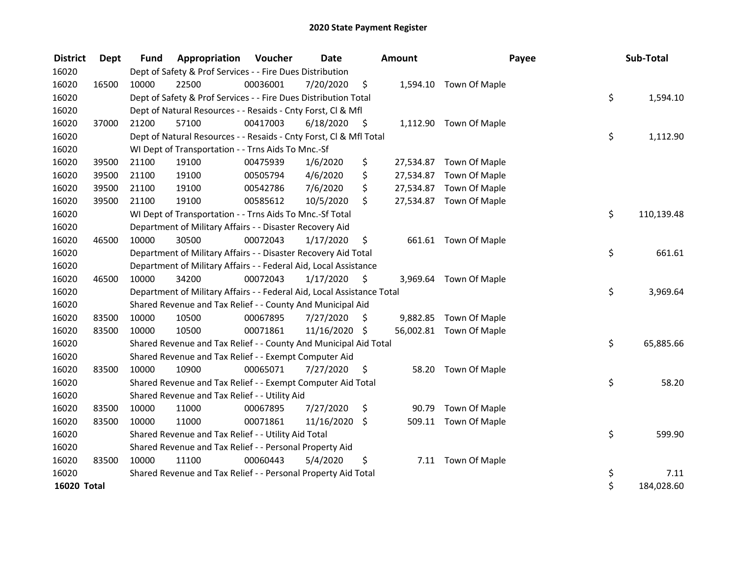# 2020 State Payment Register

| District | Dept | Fund | Appropriation | Voucher | Date | Amount | Payee | Sub-Total |
|---|---|---|---|---|---|---|---|---|
| 16020 | | Dept of Safety & Prof Services - - Fire Dues Distribution | | | | | | |
| 16020 | 16500 | 10000 | 22500 | 00036001 | 7/20/2020 | $ 1,594.10 | Town Of Maple | |
| 16020 | | Dept of Safety & Prof Services - - Fire Dues Distribution Total | | | | | | $ 1,594.10 |
| 16020 | | Dept of Natural Resources - - Resaids - Cnty Forst, Cl & Mfl | | | | | | |
| 16020 | 37000 | 21200 | 57100 | 00417003 | 6/18/2020 | $ 1,112.90 | Town Of Maple | |
| 16020 | | Dept of Natural Resources - - Resaids - Cnty Forst, Cl & Mfl Total | | | | | | $ 1,112.90 |
| 16020 | | WI Dept of Transportation - - Trns Aids To Mnc.-Sf | | | | | | |
| 16020 | 39500 | 21100 | 19100 | 00475939 | 1/6/2020 | $ 27,534.87 | Town Of Maple | |
| 16020 | 39500 | 21100 | 19100 | 00505794 | 4/6/2020 | $ 27,534.87 | Town Of Maple | |
| 16020 | 39500 | 21100 | 19100 | 00542786 | 7/6/2020 | $ 27,534.87 | Town Of Maple | |
| 16020 | 39500 | 21100 | 19100 | 00585612 | 10/5/2020 | $ 27,534.87 | Town Of Maple | |
| 16020 | | WI Dept of Transportation - - Trns Aids To Mnc.-Sf Total | | | | | | $ 110,139.48 |
| 16020 | | Department of Military Affairs - - Disaster Recovery Aid | | | | | | |
| 16020 | 46500 | 10000 | 30500 | 00072043 | 1/17/2020 | $ 661.61 | Town Of Maple | |
| 16020 | | Department of Military Affairs - - Disaster Recovery Aid Total | | | | | | $ 661.61 |
| 16020 | | Department of Military Affairs - - Federal Aid, Local Assistance | | | | | | |
| 16020 | 46500 | 10000 | 34200 | 00072043 | 1/17/2020 | $ 3,969.64 | Town Of Maple | |
| 16020 | | Department of Military Affairs - - Federal Aid, Local Assistance Total | | | | | | $ 3,969.64 |
| 16020 | | Shared Revenue and Tax Relief - - County And Municipal Aid | | | | | | |
| 16020 | 83500 | 10000 | 10500 | 00067895 | 7/27/2020 | $ 9,882.85 | Town Of Maple | |
| 16020 | 83500 | 10000 | 10500 | 00071861 | 11/16/2020 | $ 56,002.81 | Town Of Maple | |
| 16020 | | Shared Revenue and Tax Relief - - County And Municipal Aid Total | | | | | | $ 65,885.66 |
| 16020 | | Shared Revenue and Tax Relief - - Exempt Computer Aid | | | | | | |
| 16020 | 83500 | 10000 | 10900 | 00065071 | 7/27/2020 | $ 58.20 | Town Of Maple | |
| 16020 | | Shared Revenue and Tax Relief - - Exempt Computer Aid Total | | | | | | $ 58.20 |
| 16020 | | Shared Revenue and Tax Relief - - Utility Aid | | | | | | |
| 16020 | 83500 | 10000 | 11000 | 00067895 | 7/27/2020 | $ 90.79 | Town Of Maple | |
| 16020 | 83500 | 10000 | 11000 | 00071861 | 11/16/2020 | $ 509.11 | Town Of Maple | |
| 16020 | | Shared Revenue and Tax Relief - - Utility Aid Total | | | | | | $ 599.90 |
| 16020 | | Shared Revenue and Tax Relief - - Personal Property Aid | | | | | | |
| 16020 | 83500 | 10000 | 11100 | 00060443 | 5/4/2020 | $ 7.11 | Town Of Maple | |
| 16020 | | Shared Revenue and Tax Relief - - Personal Property Aid Total | | | | | | $ 7.11 |
| **16020 Total** | | | | | | | | $ 184,028.60 |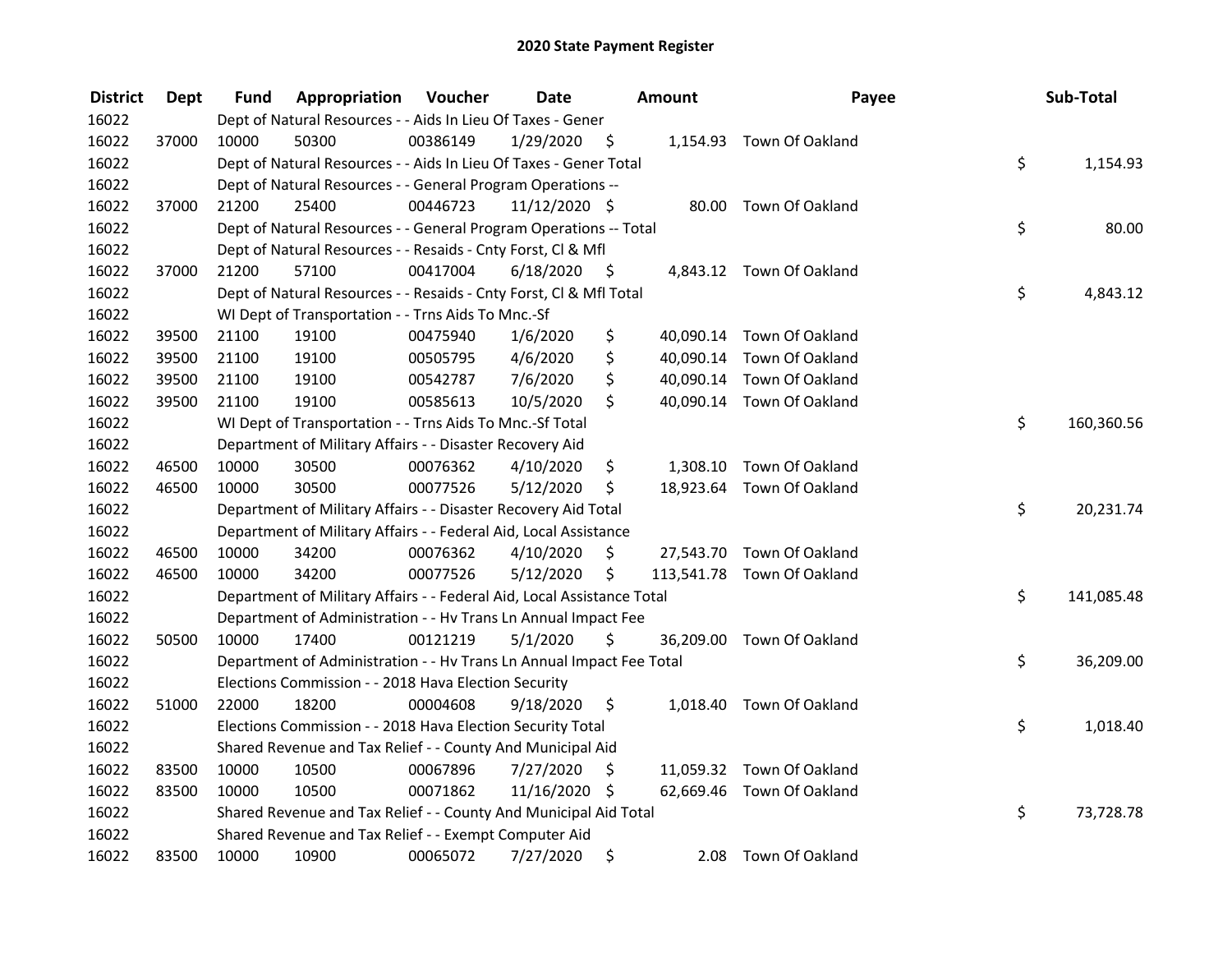## 2020 State Payment Register

| District | Dept | Fund | Appropriation | Voucher | Date | Amount | Payee | Sub-Total |
|---|---|---|---|---|---|---|---|---|
| 16022 | | | Dept of Natural Resources - - Aids In Lieu Of Taxes - Gener | | | | | |
| 16022 | 37000 | 10000 | 50300 | 00386149 | 1/29/2020 | $ 1,154.93 | Town Of Oakland | |
| 16022 | | | Dept of Natural Resources - - Aids In Lieu Of Taxes - Gener Total | | | | | $ 1,154.93 |
| 16022 | | | Dept of Natural Resources - - General Program Operations -- | | | | | |
| 16022 | 37000 | 21200 | 25400 | 00446723 | 11/12/2020 | $ 80.00 | Town Of Oakland | |
| 16022 | | | Dept of Natural Resources - - General Program Operations -- Total | | | | | $ 80.00 |
| 16022 | | | Dept of Natural Resources - - Resaids - Cnty Forst, Cl & Mfl | | | | | |
| 16022 | 37000 | 21200 | 57100 | 00417004 | 6/18/2020 | $ 4,843.12 | Town Of Oakland | |
| 16022 | | | Dept of Natural Resources - - Resaids - Cnty Forst, Cl & Mfl Total | | | | | $ 4,843.12 |
| 16022 | | | WI Dept of Transportation - - Trns Aids To Mnc.-Sf | | | | | |
| 16022 | 39500 | 21100 | 19100 | 00475940 | 1/6/2020 | $ 40,090.14 | Town Of Oakland | |
| 16022 | 39500 | 21100 | 19100 | 00505795 | 4/6/2020 | $ 40,090.14 | Town Of Oakland | |
| 16022 | 39500 | 21100 | 19100 | 00542787 | 7/6/2020 | $ 40,090.14 | Town Of Oakland | |
| 16022 | 39500 | 21100 | 19100 | 00585613 | 10/5/2020 | $ 40,090.14 | Town Of Oakland | |
| 16022 | | | WI Dept of Transportation - - Trns Aids To Mnc.-Sf Total | | | | | $ 160,360.56 |
| 16022 | | | Department of Military Affairs - - Disaster Recovery Aid | | | | | |
| 16022 | 46500 | 10000 | 30500 | 00076362 | 4/10/2020 | $ 1,308.10 | Town Of Oakland | |
| 16022 | 46500 | 10000 | 30500 | 00077526 | 5/12/2020 | $ 18,923.64 | Town Of Oakland | |
| 16022 | | | Department of Military Affairs - - Disaster Recovery Aid Total | | | | | $ 20,231.74 |
| 16022 | | | Department of Military Affairs - - Federal Aid, Local Assistance | | | | | |
| 16022 | 46500 | 10000 | 34200 | 00076362 | 4/10/2020 | $ 27,543.70 | Town Of Oakland | |
| 16022 | 46500 | 10000 | 34200 | 00077526 | 5/12/2020 | $ 113,541.78 | Town Of Oakland | |
| 16022 | | | Department of Military Affairs - - Federal Aid, Local Assistance Total | | | | | $ 141,085.48 |
| 16022 | | | Department of Administration - - Hv Trans Ln Annual Impact Fee | | | | | |
| 16022 | 50500 | 10000 | 17400 | 00121219 | 5/1/2020 | $ 36,209.00 | Town Of Oakland | |
| 16022 | | | Department of Administration - - Hv Trans Ln Annual Impact Fee Total | | | | | $ 36,209.00 |
| 16022 | | | Elections Commission - - 2018 Hava Election Security | | | | | |
| 16022 | 51000 | 22000 | 18200 | 00004608 | 9/18/2020 | $ 1,018.40 | Town Of Oakland | |
| 16022 | | | Elections Commission - - 2018 Hava Election Security Total | | | | | $ 1,018.40 |
| 16022 | | | Shared Revenue and Tax Relief - - County And Municipal Aid | | | | | |
| 16022 | 83500 | 10000 | 10500 | 00067896 | 7/27/2020 | $ 11,059.32 | Town Of Oakland | |
| 16022 | 83500 | 10000 | 10500 | 00071862 | 11/16/2020 | $ 62,669.46 | Town Of Oakland | |
| 16022 | | | Shared Revenue and Tax Relief - - County And Municipal Aid Total | | | | | $ 73,728.78 |
| 16022 | | | Shared Revenue and Tax Relief - - Exempt Computer Aid | | | | | |
| 16022 | 83500 | 10000 | 10900 | 00065072 | 7/27/2020 | $ 2.08 | Town Of Oakland | |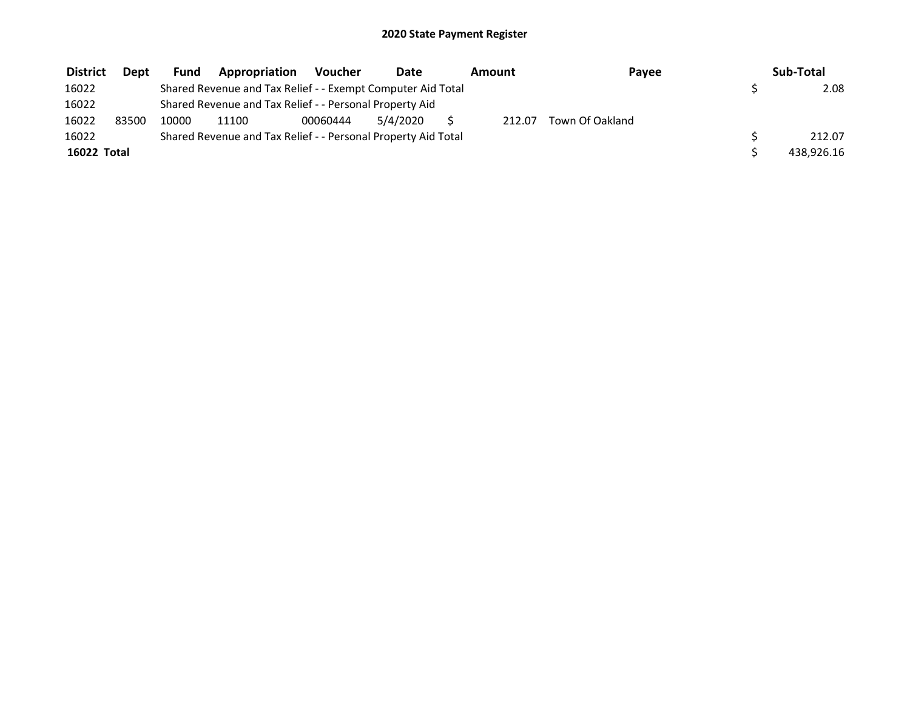# 2020 State Payment Register

| District | Dept | Fund | Appropriation | Voucher | Date | Amount | Payee | Sub-Total |
|---|---|---|---|---|---|---|---|---|
| 16022 | | Shared Revenue and Tax Relief - - Exempt Computer Aid Total | | | | | | $ 2.08 |
| 16022 | | Shared Revenue and Tax Relief - - Personal Property Aid | | | | | | |
| 16022 | 83500 | 10000 | 11100 | 00060444 | 5/4/2020 | $ 212.07 | Town Of Oakland | |
| 16022 | | Shared Revenue and Tax Relief - - Personal Property Aid Total | | | | | | $ 212.07 |
| **16022 Total** | | | | | | | | $ 438,926.16 |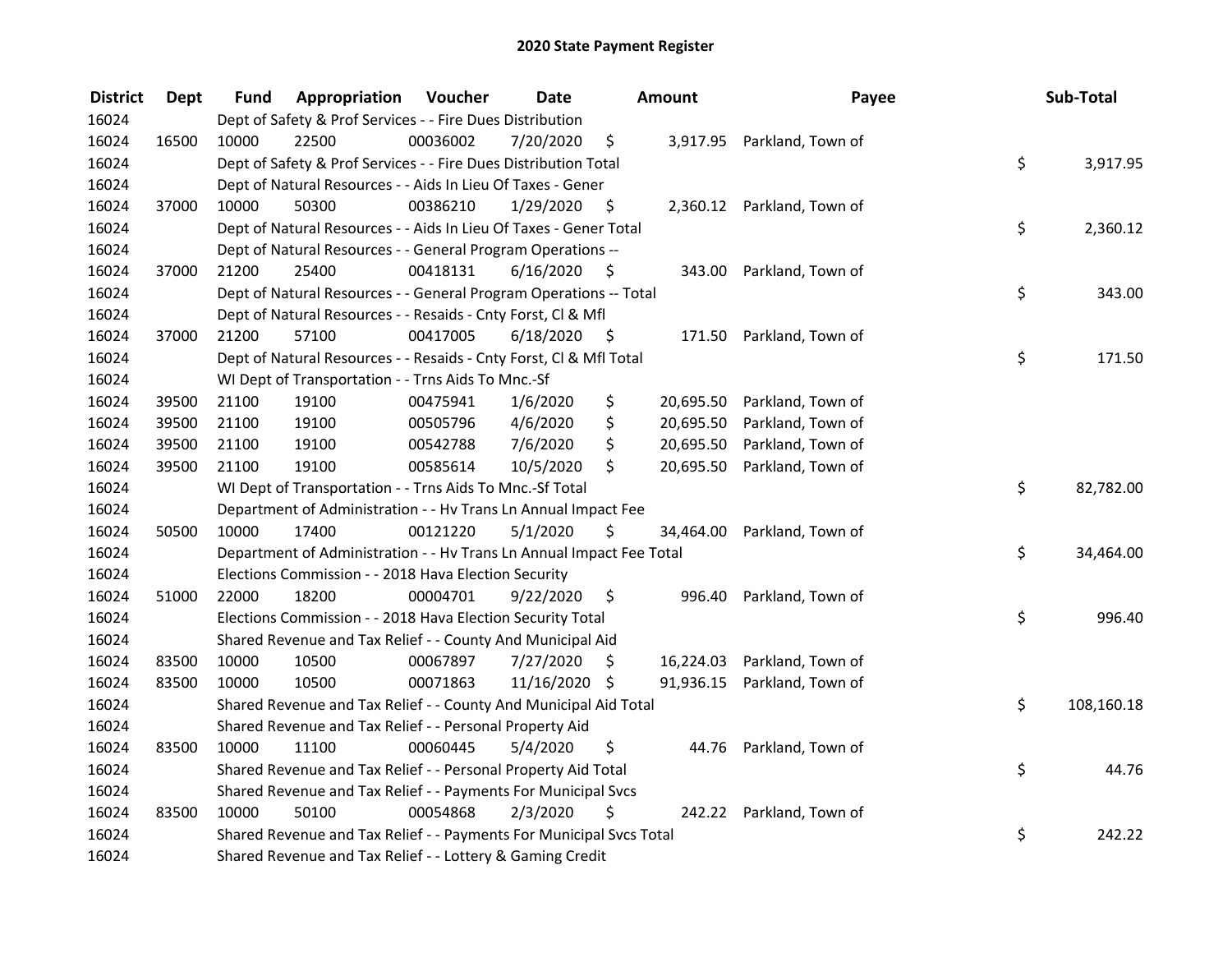# 2020 State Payment Register

| District | Dept | Fund | Appropriation | Voucher | Date | Amount | Payee | Sub-Total |
|---|---|---|---|---|---|---|---|---|
| 16024 | | Dept of Safety & Prof Services - - Fire Dues Distribution | | | | | | |
| 16024 | 16500 | 10000 | 22500 | 00036002 | 7/20/2020 | $ 3,917.95 | Parkland, Town of | |
| 16024 | | Dept of Safety & Prof Services - - Fire Dues Distribution Total | | | | | | $ 3,917.95 |
| 16024 | | Dept of Natural Resources - - Aids In Lieu Of Taxes - Gener | | | | | | |
| 16024 | 37000 | 10000 | 50300 | 00386210 | 1/29/2020 | $ 2,360.12 | Parkland, Town of | |
| 16024 | | Dept of Natural Resources - - Aids In Lieu Of Taxes - Gener Total | | | | | | $ 2,360.12 |
| 16024 | | Dept of Natural Resources - - General Program Operations -- | | | | | | |
| 16024 | 37000 | 21200 | 25400 | 00418131 | 6/16/2020 | $ 343.00 | Parkland, Town of | |
| 16024 | | Dept of Natural Resources - - General Program Operations -- Total | | | | | | $ 343.00 |
| 16024 | | Dept of Natural Resources - - Resaids - Cnty Forst, Cl & Mfl | | | | | | |
| 16024 | 37000 | 21200 | 57100 | 00417005 | 6/18/2020 | $ 171.50 | Parkland, Town of | |
| 16024 | | Dept of Natural Resources - - Resaids - Cnty Forst, Cl & Mfl Total | | | | | | $ 171.50 |
| 16024 | | WI Dept of Transportation - - Trns Aids To Mnc.-Sf | | | | | | |
| 16024 | 39500 | 21100 | 19100 | 00475941 | 1/6/2020 | $ 20,695.50 | Parkland, Town of | |
| 16024 | 39500 | 21100 | 19100 | 00505796 | 4/6/2020 | $ 20,695.50 | Parkland, Town of | |
| 16024 | 39500 | 21100 | 19100 | 00542788 | 7/6/2020 | $ 20,695.50 | Parkland, Town of | |
| 16024 | 39500 | 21100 | 19100 | 00585614 | 10/5/2020 | $ 20,695.50 | Parkland, Town of | |
| 16024 | | WI Dept of Transportation - - Trns Aids To Mnc.-Sf Total | | | | | | $ 82,782.00 |
| 16024 | | Department of Administration - - Hv Trans Ln Annual Impact Fee | | | | | | |
| 16024 | 50500 | 10000 | 17400 | 00121220 | 5/1/2020 | $ 34,464.00 | Parkland, Town of | |
| 16024 | | Department of Administration - - Hv Trans Ln Annual Impact Fee Total | | | | | | $ 34,464.00 |
| 16024 | | Elections Commission - - 2018 Hava Election Security | | | | | | |
| 16024 | 51000 | 22000 | 18200 | 00004701 | 9/22/2020 | $ 996.40 | Parkland, Town of | |
| 16024 | | Elections Commission - - 2018 Hava Election Security Total | | | | | | $ 996.40 |
| 16024 | | Shared Revenue and Tax Relief - - County And Municipal Aid | | | | | | |
| 16024 | 83500 | 10000 | 10500 | 00067897 | 7/27/2020 | $ 16,224.03 | Parkland, Town of | |
| 16024 | 83500 | 10000 | 10500 | 00071863 | 11/16/2020 | $ 91,936.15 | Parkland, Town of | |
| 16024 | | Shared Revenue and Tax Relief - - County And Municipal Aid Total | | | | | | $ 108,160.18 |
| 16024 | | Shared Revenue and Tax Relief - - Personal Property Aid | | | | | | |
| 16024 | 83500 | 10000 | 11100 | 00060445 | 5/4/2020 | $ 44.76 | Parkland, Town of | |
| 16024 | | Shared Revenue and Tax Relief - - Personal Property Aid Total | | | | | | $ 44.76 |
| 16024 | | Shared Revenue and Tax Relief - - Payments For Municipal Svcs | | | | | | |
| 16024 | 83500 | 10000 | 50100 | 00054868 | 2/3/2020 | $ 242.22 | Parkland, Town of | |
| 16024 | | Shared Revenue and Tax Relief - - Payments For Municipal Svcs Total | | | | | | $ 242.22 |
| 16024 | | Shared Revenue and Tax Relief - - Lottery & Gaming Credit | | | | | | |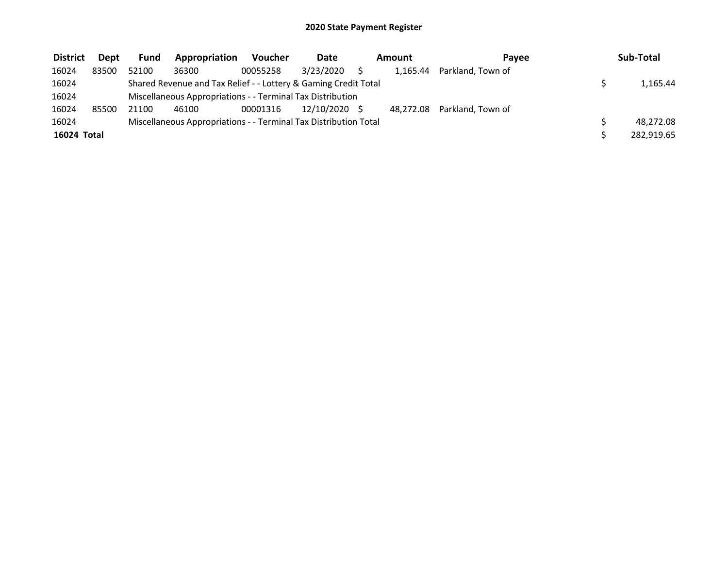# 2020 State Payment Register

| District | Dept | Fund | Appropriation | Voucher | Date | Amount | Payee | Sub-Total |
|---|---|---|---|---|---|---|---|---|
| 16024 | 83500 | 52100 | 36300 | 00055258 | 3/23/2020 | $ 1,165.44 | Parkland, Town of | |
| 16024 | | Shared Revenue and Tax Relief - - Lottery & Gaming Credit Total | | | | | | $ 1,165.44 |
| 16024 | | Miscellaneous Appropriations - - Terminal Tax Distribution | | | | | | |
| 16024 | 85500 | 21100 | 46100 | 00001316 | 12/10/2020 | $ 48,272.08 | Parkland, Town of | |
| 16024 | | Miscellaneous Appropriations - - Terminal Tax Distribution Total | | | | | | $ 48,272.08 |
| **16024 Total** | | | | | | | | $ 282,919.65 |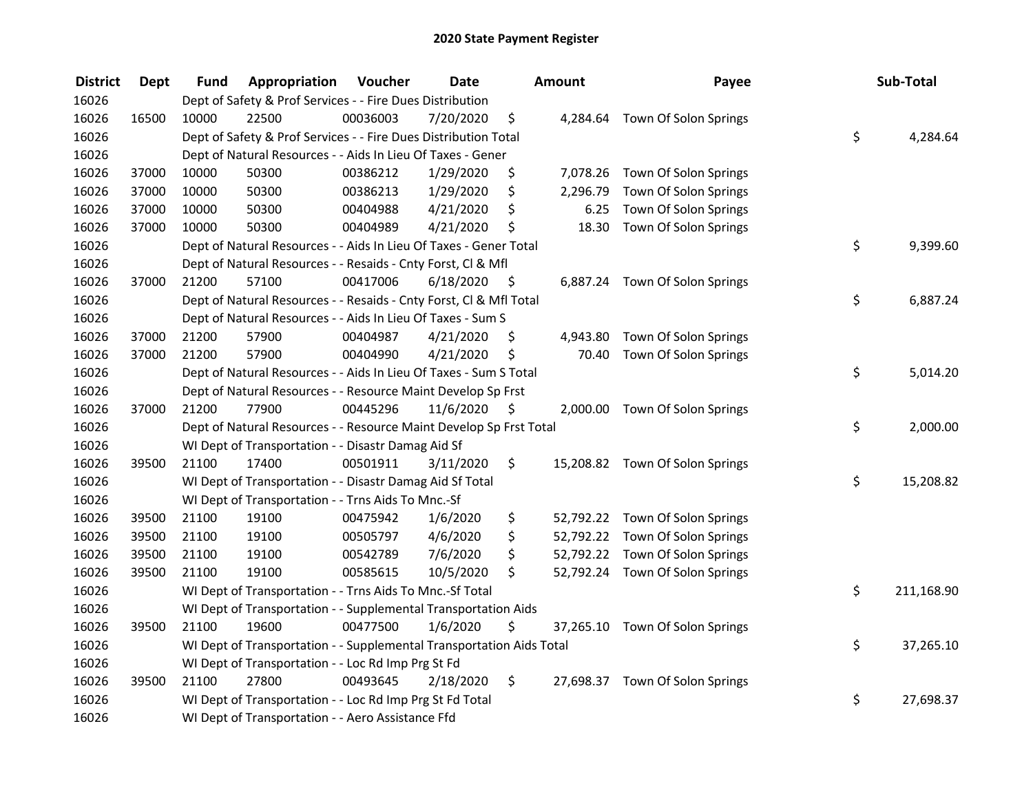# 2020 State Payment Register

| District | Dept | Fund | Appropriation | Voucher | Date | Amount | Payee | Sub-Total |
|---|---|---|---|---|---|---|---|---|
| 16026 | | Dept of Safety & Prof Services - - Fire Dues Distribution | | | | | | |
| 16026 | 16500 | 10000 | 22500 | 00036003 | 7/20/2020 | $ 4,284.64 | Town Of Solon Springs | |
| 16026 | | Dept of Safety & Prof Services - - Fire Dues Distribution Total | | | | | | $ 4,284.64 |
| 16026 | | Dept of Natural Resources - - Aids In Lieu Of Taxes - Gener | | | | | | |
| 16026 | 37000 | 10000 | 50300 | 00386212 | 1/29/2020 | $ 7,078.26 | Town Of Solon Springs | |
| 16026 | 37000 | 10000 | 50300 | 00386213 | 1/29/2020 | $ 2,296.79 | Town Of Solon Springs | |
| 16026 | 37000 | 10000 | 50300 | 00404988 | 4/21/2020 | $ 6.25 | Town Of Solon Springs | |
| 16026 | 37000 | 10000 | 50300 | 00404989 | 4/21/2020 | $ 18.30 | Town Of Solon Springs | |
| 16026 | | Dept of Natural Resources - - Aids In Lieu Of Taxes - Gener Total | | | | | | $ 9,399.60 |
| 16026 | | Dept of Natural Resources - - Resaids - Cnty Forst, Cl & Mfl | | | | | | |
| 16026 | 37000 | 21200 | 57100 | 00417006 | 6/18/2020 | $ 6,887.24 | Town Of Solon Springs | |
| 16026 | | Dept of Natural Resources - - Resaids - Cnty Forst, Cl & Mfl Total | | | | | | $ 6,887.24 |
| 16026 | | Dept of Natural Resources - - Aids In Lieu Of Taxes - Sum S | | | | | | |
| 16026 | 37000 | 21200 | 57900 | 00404987 | 4/21/2020 | $ 4,943.80 | Town Of Solon Springs | |
| 16026 | 37000 | 21200 | 57900 | 00404990 | 4/21/2020 | $ 70.40 | Town Of Solon Springs | |
| 16026 | | Dept of Natural Resources - - Aids In Lieu Of Taxes - Sum S Total | | | | | | $ 5,014.20 |
| 16026 | | Dept of Natural Resources - - Resource Maint Develop Sp Frst | | | | | | |
| 16026 | 37000 | 21200 | 77900 | 00445296 | 11/6/2020 | $ 2,000.00 | Town Of Solon Springs | |
| 16026 | | Dept of Natural Resources - - Resource Maint Develop Sp Frst Total | | | | | | $ 2,000.00 |
| 16026 | | WI Dept of Transportation - - Disastr Damag Aid Sf | | | | | | |
| 16026 | 39500 | 21100 | 17400 | 00501911 | 3/11/2020 | $ 15,208.82 | Town Of Solon Springs | |
| 16026 | | WI Dept of Transportation - - Disastr Damag Aid Sf Total | | | | | | $ 15,208.82 |
| 16026 | | WI Dept of Transportation - - Trns Aids To Mnc.-Sf | | | | | | |
| 16026 | 39500 | 21100 | 19100 | 00475942 | 1/6/2020 | $ 52,792.22 | Town Of Solon Springs | |
| 16026 | 39500 | 21100 | 19100 | 00505797 | 4/6/2020 | $ 52,792.22 | Town Of Solon Springs | |
| 16026 | 39500 | 21100 | 19100 | 00542789 | 7/6/2020 | $ 52,792.22 | Town Of Solon Springs | |
| 16026 | 39500 | 21100 | 19100 | 00585615 | 10/5/2020 | $ 52,792.24 | Town Of Solon Springs | |
| 16026 | | WI Dept of Transportation - - Trns Aids To Mnc.-Sf Total | | | | | | $ 211,168.90 |
| 16026 | | WI Dept of Transportation - - Supplemental Transportation Aids | | | | | | |
| 16026 | 39500 | 21100 | 19600 | 00477500 | 1/6/2020 | $ 37,265.10 | Town Of Solon Springs | |
| 16026 | | WI Dept of Transportation - - Supplemental Transportation Aids Total | | | | | | $ 37,265.10 |
| 16026 | | WI Dept of Transportation - - Loc Rd Imp Prg St Fd | | | | | | |
| 16026 | 39500 | 21100 | 27800 | 00493645 | 2/18/2020 | $ 27,698.37 | Town Of Solon Springs | |
| 16026 | | WI Dept of Transportation - - Loc Rd Imp Prg St Fd Total | | | | | | $ 27,698.37 |
| 16026 | | WI Dept of Transportation - - Aero Assistance Ffd | | | | | | |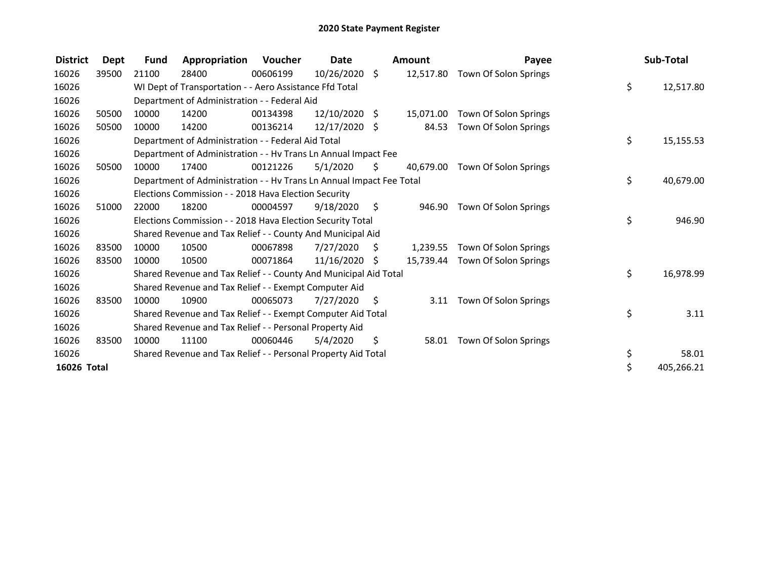# 2020 State Payment Register

| District | Dept | Fund | Appropriation | Voucher | Date | Amount | Payee | Sub-Total |
|---|---|---|---|---|---|---|---|---|
| 16026 | 39500 | 21100 | 28400 | 00606199 | 10/26/2020 | $ 12,517.80 | Town Of Solon Springs | |
| 16026 | | WI Dept of Transportation - - Aero Assistance Ffd Total | | | | | | $ 12,517.80 |
| 16026 | | Department of Administration - - Federal Aid | | | | | | |
| 16026 | 50500 | 10000 | 14200 | 00134398 | 12/10/2020 | $ 15,071.00 | Town Of Solon Springs | |
| 16026 | 50500 | 10000 | 14200 | 00136214 | 12/17/2020 | $ 84.53 | Town Of Solon Springs | |
| 16026 | | Department of Administration - - Federal Aid Total | | | | | | $ 15,155.53 |
| 16026 | | Department of Administration - - Hv Trans Ln Annual Impact Fee | | | | | | |
| 16026 | 50500 | 10000 | 17400 | 00121226 | 5/1/2020 | $ 40,679.00 | Town Of Solon Springs | |
| 16026 | | Department of Administration - - Hv Trans Ln Annual Impact Fee Total | | | | | | $ 40,679.00 |
| 16026 | | Elections Commission - - 2018 Hava Election Security | | | | | | |
| 16026 | 51000 | 22000 | 18200 | 00004597 | 9/18/2020 | $ 946.90 | Town Of Solon Springs | |
| 16026 | | Elections Commission - - 2018 Hava Election Security Total | | | | | | $ 946.90 |
| 16026 | | Shared Revenue and Tax Relief - - County And Municipal Aid | | | | | | |
| 16026 | 83500 | 10000 | 10500 | 00067898 | 7/27/2020 | $ 1,239.55 | Town Of Solon Springs | |
| 16026 | 83500 | 10000 | 10500 | 00071864 | 11/16/2020 | $ 15,739.44 | Town Of Solon Springs | |
| 16026 | | Shared Revenue and Tax Relief - - County And Municipal Aid Total | | | | | | $ 16,978.99 |
| 16026 | | Shared Revenue and Tax Relief - - Exempt Computer Aid | | | | | | |
| 16026 | 83500 | 10000 | 10900 | 00065073 | 7/27/2020 | $ 3.11 | Town Of Solon Springs | |
| 16026 | | Shared Revenue and Tax Relief - - Exempt Computer Aid Total | | | | | | $ 3.11 |
| 16026 | | Shared Revenue and Tax Relief - - Personal Property Aid | | | | | | |
| 16026 | 83500 | 10000 | 11100 | 00060446 | 5/4/2020 | $ 58.01 | Town Of Solon Springs | |
| 16026 | | Shared Revenue and Tax Relief - - Personal Property Aid Total | | | | | | $ 58.01 |
| **16026 Total** | | | | | | | | $ 405,266.21 |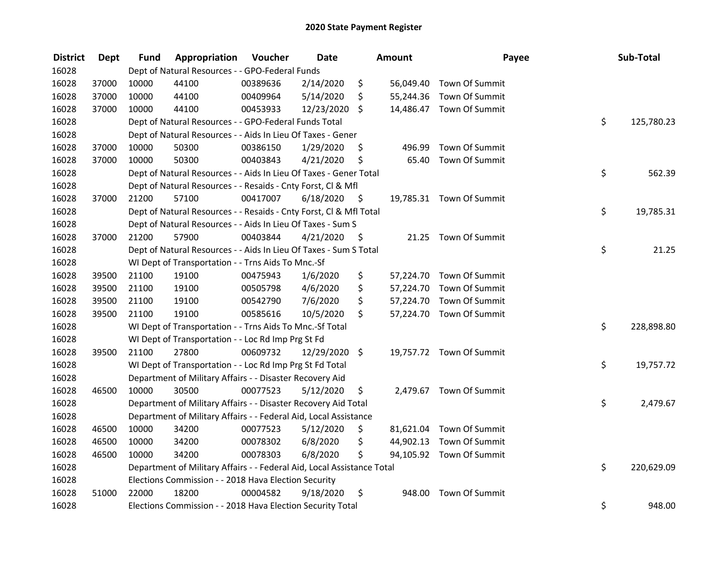# 2020 State Payment Register

| District | Dept | Fund | Appropriation | Voucher | Date | Amount | Payee | Sub-Total |
|---|---|---|---|---|---|---|---|---|
| 16028 | | Dept of Natural Resources - - GPO-Federal Funds | | | | | | |
| 16028 | 37000 | 10000 | 44100 | 00389636 | 2/14/2020 | $ 56,049.40 | Town Of Summit | |
| 16028 | 37000 | 10000 | 44100 | 00409964 | 5/14/2020 | $ 55,244.36 | Town Of Summit | |
| 16028 | 37000 | 10000 | 44100 | 00453933 | 12/23/2020 | $ 14,486.47 | Town Of Summit | |
| 16028 | | Dept of Natural Resources - - GPO-Federal Funds Total | | | | | | $ 125,780.23 |
| 16028 | | Dept of Natural Resources - - Aids In Lieu Of Taxes - Gener | | | | | | |
| 16028 | 37000 | 10000 | 50300 | 00386150 | 1/29/2020 | $ 496.99 | Town Of Summit | |
| 16028 | 37000 | 10000 | 50300 | 00403843 | 4/21/2020 | $ 65.40 | Town Of Summit | |
| 16028 | | Dept of Natural Resources - - Aids In Lieu Of Taxes - Gener Total | | | | | | $ 562.39 |
| 16028 | | Dept of Natural Resources - - Resaids - Cnty Forst, Cl & Mfl | | | | | | |
| 16028 | 37000 | 21200 | 57100 | 00417007 | 6/18/2020 | $ 19,785.31 | Town Of Summit | |
| 16028 | | Dept of Natural Resources - - Resaids - Cnty Forst, Cl & Mfl Total | | | | | | $ 19,785.31 |
| 16028 | | Dept of Natural Resources - - Aids In Lieu Of Taxes - Sum S | | | | | | |
| 16028 | 37000 | 21200 | 57900 | 00403844 | 4/21/2020 | $ 21.25 | Town Of Summit | |
| 16028 | | Dept of Natural Resources - - Aids In Lieu Of Taxes - Sum S Total | | | | | | $ 21.25 |
| 16028 | | WI Dept of Transportation - - Trns Aids To Mnc.-Sf | | | | | | |
| 16028 | 39500 | 21100 | 19100 | 00475943 | 1/6/2020 | $ 57,224.70 | Town Of Summit | |
| 16028 | 39500 | 21100 | 19100 | 00505798 | 4/6/2020 | $ 57,224.70 | Town Of Summit | |
| 16028 | 39500 | 21100 | 19100 | 00542790 | 7/6/2020 | $ 57,224.70 | Town Of Summit | |
| 16028 | 39500 | 21100 | 19100 | 00585616 | 10/5/2020 | $ 57,224.70 | Town Of Summit | |
| 16028 | | WI Dept of Transportation - - Trns Aids To Mnc.-Sf Total | | | | | | $ 228,898.80 |
| 16028 | | WI Dept of Transportation - - Loc Rd Imp Prg St Fd | | | | | | |
| 16028 | 39500 | 21100 | 27800 | 00609732 | 12/29/2020 | $ 19,757.72 | Town Of Summit | |
| 16028 | | WI Dept of Transportation - - Loc Rd Imp Prg St Fd Total | | | | | | $ 19,757.72 |
| 16028 | | Department of Military Affairs - - Disaster Recovery Aid | | | | | | |
| 16028 | 46500 | 10000 | 30500 | 00077523 | 5/12/2020 | $ 2,479.67 | Town Of Summit | |
| 16028 | | Department of Military Affairs - - Disaster Recovery Aid Total | | | | | | $ 2,479.67 |
| 16028 | | Department of Military Affairs - - Federal Aid, Local Assistance | | | | | | |
| 16028 | 46500 | 10000 | 34200 | 00077523 | 5/12/2020 | $ 81,621.04 | Town Of Summit | |
| 16028 | 46500 | 10000 | 34200 | 00078302 | 6/8/2020 | $ 44,902.13 | Town Of Summit | |
| 16028 | 46500 | 10000 | 34200 | 00078303 | 6/8/2020 | $ 94,105.92 | Town Of Summit | |
| 16028 | | Department of Military Affairs - - Federal Aid, Local Assistance Total | | | | | | $ 220,629.09 |
| 16028 | | Elections Commission - - 2018 Hava Election Security | | | | | | |
| 16028 | 51000 | 22000 | 18200 | 00004582 | 9/18/2020 | $ 948.00 | Town Of Summit | |
| 16028 | | Elections Commission - - 2018 Hava Election Security Total | | | | | | $ 948.00 |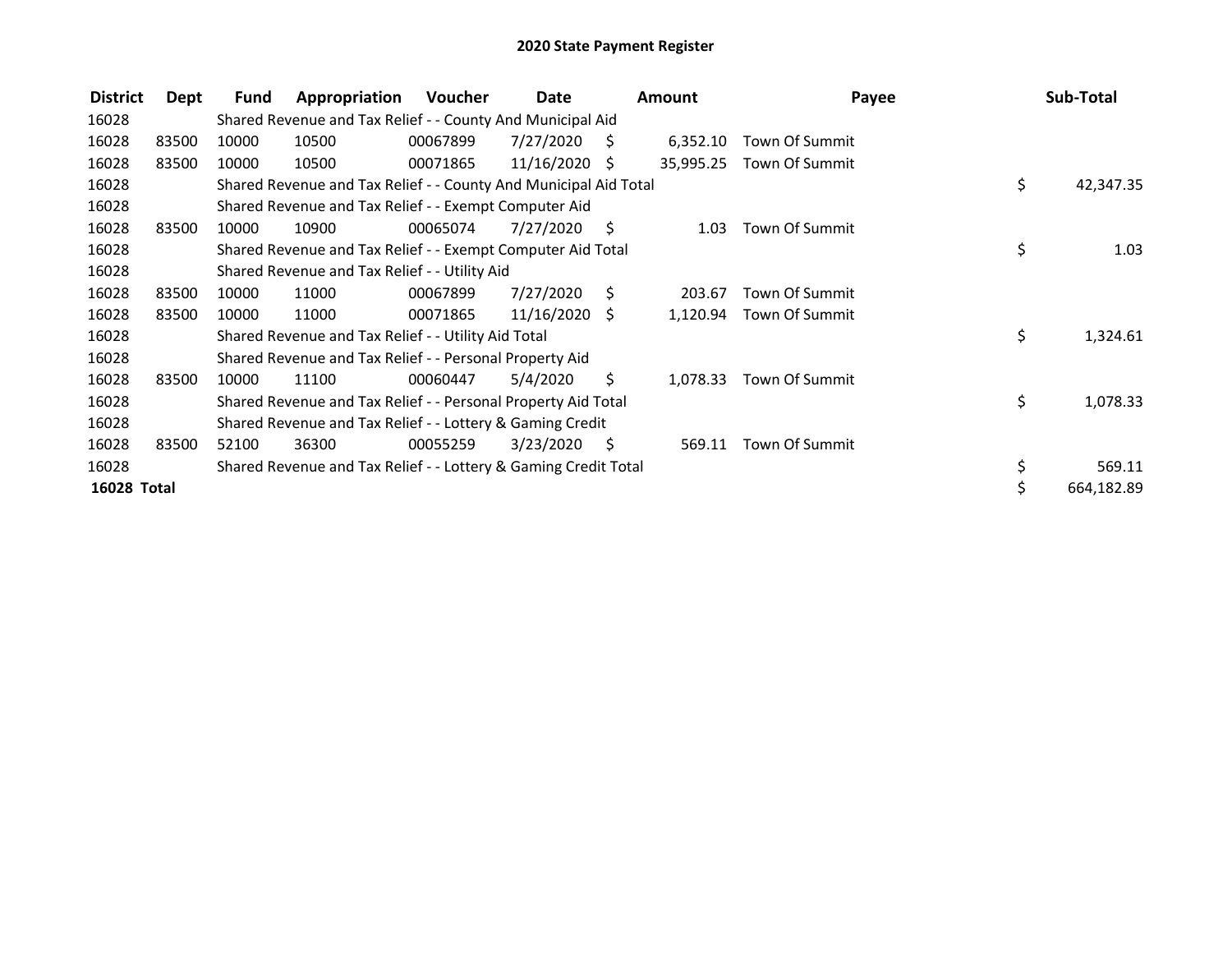# 2020 State Payment Register

| District | Dept | Fund | Appropriation | Voucher | Date | Amount | Payee | Sub-Total |
|---|---|---|---|---|---|---|---|---|
| 16028 | | Shared Revenue and Tax Relief - - County And Municipal Aid | | | | | | |
| 16028 | 83500 | 10000 | 10500 | 00067899 | 7/27/2020 | $ 6,352.10 | Town Of Summit | |
| 16028 | 83500 | 10000 | 10500 | 00071865 | 11/16/2020 | $ 35,995.25 | Town Of Summit | |
| 16028 | | Shared Revenue and Tax Relief - - County And Municipal Aid Total | | | | | | $ 42,347.35 |
| 16028 | | Shared Revenue and Tax Relief - - Exempt Computer Aid | | | | | | |
| 16028 | 83500 | 10000 | 10900 | 00065074 | 7/27/2020 | $ 1.03 | Town Of Summit | |
| 16028 | | Shared Revenue and Tax Relief - - Exempt Computer Aid Total | | | | | | $ 1.03 |
| 16028 | | Shared Revenue and Tax Relief - - Utility Aid | | | | | | |
| 16028 | 83500 | 10000 | 11000 | 00067899 | 7/27/2020 | $ 203.67 | Town Of Summit | |
| 16028 | 83500 | 10000 | 11000 | 00071865 | 11/16/2020 | $ 1,120.94 | Town Of Summit | |
| 16028 | | Shared Revenue and Tax Relief - - Utility Aid Total | | | | | | $ 1,324.61 |
| 16028 | | Shared Revenue and Tax Relief - - Personal Property Aid | | | | | | |
| 16028 | 83500 | 10000 | 11100 | 00060447 | 5/4/2020 | $ 1,078.33 | Town Of Summit | |
| 16028 | | Shared Revenue and Tax Relief - - Personal Property Aid Total | | | | | | $ 1,078.33 |
| 16028 | | Shared Revenue and Tax Relief - - Lottery & Gaming Credit | | | | | | |
| 16028 | 83500 | 52100 | 36300 | 00055259 | 3/23/2020 | $ 569.11 | Town Of Summit | |
| 16028 | | Shared Revenue and Tax Relief - - Lottery & Gaming Credit Total | | | | | | $ 569.11 |
| **16028 Total** | | | | | | | | $ 664,182.89 |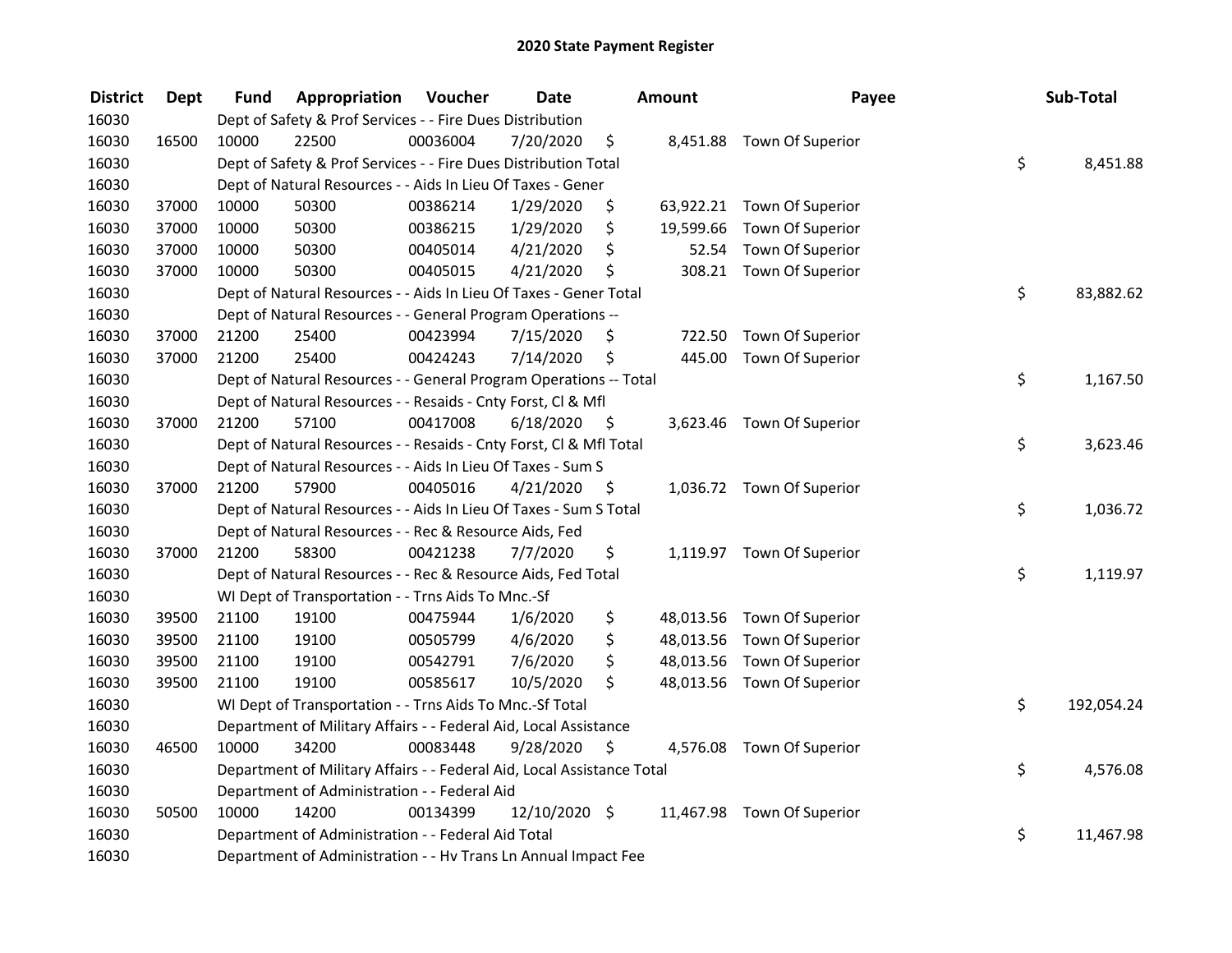# 2020 State Payment Register

| District | Dept | Fund | Appropriation | Voucher | Date | Amount | Payee | Sub-Total |
|---|---|---|---|---|---|---|---|---|
| 16030 | | Dept of Safety & Prof Services - - Fire Dues Distribution | | | | | | |
| 16030 | 16500 | 10000 | 22500 | 00036004 | 7/20/2020 | $ 8,451.88 | Town Of Superior | |
| 16030 | | Dept of Safety & Prof Services - - Fire Dues Distribution Total | | | | | | $ 8,451.88 |
| 16030 | | Dept of Natural Resources - - Aids In Lieu Of Taxes - Gener | | | | | | |
| 16030 | 37000 | 10000 | 50300 | 00386214 | 1/29/2020 | $ 63,922.21 | Town Of Superior | |
| 16030 | 37000 | 10000 | 50300 | 00386215 | 1/29/2020 | $ 19,599.66 | Town Of Superior | |
| 16030 | 37000 | 10000 | 50300 | 00405014 | 4/21/2020 | $ 52.54 | Town Of Superior | |
| 16030 | 37000 | 10000 | 50300 | 00405015 | 4/21/2020 | $ 308.21 | Town Of Superior | |
| 16030 | | Dept of Natural Resources - - Aids In Lieu Of Taxes - Gener Total | | | | | | $ 83,882.62 |
| 16030 | | Dept of Natural Resources - - General Program Operations -- | | | | | | |
| 16030 | 37000 | 21200 | 25400 | 00423994 | 7/15/2020 | $ 722.50 | Town Of Superior | |
| 16030 | 37000 | 21200 | 25400 | 00424243 | 7/14/2020 | $ 445.00 | Town Of Superior | |
| 16030 | | Dept of Natural Resources - - General Program Operations -- Total | | | | | | $ 1,167.50 |
| 16030 | | Dept of Natural Resources - - Resaids - Cnty Forst, Cl & Mfl | | | | | | |
| 16030 | 37000 | 21200 | 57100 | 00417008 | 6/18/2020 | $ 3,623.46 | Town Of Superior | |
| 16030 | | Dept of Natural Resources - - Resaids - Cnty Forst, Cl & Mfl Total | | | | | | $ 3,623.46 |
| 16030 | | Dept of Natural Resources - - Aids In Lieu Of Taxes - Sum S | | | | | | |
| 16030 | 37000 | 21200 | 57900 | 00405016 | 4/21/2020 | $ 1,036.72 | Town Of Superior | |
| 16030 | | Dept of Natural Resources - - Aids In Lieu Of Taxes - Sum S Total | | | | | | $ 1,036.72 |
| 16030 | | Dept of Natural Resources - - Rec & Resource Aids, Fed | | | | | | |
| 16030 | 37000 | 21200 | 58300 | 00421238 | 7/7/2020 | $ 1,119.97 | Town Of Superior | |
| 16030 | | Dept of Natural Resources - - Rec & Resource Aids, Fed Total | | | | | | $ 1,119.97 |
| 16030 | | WI Dept of Transportation - - Trns Aids To Mnc.-Sf | | | | | | |
| 16030 | 39500 | 21100 | 19100 | 00475944 | 1/6/2020 | $ 48,013.56 | Town Of Superior | |
| 16030 | 39500 | 21100 | 19100 | 00505799 | 4/6/2020 | $ 48,013.56 | Town Of Superior | |
| 16030 | 39500 | 21100 | 19100 | 00542791 | 7/6/2020 | $ 48,013.56 | Town Of Superior | |
| 16030 | 39500 | 21100 | 19100 | 00585617 | 10/5/2020 | $ 48,013.56 | Town Of Superior | |
| 16030 | | WI Dept of Transportation - - Trns Aids To Mnc.-Sf Total | | | | | | $ 192,054.24 |
| 16030 | | Department of Military Affairs - - Federal Aid, Local Assistance | | | | | | |
| 16030 | 46500 | 10000 | 34200 | 00083448 | 9/28/2020 | $ 4,576.08 | Town Of Superior | |
| 16030 | | Department of Military Affairs - - Federal Aid, Local Assistance Total | | | | | | $ 4,576.08 |
| 16030 | | Department of Administration - - Federal Aid | | | | | | |
| 16030 | 50500 | 10000 | 14200 | 00134399 | 12/10/2020 | $ 11,467.98 | Town Of Superior | |
| 16030 | | Department of Administration - - Federal Aid Total | | | | | | $ 11,467.98 |
| 16030 | | Department of Administration - - Hv Trans Ln Annual Impact Fee | | | | | | |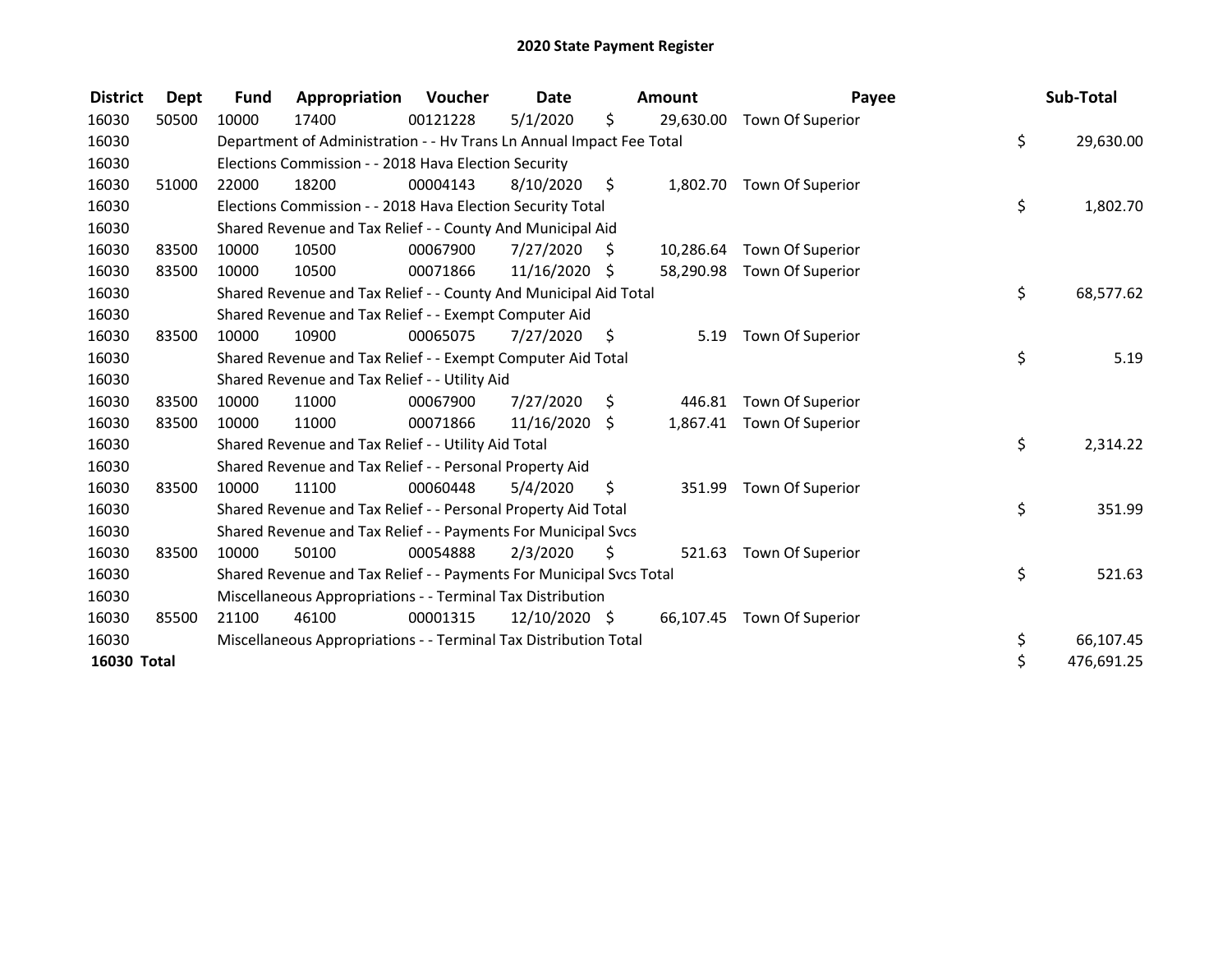# 2020 State Payment Register

| District | Dept | Fund | Appropriation | Voucher | Date | Amount | Payee | Sub-Total |
|---|---|---|---|---|---|---|---|---|
| 16030 | 50500 | 10000 | 17400 | 00121228 | 5/1/2020 | $ 29,630.00 | Town Of Superior | |
| 16030 | | Department of Administration - - Hv Trans Ln Annual Impact Fee Total | | | | | | $ 29,630.00 |
| 16030 | | Elections Commission - - 2018 Hava Election Security | | | | | | |
| 16030 | 51000 | 22000 | 18200 | 00004143 | 8/10/2020 | $ 1,802.70 | Town Of Superior | |
| 16030 | | Elections Commission - - 2018 Hava Election Security Total | | | | | | $ 1,802.70 |
| 16030 | | Shared Revenue and Tax Relief - - County And Municipal Aid | | | | | | |
| 16030 | 83500 | 10000 | 10500 | 00067900 | 7/27/2020 | $ 10,286.64 | Town Of Superior | |
| 16030 | 83500 | 10000 | 10500 | 00071866 | 11/16/2020 | $ 58,290.98 | Town Of Superior | |
| 16030 | | Shared Revenue and Tax Relief - - County And Municipal Aid Total | | | | | | $ 68,577.62 |
| 16030 | | Shared Revenue and Tax Relief - - Exempt Computer Aid | | | | | | |
| 16030 | 83500 | 10000 | 10900 | 00065075 | 7/27/2020 | $ 5.19 | Town Of Superior | |
| 16030 | | Shared Revenue and Tax Relief - - Exempt Computer Aid Total | | | | | | $ 5.19 |
| 16030 | | Shared Revenue and Tax Relief - - Utility Aid | | | | | | |
| 16030 | 83500 | 10000 | 11000 | 00067900 | 7/27/2020 | $ 446.81 | Town Of Superior | |
| 16030 | 83500 | 10000 | 11000 | 00071866 | 11/16/2020 | $ 1,867.41 | Town Of Superior | |
| 16030 | | Shared Revenue and Tax Relief - - Utility Aid Total | | | | | | $ 2,314.22 |
| 16030 | | Shared Revenue and Tax Relief - - Personal Property Aid | | | | | | |
| 16030 | 83500 | 10000 | 11100 | 00060448 | 5/4/2020 | $ 351.99 | Town Of Superior | |
| 16030 | | Shared Revenue and Tax Relief - - Personal Property Aid Total | | | | | | $ 351.99 |
| 16030 | | Shared Revenue and Tax Relief - - Payments For Municipal Svcs | | | | | | |
| 16030 | 83500 | 10000 | 50100 | 00054888 | 2/3/2020 | $ 521.63 | Town Of Superior | |
| 16030 | | Shared Revenue and Tax Relief - - Payments For Municipal Svcs Total | | | | | | $ 521.63 |
| 16030 | | Miscellaneous Appropriations - - Terminal Tax Distribution | | | | | | |
| 16030 | 85500 | 21100 | 46100 | 00001315 | 12/10/2020 | $ 66,107.45 | Town Of Superior | |
| 16030 | | Miscellaneous Appropriations - - Terminal Tax Distribution Total | | | | | | $ 66,107.45 |
| **16030 Total** | | | | | | | | $ 476,691.25 |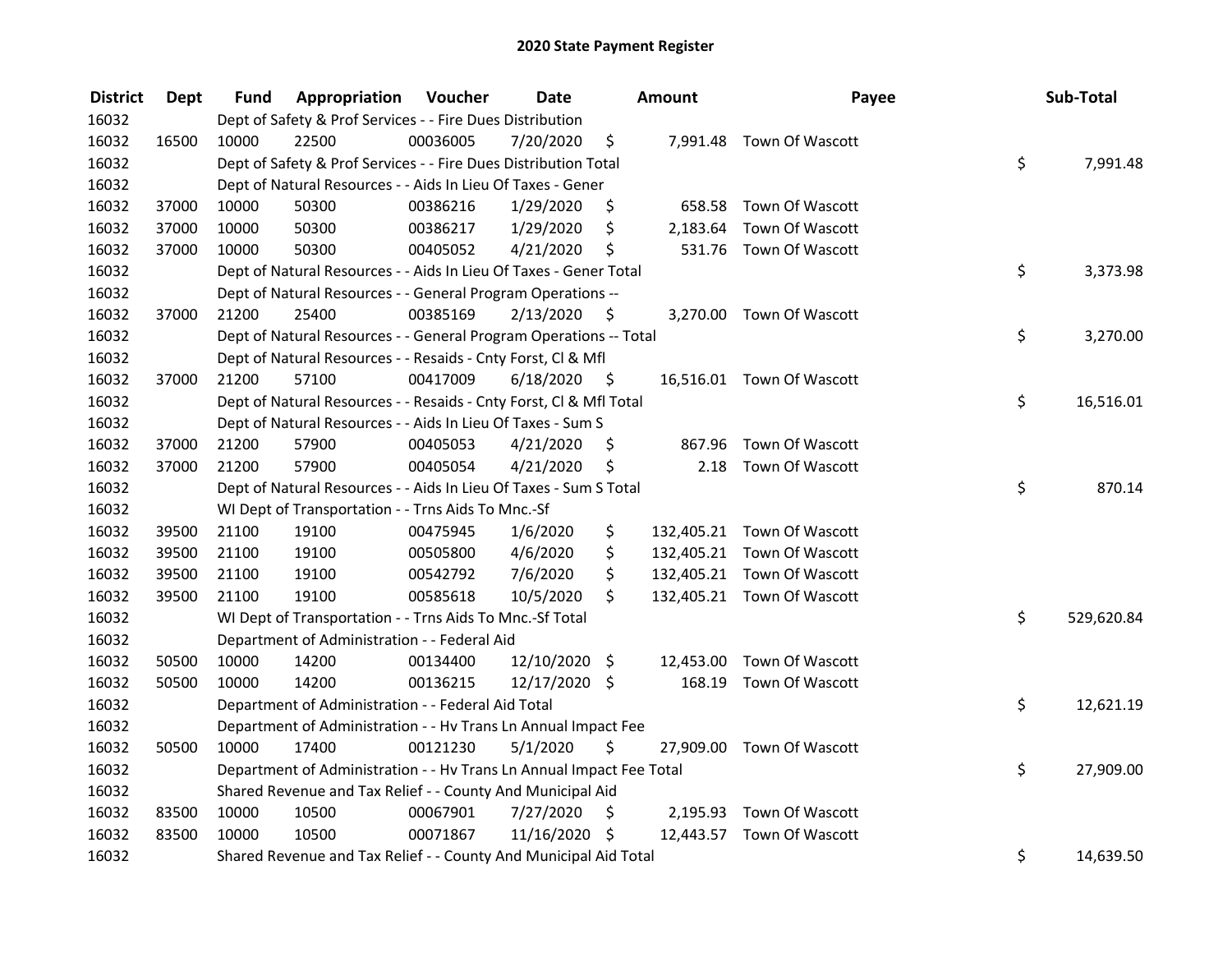# 2020 State Payment Register

| District | Dept | Fund | Appropriation | Voucher | Date | Amount | Payee | Sub-Total |
|---|---|---|---|---|---|---|---|---|
| 16032 | | Dept of Safety & Prof Services - - Fire Dues Distribution | | | | | | |
| 16032 | 16500 | 10000 | 22500 | 00036005 | 7/20/2020 | $ 7,991.48 | Town Of Wascott | |
| 16032 | | Dept of Safety & Prof Services - - Fire Dues Distribution Total | | | | | | $ 7,991.48 |
| 16032 | | Dept of Natural Resources - - Aids In Lieu Of Taxes - Gener | | | | | | |
| 16032 | 37000 | 10000 | 50300 | 00386216 | 1/29/2020 | $ 658.58 | Town Of Wascott | |
| 16032 | 37000 | 10000 | 50300 | 00386217 | 1/29/2020 | $ 2,183.64 | Town Of Wascott | |
| 16032 | 37000 | 10000 | 50300 | 00405052 | 4/21/2020 | $ 531.76 | Town Of Wascott | |
| 16032 | | Dept of Natural Resources - - Aids In Lieu Of Taxes - Gener Total | | | | | | $ 3,373.98 |
| 16032 | | Dept of Natural Resources - - General Program Operations -- | | | | | | |
| 16032 | 37000 | 21200 | 25400 | 00385169 | 2/13/2020 | $ 3,270.00 | Town Of Wascott | |
| 16032 | | Dept of Natural Resources - - General Program Operations -- Total | | | | | | $ 3,270.00 |
| 16032 | | Dept of Natural Resources - - Resaids - Cnty Forst, Cl & Mfl | | | | | | |
| 16032 | 37000 | 21200 | 57100 | 00417009 | 6/18/2020 | $ 16,516.01 | Town Of Wascott | |
| 16032 | | Dept of Natural Resources - - Resaids - Cnty Forst, Cl & Mfl Total | | | | | | $ 16,516.01 |
| 16032 | | Dept of Natural Resources - - Aids In Lieu Of Taxes - Sum S | | | | | | |
| 16032 | 37000 | 21200 | 57900 | 00405053 | 4/21/2020 | $ 867.96 | Town Of Wascott | |
| 16032 | 37000 | 21200 | 57900 | 00405054 | 4/21/2020 | $ 2.18 | Town Of Wascott | |
| 16032 | | Dept of Natural Resources - - Aids In Lieu Of Taxes - Sum S Total | | | | | | $ 870.14 |
| 16032 | | WI Dept of Transportation - - Trns Aids To Mnc.-Sf | | | | | | |
| 16032 | 39500 | 21100 | 19100 | 00475945 | 1/6/2020 | $ 132,405.21 | Town Of Wascott | |
| 16032 | 39500 | 21100 | 19100 | 00505800 | 4/6/2020 | $ 132,405.21 | Town Of Wascott | |
| 16032 | 39500 | 21100 | 19100 | 00542792 | 7/6/2020 | $ 132,405.21 | Town Of Wascott | |
| 16032 | 39500 | 21100 | 19100 | 00585618 | 10/5/2020 | $ 132,405.21 | Town Of Wascott | |
| 16032 | | WI Dept of Transportation - - Trns Aids To Mnc.-Sf Total | | | | | | $ 529,620.84 |
| 16032 | | Department of Administration - - Federal Aid | | | | | | |
| 16032 | 50500 | 10000 | 14200 | 00134400 | 12/10/2020 | $ 12,453.00 | Town Of Wascott | |
| 16032 | 50500 | 10000 | 14200 | 00136215 | 12/17/2020 | $ 168.19 | Town Of Wascott | |
| 16032 | | Department of Administration - - Federal Aid Total | | | | | | $ 12,621.19 |
| 16032 | | Department of Administration - - Hv Trans Ln Annual Impact Fee | | | | | | |
| 16032 | 50500 | 10000 | 17400 | 00121230 | 5/1/2020 | $ 27,909.00 | Town Of Wascott | |
| 16032 | | Department of Administration - - Hv Trans Ln Annual Impact Fee Total | | | | | | $ 27,909.00 |
| 16032 | | Shared Revenue and Tax Relief - - County And Municipal Aid | | | | | | |
| 16032 | 83500 | 10000 | 10500 | 00067901 | 7/27/2020 | $ 2,195.93 | Town Of Wascott | |
| 16032 | 83500 | 10000 | 10500 | 00071867 | 11/16/2020 | $ 12,443.57 | Town Of Wascott | |
| 16032 | | Shared Revenue and Tax Relief - - County And Municipal Aid Total | | | | | | $ 14,639.50 |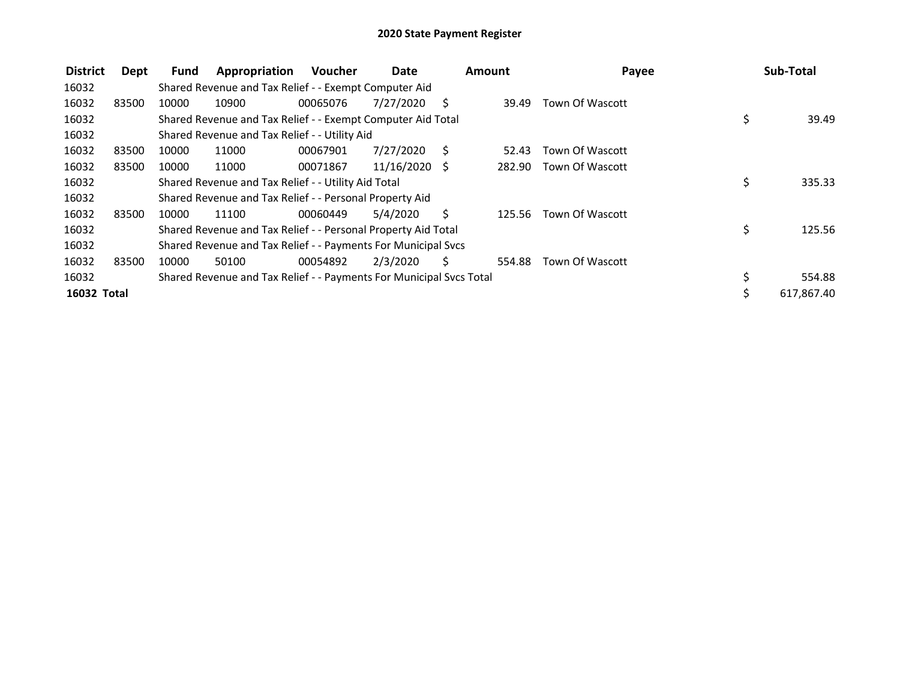# 2020 State Payment Register

| District | Dept | Fund | Appropriation | Voucher | Date | Amount | Payee | Sub-Total |
|---|---|---|---|---|---|---|---|---|
| 16032 | | Shared Revenue and Tax Relief - - Exempt Computer Aid | | | | | | |
| 16032 | 83500 | 10000 | 10900 | 00065076 | 7/27/2020 | $ 39.49 | Town Of Wascott | |
| 16032 | | Shared Revenue and Tax Relief - - Exempt Computer Aid Total | | | | | | $ 39.49 |
| 16032 | | Shared Revenue and Tax Relief - - Utility Aid | | | | | | |
| 16032 | 83500 | 10000 | 11000 | 00067901 | 7/27/2020 | $ 52.43 | Town Of Wascott | |
| 16032 | 83500 | 10000 | 11000 | 00071867 | 11/16/2020 | $ 282.90 | Town Of Wascott | |
| 16032 | | Shared Revenue and Tax Relief - - Utility Aid Total | | | | | | $ 335.33 |
| 16032 | | Shared Revenue and Tax Relief - - Personal Property Aid | | | | | | |
| 16032 | 83500 | 10000 | 11100 | 00060449 | 5/4/2020 | $ 125.56 | Town Of Wascott | |
| 16032 | | Shared Revenue and Tax Relief - - Personal Property Aid Total | | | | | | $ 125.56 |
| 16032 | | Shared Revenue and Tax Relief - - Payments For Municipal Svcs | | | | | | |
| 16032 | 83500 | 10000 | 50100 | 00054892 | 2/3/2020 | $ 554.88 | Town Of Wascott | |
| 16032 | | Shared Revenue and Tax Relief - - Payments For Municipal Svcs Total | | | | | | $ 554.88 |
| **16032 Total** | | | | | | | | $ 617,867.40 |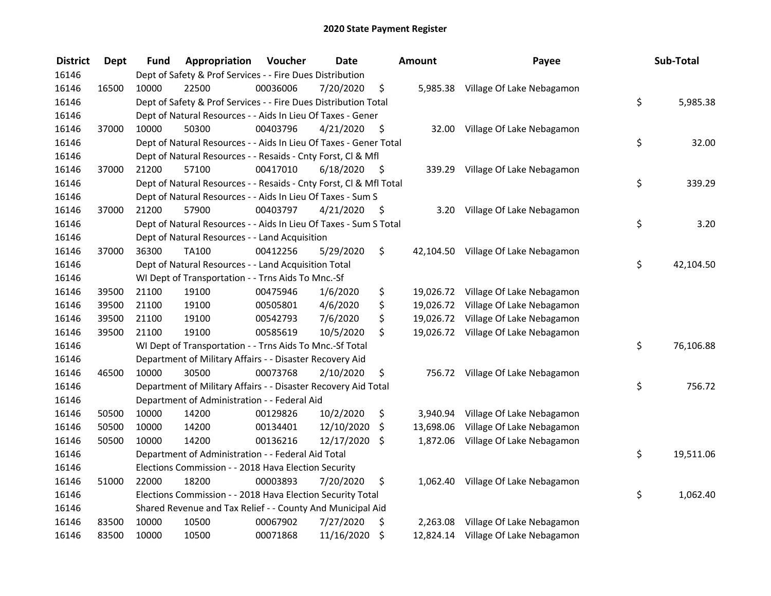# 2020 State Payment Register

| District | Dept | Fund | Appropriation | Voucher | Date | Amount | Payee | Sub-Total |
|---|---|---|---|---|---|---|---|---|
| 16146 | | Dept of Safety & Prof Services - - Fire Dues Distribution | | | | | | |
| 16146 | 16500 | 10000 | 22500 | 00036006 | 7/20/2020 | $ 5,985.38 | Village Of Lake Nebagamon | |
| 16146 | | Dept of Safety & Prof Services - - Fire Dues Distribution Total | | | | | | $ 5,985.38 |
| 16146 | | Dept of Natural Resources - - Aids In Lieu Of Taxes - Gener | | | | | | |
| 16146 | 37000 | 10000 | 50300 | 00403796 | 4/21/2020 | $ 32.00 | Village Of Lake Nebagamon | |
| 16146 | | Dept of Natural Resources - - Aids In Lieu Of Taxes - Gener Total | | | | | | $ 32.00 |
| 16146 | | Dept of Natural Resources - - Resaids - Cnty Forst, Cl & Mfl | | | | | | |
| 16146 | 37000 | 21200 | 57100 | 00417010 | 6/18/2020 | $ 339.29 | Village Of Lake Nebagamon | |
| 16146 | | Dept of Natural Resources - - Resaids - Cnty Forst, Cl & Mfl Total | | | | | | $ 339.29 |
| 16146 | | Dept of Natural Resources - - Aids In Lieu Of Taxes - Sum S | | | | | | |
| 16146 | 37000 | 21200 | 57900 | 00403797 | 4/21/2020 | $ 3.20 | Village Of Lake Nebagamon | |
| 16146 | | Dept of Natural Resources - - Aids In Lieu Of Taxes - Sum S Total | | | | | | $ 3.20 |
| 16146 | | Dept of Natural Resources - - Land Acquisition | | | | | | |
| 16146 | 37000 | 36300 | TA100 | 00412256 | 5/29/2020 | $ 42,104.50 | Village Of Lake Nebagamon | |
| 16146 | | Dept of Natural Resources - - Land Acquisition Total | | | | | | $ 42,104.50 |
| 16146 | | WI Dept of Transportation - - Trns Aids To Mnc.-Sf | | | | | | |
| 16146 | 39500 | 21100 | 19100 | 00475946 | 1/6/2020 | $ 19,026.72 | Village Of Lake Nebagamon | |
| 16146 | 39500 | 21100 | 19100 | 00505801 | 4/6/2020 | $ 19,026.72 | Village Of Lake Nebagamon | |
| 16146 | 39500 | 21100 | 19100 | 00542793 | 7/6/2020 | $ 19,026.72 | Village Of Lake Nebagamon | |
| 16146 | 39500 | 21100 | 19100 | 00585619 | 10/5/2020 | $ 19,026.72 | Village Of Lake Nebagamon | |
| 16146 | | WI Dept of Transportation - - Trns Aids To Mnc.-Sf Total | | | | | | $ 76,106.88 |
| 16146 | | Department of Military Affairs - - Disaster Recovery Aid | | | | | | |
| 16146 | 46500 | 10000 | 30500 | 00073768 | 2/10/2020 | $ 756.72 | Village Of Lake Nebagamon | |
| 16146 | | Department of Military Affairs - - Disaster Recovery Aid Total | | | | | | $ 756.72 |
| 16146 | | Department of Administration - - Federal Aid | | | | | | |
| 16146 | 50500 | 10000 | 14200 | 00129826 | 10/2/2020 | $ 3,940.94 | Village Of Lake Nebagamon | |
| 16146 | 50500 | 10000 | 14200 | 00134401 | 12/10/2020 | $ 13,698.06 | Village Of Lake Nebagamon | |
| 16146 | 50500 | 10000 | 14200 | 00136216 | 12/17/2020 | $ 1,872.06 | Village Of Lake Nebagamon | |
| 16146 | | Department of Administration - - Federal Aid Total | | | | | | $ 19,511.06 |
| 16146 | | Elections Commission - - 2018 Hava Election Security | | | | | | |
| 16146 | 51000 | 22000 | 18200 | 00003893 | 7/20/2020 | $ 1,062.40 | Village Of Lake Nebagamon | |
| 16146 | | Elections Commission - - 2018 Hava Election Security Total | | | | | | $ 1,062.40 |
| 16146 | | Shared Revenue and Tax Relief - - County And Municipal Aid | | | | | | |
| 16146 | 83500 | 10000 | 10500 | 00067902 | 7/27/2020 | $ 2,263.08 | Village Of Lake Nebagamon | |
| 16146 | 83500 | 10000 | 10500 | 00071868 | 11/16/2020 | $ 12,824.14 | Village Of Lake Nebagamon | |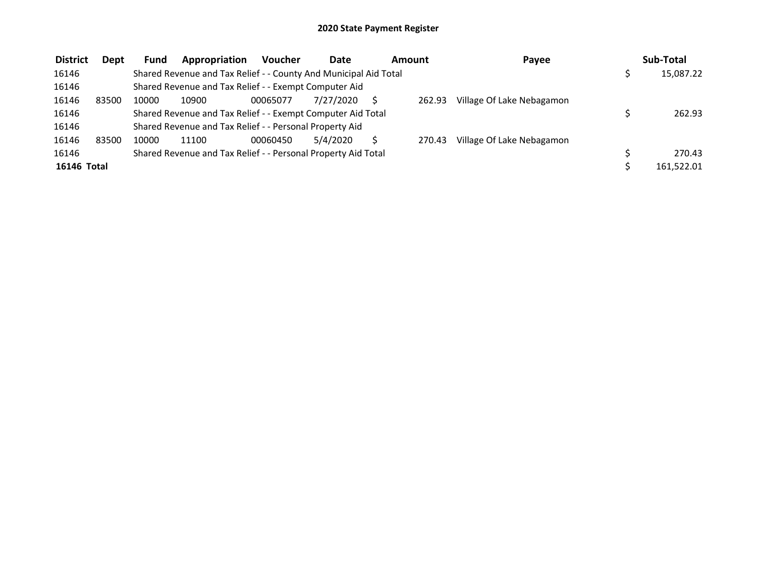# 2020 State Payment Register

| District | Dept | Fund | Appropriation | Voucher | Date | Amount | Payee | Sub-Total |
|---|---|---|---|---|---|---|---|---|
| 16146 | | Shared Revenue and Tax Relief - - County And Municipal Aid Total | | | | | | $ 15,087.22 |
| 16146 | | Shared Revenue and Tax Relief - - Exempt Computer Aid | | | | | | |
| 16146 | 83500 | 10000 | 10900 | 00065077 | 7/27/2020 | $ 262.93 | Village Of Lake Nebagamon | |
| 16146 | | Shared Revenue and Tax Relief - - Exempt Computer Aid Total | | | | | | $ 262.93 |
| 16146 | | Shared Revenue and Tax Relief - - Personal Property Aid | | | | | | |
| 16146 | 83500 | 10000 | 11100 | 00060450 | 5/4/2020 | $ 270.43 | Village Of Lake Nebagamon | |
| 16146 | | Shared Revenue and Tax Relief - - Personal Property Aid Total | | | | | | $ 270.43 |
| **16146 Total** | | | | | | | | $ 161,522.01 |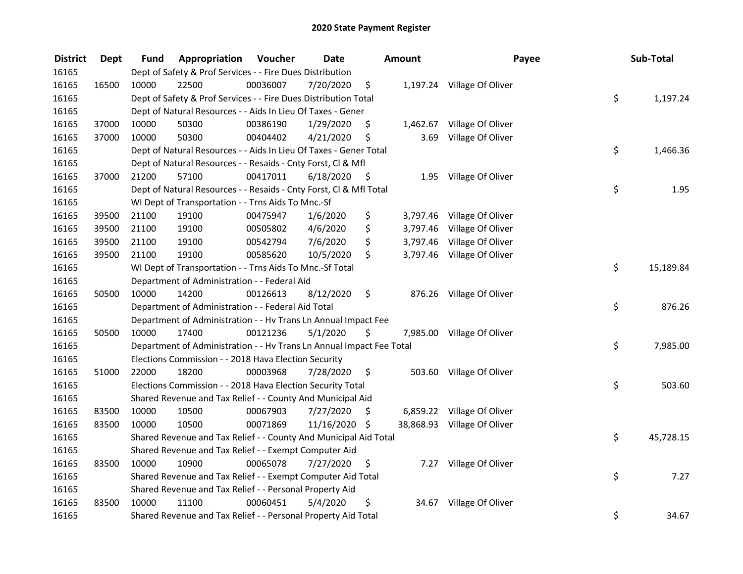# 2020 State Payment Register

| District | Dept | Fund | Appropriation | Voucher | Date | Amount | Payee | Sub-Total |
|---|---|---|---|---|---|---|---|---|
| 16165 | | Dept of Safety & Prof Services - - Fire Dues Distribution | | | | | | |
| 16165 | 16500 | 10000 | 22500 | 00036007 | 7/20/2020 | $ 1,197.24 | Village Of Oliver | |
| 16165 | | Dept of Safety & Prof Services - - Fire Dues Distribution Total | | | | | | $ 1,197.24 |
| 16165 | | Dept of Natural Resources - - Aids In Lieu Of Taxes - Gener | | | | | | |
| 16165 | 37000 | 10000 | 50300 | 00386190 | 1/29/2020 | $ 1,462.67 | Village Of Oliver | |
| 16165 | 37000 | 10000 | 50300 | 00404402 | 4/21/2020 | $ 3.69 | Village Of Oliver | |
| 16165 | | Dept of Natural Resources - - Aids In Lieu Of Taxes - Gener Total | | | | | | $ 1,466.36 |
| 16165 | | Dept of Natural Resources - - Resaids - Cnty Forst, Cl & Mfl | | | | | | |
| 16165 | 37000 | 21200 | 57100 | 00417011 | 6/18/2020 | $ 1.95 | Village Of Oliver | |
| 16165 | | Dept of Natural Resources - - Resaids - Cnty Forst, Cl & Mfl Total | | | | | | $ 1.95 |
| 16165 | | WI Dept of Transportation - - Trns Aids To Mnc.-Sf | | | | | | |
| 16165 | 39500 | 21100 | 19100 | 00475947 | 1/6/2020 | $ 3,797.46 | Village Of Oliver | |
| 16165 | 39500 | 21100 | 19100 | 00505802 | 4/6/2020 | $ 3,797.46 | Village Of Oliver | |
| 16165 | 39500 | 21100 | 19100 | 00542794 | 7/6/2020 | $ 3,797.46 | Village Of Oliver | |
| 16165 | 39500 | 21100 | 19100 | 00585620 | 10/5/2020 | $ 3,797.46 | Village Of Oliver | |
| 16165 | | WI Dept of Transportation - - Trns Aids To Mnc.-Sf Total | | | | | | $ 15,189.84 |
| 16165 | | Department of Administration - - Federal Aid | | | | | | |
| 16165 | 50500 | 10000 | 14200 | 00126613 | 8/12/2020 | $ 876.26 | Village Of Oliver | |
| 16165 | | Department of Administration - - Federal Aid Total | | | | | | $ 876.26 |
| 16165 | | Department of Administration - - Hv Trans Ln Annual Impact Fee | | | | | | |
| 16165 | 50500 | 10000 | 17400 | 00121236 | 5/1/2020 | $ 7,985.00 | Village Of Oliver | |
| 16165 | | Department of Administration - - Hv Trans Ln Annual Impact Fee Total | | | | | | $ 7,985.00 |
| 16165 | | Elections Commission - - 2018 Hava Election Security | | | | | | |
| 16165 | 51000 | 22000 | 18200 | 00003968 | 7/28/2020 | $ 503.60 | Village Of Oliver | |
| 16165 | | Elections Commission - - 2018 Hava Election Security Total | | | | | | $ 503.60 |
| 16165 | | Shared Revenue and Tax Relief - - County And Municipal Aid | | | | | | |
| 16165 | 83500 | 10000 | 10500 | 00067903 | 7/27/2020 | $ 6,859.22 | Village Of Oliver | |
| 16165 | 83500 | 10000 | 10500 | 00071869 | 11/16/2020 | $ 38,868.93 | Village Of Oliver | |
| 16165 | | Shared Revenue and Tax Relief - - County And Municipal Aid Total | | | | | | $ 45,728.15 |
| 16165 | | Shared Revenue and Tax Relief - - Exempt Computer Aid | | | | | | |
| 16165 | 83500 | 10000 | 10900 | 00065078 | 7/27/2020 | $ 7.27 | Village Of Oliver | |
| 16165 | | Shared Revenue and Tax Relief - - Exempt Computer Aid Total | | | | | | $ 7.27 |
| 16165 | | Shared Revenue and Tax Relief - - Personal Property Aid | | | | | | |
| 16165 | 83500 | 10000 | 11100 | 00060451 | 5/4/2020 | $ 34.67 | Village Of Oliver | |
| 16165 | | Shared Revenue and Tax Relief - - Personal Property Aid Total | | | | | | $ 34.67 |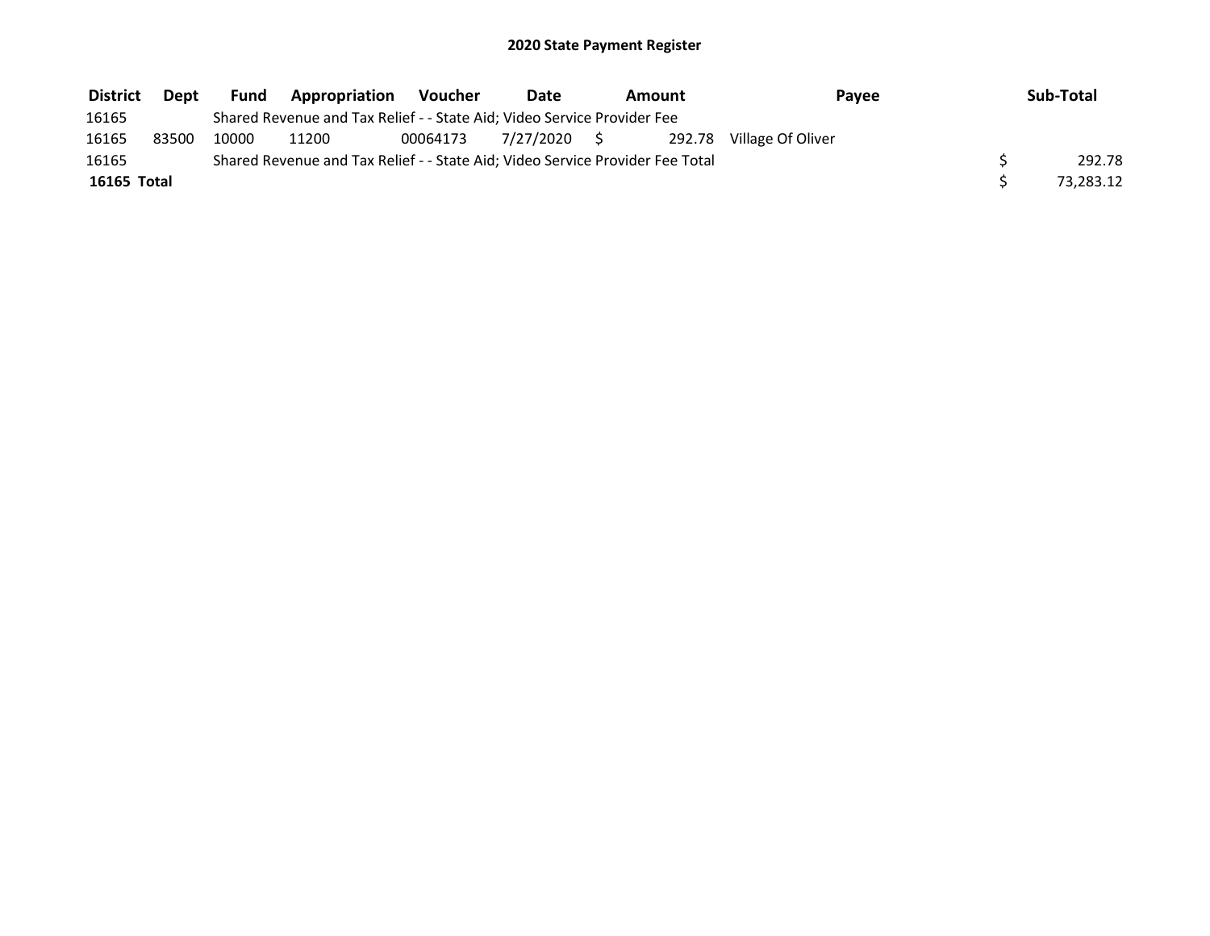# 2020 State Payment Register

| District | Dept | Fund | Appropriation | Voucher | Date | Amount | Payee | Sub-Total |
|---|---|---|---|---|---|---|---|---|
| 16165 | | Shared Revenue and Tax Relief - - State Aid; Video Service Provider Fee | | | | | | |
| 16165 | 83500 | 10000 | 11200 | 00064173 | 7/27/2020 | $ 292.78 | Village Of Oliver | |
| 16165 | | Shared Revenue and Tax Relief - - State Aid; Video Service Provider Fee Total | | | | | | $ 292.78 |
| **16165 Total** | | | | | | | | $ 73,283.12 |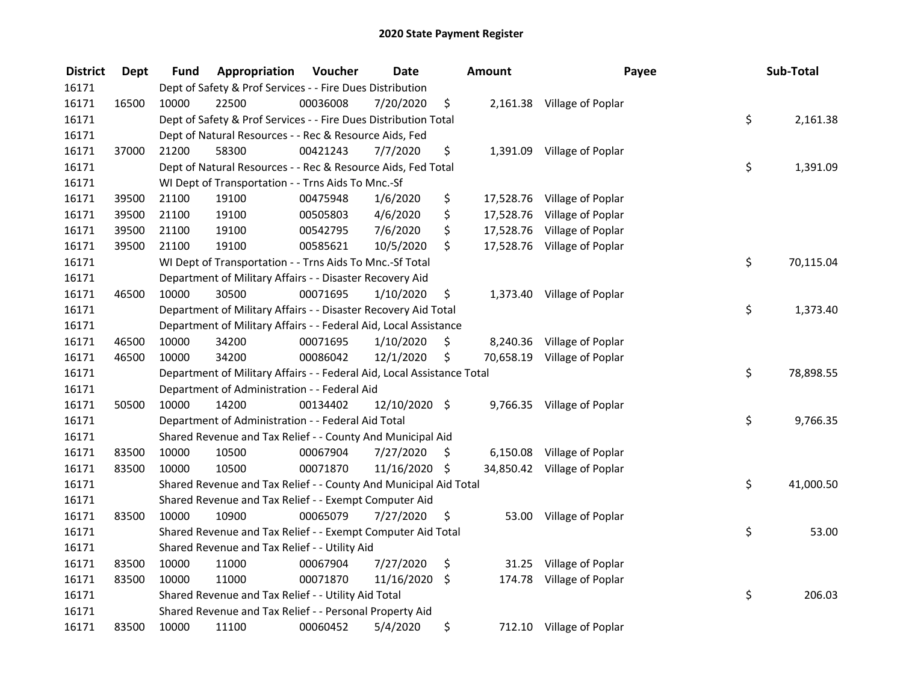# 2020 State Payment Register

| District | Dept | Fund | Appropriation | Voucher | Date | Amount | Payee | Sub-Total |
|---|---|---|---|---|---|---|---|---|
| 16171 | | Dept of Safety & Prof Services - - Fire Dues Distribution | | | | | | |
| 16171 | 16500 | 10000 | 22500 | 00036008 | 7/20/2020 | $ 2,161.38 | Village of Poplar | |
| 16171 | | Dept of Safety & Prof Services - - Fire Dues Distribution Total | | | | | | $ 2,161.38 |
| 16171 | | Dept of Natural Resources - - Rec & Resource Aids, Fed | | | | | | |
| 16171 | 37000 | 21200 | 58300 | 00421243 | 7/7/2020 | $ 1,391.09 | Village of Poplar | |
| 16171 | | Dept of Natural Resources - - Rec & Resource Aids, Fed Total | | | | | | $ 1,391.09 |
| 16171 | | WI Dept of Transportation - - Trns Aids To Mnc.-Sf | | | | | | |
| 16171 | 39500 | 21100 | 19100 | 00475948 | 1/6/2020 | $ 17,528.76 | Village of Poplar | |
| 16171 | 39500 | 21100 | 19100 | 00505803 | 4/6/2020 | $ 17,528.76 | Village of Poplar | |
| 16171 | 39500 | 21100 | 19100 | 00542795 | 7/6/2020 | $ 17,528.76 | Village of Poplar | |
| 16171 | 39500 | 21100 | 19100 | 00585621 | 10/5/2020 | $ 17,528.76 | Village of Poplar | |
| 16171 | | WI Dept of Transportation - - Trns Aids To Mnc.-Sf Total | | | | | | $ 70,115.04 |
| 16171 | | Department of Military Affairs - - Disaster Recovery Aid | | | | | | |
| 16171 | 46500 | 10000 | 30500 | 00071695 | 1/10/2020 | $ 1,373.40 | Village of Poplar | |
| 16171 | | Department of Military Affairs - - Disaster Recovery Aid Total | | | | | | $ 1,373.40 |
| 16171 | | Department of Military Affairs - - Federal Aid, Local Assistance | | | | | | |
| 16171 | 46500 | 10000 | 34200 | 00071695 | 1/10/2020 | $ 8,240.36 | Village of Poplar | |
| 16171 | 46500 | 10000 | 34200 | 00086042 | 12/1/2020 | $ 70,658.19 | Village of Poplar | |
| 16171 | | Department of Military Affairs - - Federal Aid, Local Assistance Total | | | | | | $ 78,898.55 |
| 16171 | | Department of Administration - - Federal Aid | | | | | | |
| 16171 | 50500 | 10000 | 14200 | 00134402 | 12/10/2020 | $ 9,766.35 | Village of Poplar | |
| 16171 | | Department of Administration - - Federal Aid Total | | | | | | $ 9,766.35 |
| 16171 | | Shared Revenue and Tax Relief - - County And Municipal Aid | | | | | | |
| 16171 | 83500 | 10000 | 10500 | 00067904 | 7/27/2020 | $ 6,150.08 | Village of Poplar | |
| 16171 | 83500 | 10000 | 10500 | 00071870 | 11/16/2020 | $ 34,850.42 | Village of Poplar | |
| 16171 | | Shared Revenue and Tax Relief - - County And Municipal Aid Total | | | | | | $ 41,000.50 |
| 16171 | | Shared Revenue and Tax Relief - - Exempt Computer Aid | | | | | | |
| 16171 | 83500 | 10000 | 10900 | 00065079 | 7/27/2020 | $ 53.00 | Village of Poplar | |
| 16171 | | Shared Revenue and Tax Relief - - Exempt Computer Aid Total | | | | | | $ 53.00 |
| 16171 | | Shared Revenue and Tax Relief - - Utility Aid | | | | | | |
| 16171 | 83500 | 10000 | 11000 | 00067904 | 7/27/2020 | $ 31.25 | Village of Poplar | |
| 16171 | 83500 | 10000 | 11000 | 00071870 | 11/16/2020 | $ 174.78 | Village of Poplar | |
| 16171 | | Shared Revenue and Tax Relief - - Utility Aid Total | | | | | | $ 206.03 |
| 16171 | | Shared Revenue and Tax Relief - - Personal Property Aid | | | | | | |
| 16171 | 83500 | 10000 | 11100 | 00060452 | 5/4/2020 | $ 712.10 | Village of Poplar | |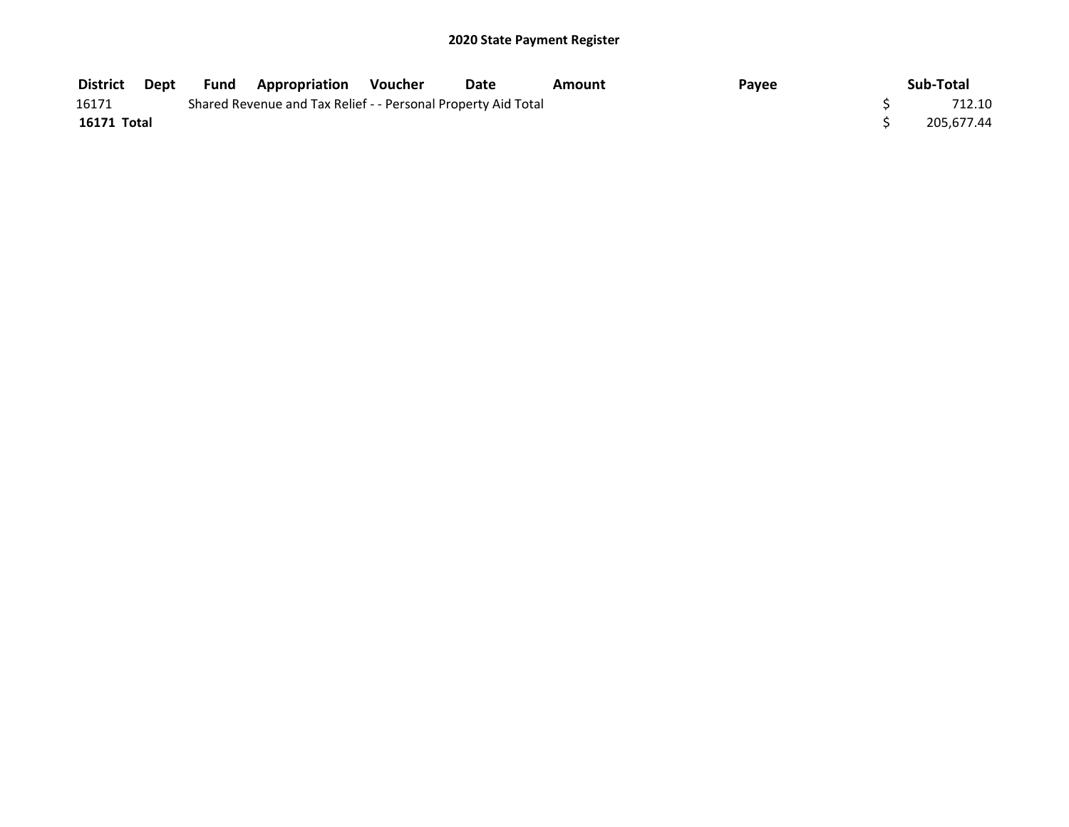## 2020 State Payment Register

| District | Dept | Fund | Appropriation | Voucher | Date | Amount | Payee | Sub-Total |
|---|---|---|---|---|---|---|---|---|
| 16171 | | Shared Revenue and Tax Relief - - Personal Property Aid Total | | | | | | $ 712.10 |
| **16171 Total** | | | | | | | | $ 205,677.44 |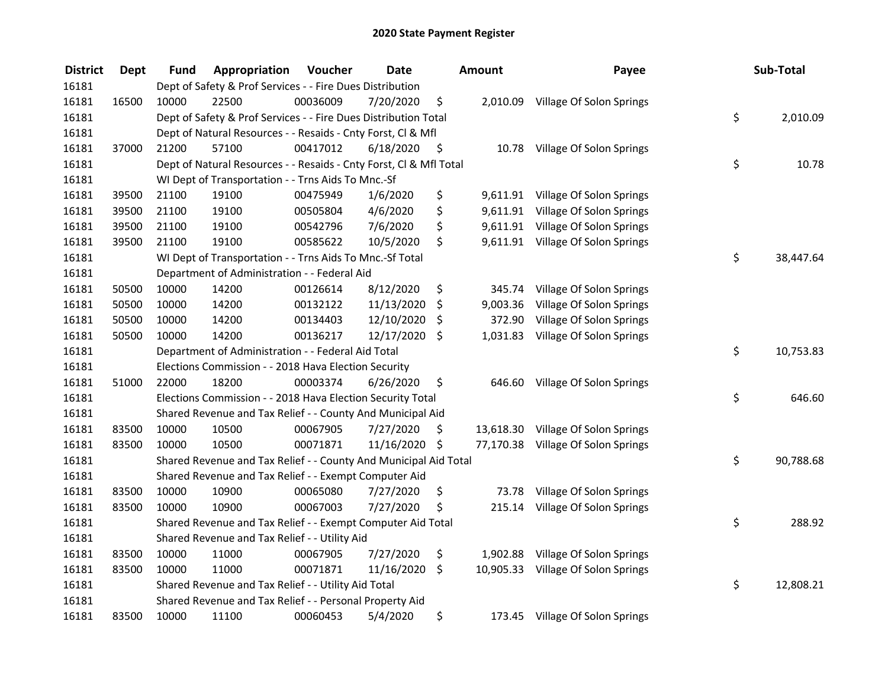# 2020 State Payment Register

| District | Dept | Fund | Appropriation | Voucher | Date | Amount | Payee | Sub-Total |
|---|---|---|---|---|---|---|---|---|
| 16181 | | Dept of Safety & Prof Services - - Fire Dues Distribution | | | | | | |
| 16181 | 16500 | 10000 | 22500 | 00036009 | 7/20/2020 | $ 2,010.09 | Village Of Solon Springs | |
| 16181 | | Dept of Safety & Prof Services - - Fire Dues Distribution Total | | | | | | $ 2,010.09 |
| 16181 | | Dept of Natural Resources - - Resaids - Cnty Forst, Cl & Mfl | | | | | | |
| 16181 | 37000 | 21200 | 57100 | 00417012 | 6/18/2020 | $ 10.78 | Village Of Solon Springs | |
| 16181 | | Dept of Natural Resources - - Resaids - Cnty Forst, Cl & Mfl Total | | | | | | $ 10.78 |
| 16181 | | WI Dept of Transportation - - Trns Aids To Mnc.-Sf | | | | | | |
| 16181 | 39500 | 21100 | 19100 | 00475949 | 1/6/2020 | $ 9,611.91 | Village Of Solon Springs | |
| 16181 | 39500 | 21100 | 19100 | 00505804 | 4/6/2020 | $ 9,611.91 | Village Of Solon Springs | |
| 16181 | 39500 | 21100 | 19100 | 00542796 | 7/6/2020 | $ 9,611.91 | Village Of Solon Springs | |
| 16181 | 39500 | 21100 | 19100 | 00585622 | 10/5/2020 | $ 9,611.91 | Village Of Solon Springs | |
| 16181 | | WI Dept of Transportation - - Trns Aids To Mnc.-Sf Total | | | | | | $ 38,447.64 |
| 16181 | | Department of Administration - - Federal Aid | | | | | | |
| 16181 | 50500 | 10000 | 14200 | 00126614 | 8/12/2020 | $ 345.74 | Village Of Solon Springs | |
| 16181 | 50500 | 10000 | 14200 | 00132122 | 11/13/2020 | $ 9,003.36 | Village Of Solon Springs | |
| 16181 | 50500 | 10000 | 14200 | 00134403 | 12/10/2020 | $ 372.90 | Village Of Solon Springs | |
| 16181 | 50500 | 10000 | 14200 | 00136217 | 12/17/2020 | $ 1,031.83 | Village Of Solon Springs | |
| 16181 | | Department of Administration - - Federal Aid Total | | | | | | $ 10,753.83 |
| 16181 | | Elections Commission - - 2018 Hava Election Security | | | | | | |
| 16181 | 51000 | 22000 | 18200 | 00003374 | 6/26/2020 | $ 646.60 | Village Of Solon Springs | |
| 16181 | | Elections Commission - - 2018 Hava Election Security Total | | | | | | $ 646.60 |
| 16181 | | Shared Revenue and Tax Relief - - County And Municipal Aid | | | | | | |
| 16181 | 83500 | 10000 | 10500 | 00067905 | 7/27/2020 | $ 13,618.30 | Village Of Solon Springs | |
| 16181 | 83500 | 10000 | 10500 | 00071871 | 11/16/2020 | $ 77,170.38 | Village Of Solon Springs | |
| 16181 | | Shared Revenue and Tax Relief - - County And Municipal Aid Total | | | | | | $ 90,788.68 |
| 16181 | | Shared Revenue and Tax Relief - - Exempt Computer Aid | | | | | | |
| 16181 | 83500 | 10000 | 10900 | 00065080 | 7/27/2020 | $ 73.78 | Village Of Solon Springs | |
| 16181 | 83500 | 10000 | 10900 | 00067003 | 7/27/2020 | $ 215.14 | Village Of Solon Springs | |
| 16181 | | Shared Revenue and Tax Relief - - Exempt Computer Aid Total | | | | | | $ 288.92 |
| 16181 | | Shared Revenue and Tax Relief - - Utility Aid | | | | | | |
| 16181 | 83500 | 10000 | 11000 | 00067905 | 7/27/2020 | $ 1,902.88 | Village Of Solon Springs | |
| 16181 | 83500 | 10000 | 11000 | 00071871 | 11/16/2020 | $ 10,905.33 | Village Of Solon Springs | |
| 16181 | | Shared Revenue and Tax Relief - - Utility Aid Total | | | | | | $ 12,808.21 |
| 16181 | | Shared Revenue and Tax Relief - - Personal Property Aid | | | | | | |
| 16181 | 83500 | 10000 | 11100 | 00060453 | 5/4/2020 | $ 173.45 | Village Of Solon Springs | |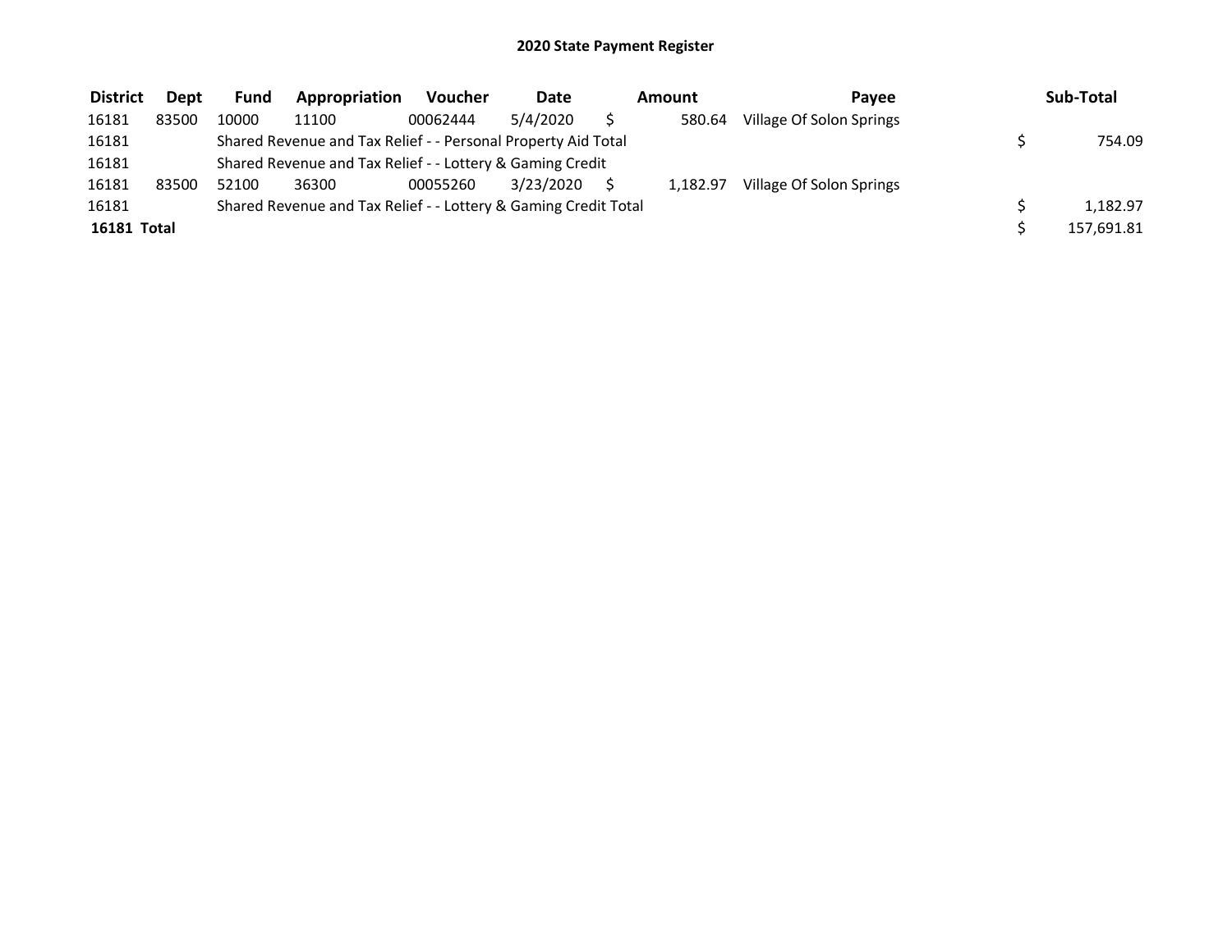# 2020 State Payment Register

| District | Dept | Fund | Appropriation | Voucher | Date | Amount | Payee | Sub-Total |
|---|---|---|---|---|---|---|---|---|
| 16181 | 83500 | 10000 | 11100 | 00062444 | 5/4/2020 | $ 580.64 | Village Of Solon Springs | |
| 16181 | | Shared Revenue and Tax Relief - - Personal Property Aid Total | | | | | | $ 754.09 |
| 16181 | | Shared Revenue and Tax Relief - - Lottery & Gaming Credit | | | | | | |
| 16181 | 83500 | 52100 | 36300 | 00055260 | 3/23/2020 | $ 1,182.97 | Village Of Solon Springs | |
| 16181 | | Shared Revenue and Tax Relief - - Lottery & Gaming Credit Total | | | | | | $ 1,182.97 |
| **16181 Total** | | | | | | | | $ 157,691.81 |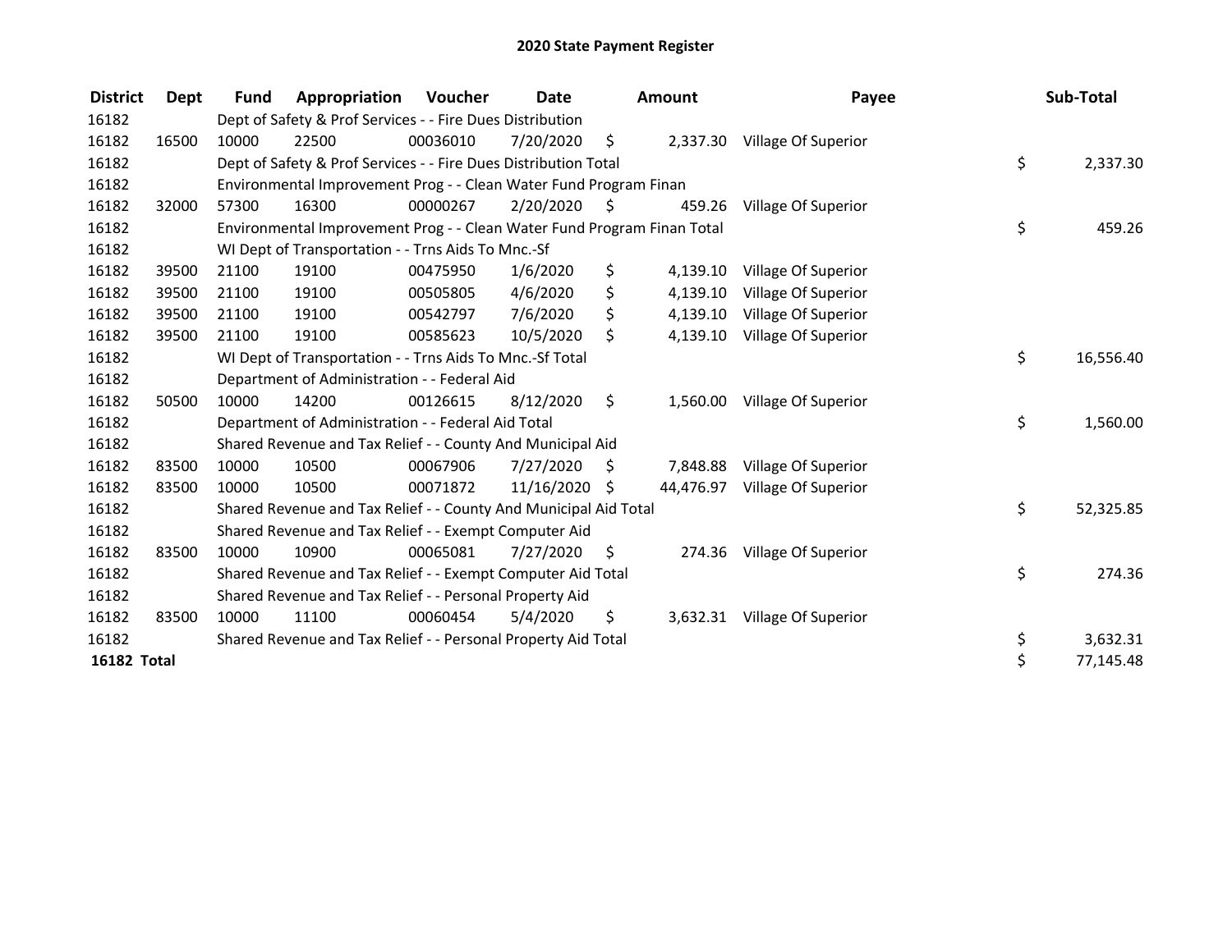# 2020 State Payment Register

| District | Dept | Fund | Appropriation | Voucher | Date | Amount | Payee | Sub-Total |
|---|---|---|---|---|---|---|---|---|
| 16182 | | Dept of Safety & Prof Services - - Fire Dues Distribution | | | | | | |
| 16182 | 16500 | 10000 | 22500 | 00036010 | 7/20/2020 | $ 2,337.30 | Village Of Superior | |
| 16182 | | Dept of Safety & Prof Services - - Fire Dues Distribution Total | | | | | | $ 2,337.30 |
| 16182 | | Environmental Improvement Prog - - Clean Water Fund Program Finan | | | | | | |
| 16182 | 32000 | 57300 | 16300 | 00000267 | 2/20/2020 | $ 459.26 | Village Of Superior | |
| 16182 | | Environmental Improvement Prog - - Clean Water Fund Program Finan Total | | | | | | $ 459.26 |
| 16182 | | WI Dept of Transportation - - Trns Aids To Mnc.-Sf | | | | | | |
| 16182 | 39500 | 21100 | 19100 | 00475950 | 1/6/2020 | $ 4,139.10 | Village Of Superior | |
| 16182 | 39500 | 21100 | 19100 | 00505805 | 4/6/2020 | $ 4,139.10 | Village Of Superior | |
| 16182 | 39500 | 21100 | 19100 | 00542797 | 7/6/2020 | $ 4,139.10 | Village Of Superior | |
| 16182 | 39500 | 21100 | 19100 | 00585623 | 10/5/2020 | $ 4,139.10 | Village Of Superior | |
| 16182 | | WI Dept of Transportation - - Trns Aids To Mnc.-Sf Total | | | | | | $ 16,556.40 |
| 16182 | | Department of Administration - - Federal Aid | | | | | | |
| 16182 | 50500 | 10000 | 14200 | 00126615 | 8/12/2020 | $ 1,560.00 | Village Of Superior | |
| 16182 | | Department of Administration - - Federal Aid Total | | | | | | $ 1,560.00 |
| 16182 | | Shared Revenue and Tax Relief - - County And Municipal Aid | | | | | | |
| 16182 | 83500 | 10000 | 10500 | 00067906 | 7/27/2020 | $ 7,848.88 | Village Of Superior | |
| 16182 | 83500 | 10000 | 10500 | 00071872 | 11/16/2020 | $ 44,476.97 | Village Of Superior | |
| 16182 | | Shared Revenue and Tax Relief - - County And Municipal Aid Total | | | | | | $ 52,325.85 |
| 16182 | | Shared Revenue and Tax Relief - - Exempt Computer Aid | | | | | | |
| 16182 | 83500 | 10000 | 10900 | 00065081 | 7/27/2020 | $ 274.36 | Village Of Superior | |
| 16182 | | Shared Revenue and Tax Relief - - Exempt Computer Aid Total | | | | | | $ 274.36 |
| 16182 | | Shared Revenue and Tax Relief - - Personal Property Aid | | | | | | |
| 16182 | 83500 | 10000 | 11100 | 00060454 | 5/4/2020 | $ 3,632.31 | Village Of Superior | |
| 16182 | | Shared Revenue and Tax Relief - - Personal Property Aid Total | | | | | | $ 3,632.31 |
| **16182 Total** | | | | | | | | $ 77,145.48 |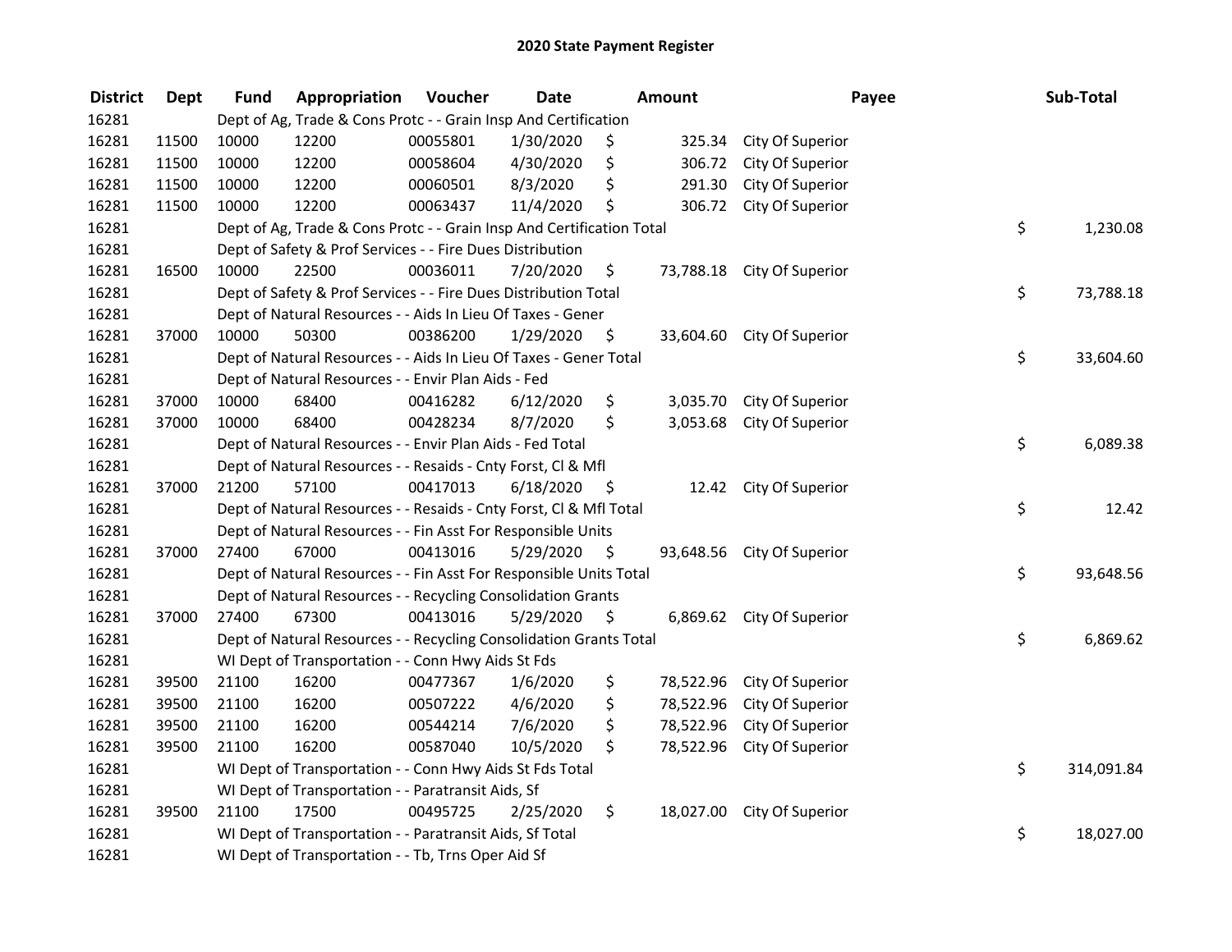# 2020 State Payment Register

| District | Dept | Fund | Appropriation | Voucher | Date | Amount | Payee | Sub-Total |
|---|---|---|---|---|---|---|---|---|
| 16281 | | Dept of Ag, Trade & Cons Protc - - Grain Insp And Certification | | | | | | |
| 16281 | 11500 | 10000 | 12200 | 00055801 | 1/30/2020 | $ 325.34 | City Of Superior | |
| 16281 | 11500 | 10000 | 12200 | 00058604 | 4/30/2020 | $ 306.72 | City Of Superior | |
| 16281 | 11500 | 10000 | 12200 | 00060501 | 8/3/2020 | $ 291.30 | City Of Superior | |
| 16281 | 11500 | 10000 | 12200 | 00063437 | 11/4/2020 | $ 306.72 | City Of Superior | |
| 16281 | | Dept of Ag, Trade & Cons Protc - - Grain Insp And Certification Total | | | | | | $ 1,230.08 |
| 16281 | | Dept of Safety & Prof Services - - Fire Dues Distribution | | | | | | |
| 16281 | 16500 | 10000 | 22500 | 00036011 | 7/20/2020 | $ 73,788.18 | City Of Superior | |
| 16281 | | Dept of Safety & Prof Services - - Fire Dues Distribution Total | | | | | | $ 73,788.18 |
| 16281 | | Dept of Natural Resources - - Aids In Lieu Of Taxes - Gener | | | | | | |
| 16281 | 37000 | 10000 | 50300 | 00386200 | 1/29/2020 | $ 33,604.60 | City Of Superior | |
| 16281 | | Dept of Natural Resources - - Aids In Lieu Of Taxes - Gener Total | | | | | | $ 33,604.60 |
| 16281 | | Dept of Natural Resources - - Envir Plan Aids - Fed | | | | | | |
| 16281 | 37000 | 10000 | 68400 | 00416282 | 6/12/2020 | $ 3,035.70 | City Of Superior | |
| 16281 | 37000 | 10000 | 68400 | 00428234 | 8/7/2020 | $ 3,053.68 | City Of Superior | |
| 16281 | | Dept of Natural Resources - - Envir Plan Aids - Fed Total | | | | | | $ 6,089.38 |
| 16281 | | Dept of Natural Resources - - Resaids - Cnty Forst, Cl & Mfl | | | | | | |
| 16281 | 37000 | 21200 | 57100 | 00417013 | 6/18/2020 | $ 12.42 | City Of Superior | |
| 16281 | | Dept of Natural Resources - - Resaids - Cnty Forst, Cl & Mfl Total | | | | | | $ 12.42 |
| 16281 | | Dept of Natural Resources - - Fin Asst For Responsible Units | | | | | | |
| 16281 | 37000 | 27400 | 67000 | 00413016 | 5/29/2020 | $ 93,648.56 | City Of Superior | |
| 16281 | | Dept of Natural Resources - - Fin Asst For Responsible Units Total | | | | | | $ 93,648.56 |
| 16281 | | Dept of Natural Resources - - Recycling Consolidation Grants | | | | | | |
| 16281 | 37000 | 27400 | 67300 | 00413016 | 5/29/2020 | $ 6,869.62 | City Of Superior | |
| 16281 | | Dept of Natural Resources - - Recycling Consolidation Grants Total | | | | | | $ 6,869.62 |
| 16281 | | WI Dept of Transportation - - Conn Hwy Aids St Fds | | | | | | |
| 16281 | 39500 | 21100 | 16200 | 00477367 | 1/6/2020 | $ 78,522.96 | City Of Superior | |
| 16281 | 39500 | 21100 | 16200 | 00507222 | 4/6/2020 | $ 78,522.96 | City Of Superior | |
| 16281 | 39500 | 21100 | 16200 | 00544214 | 7/6/2020 | $ 78,522.96 | City Of Superior | |
| 16281 | 39500 | 21100 | 16200 | 00587040 | 10/5/2020 | $ 78,522.96 | City Of Superior | |
| 16281 | | WI Dept of Transportation - - Conn Hwy Aids St Fds Total | | | | | | $ 314,091.84 |
| 16281 | | WI Dept of Transportation - - Paratransit Aids, Sf | | | | | | |
| 16281 | 39500 | 21100 | 17500 | 00495725 | 2/25/2020 | $ 18,027.00 | City Of Superior | |
| 16281 | | WI Dept of Transportation - - Paratransit Aids, Sf Total | | | | | | $ 18,027.00 |
| 16281 | | WI Dept of Transportation - - Tb, Trns Oper Aid Sf | | | | | | |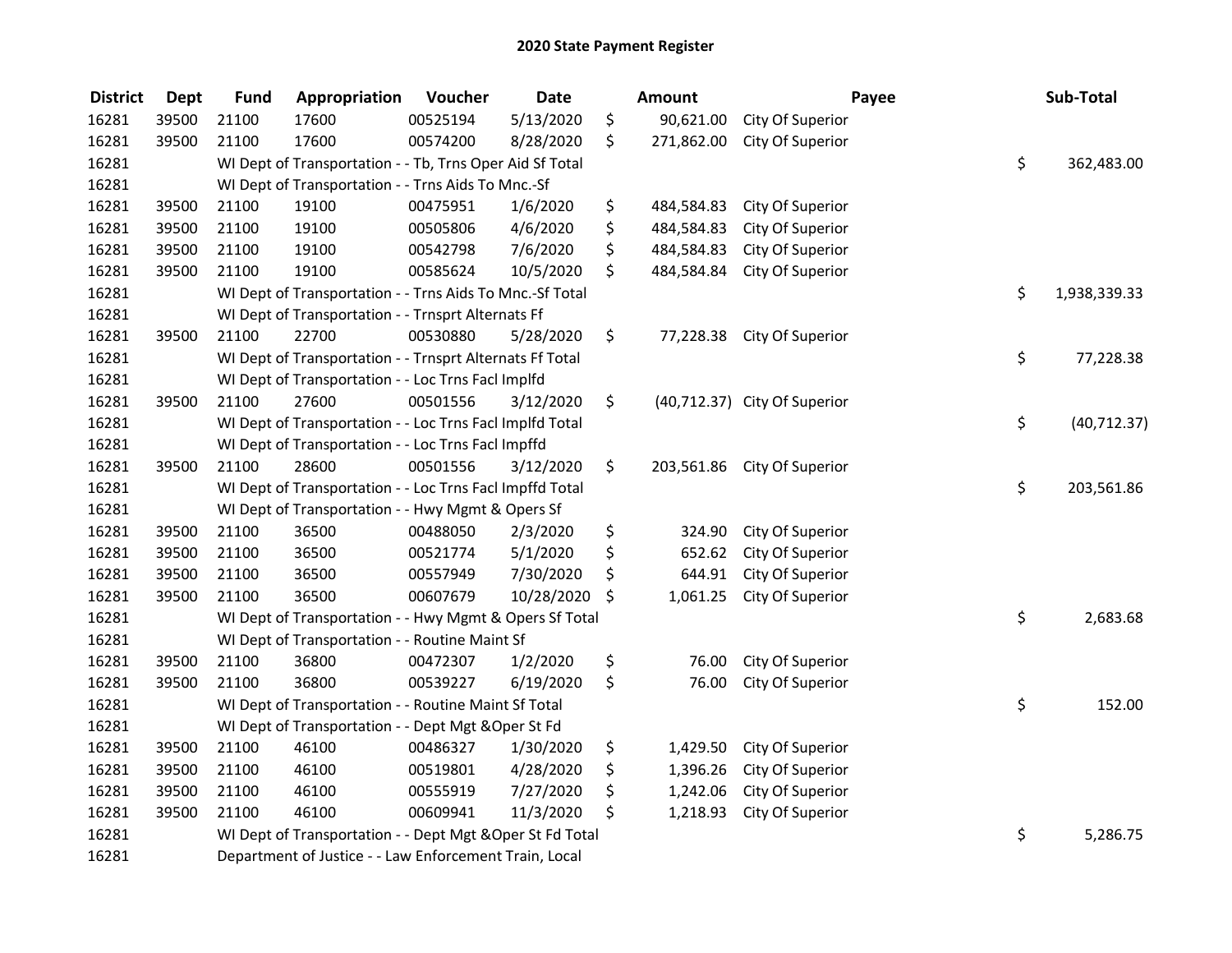# 2020 State Payment Register

| District | Dept | Fund | Appropriation | Voucher | Date | Amount | Payee | Sub-Total |
|---|---|---|---|---|---|---|---|---|
| 16281 | 39500 | 21100 | 17600 | 00525194 | 5/13/2020 | $ 90,621.00 | City Of Superior | |
| 16281 | 39500 | 21100 | 17600 | 00574200 | 8/28/2020 | $ 271,862.00 | City Of Superior | |
| 16281 | | WI Dept of Transportation - - Tb, Trns Oper Aid Sf Total | | | | | | $ 362,483.00 |
| 16281 | | WI Dept of Transportation - - Trns Aids To Mnc.-Sf | | | | | | |
| 16281 | 39500 | 21100 | 19100 | 00475951 | 1/6/2020 | $ 484,584.83 | City Of Superior | |
| 16281 | 39500 | 21100 | 19100 | 00505806 | 4/6/2020 | $ 484,584.83 | City Of Superior | |
| 16281 | 39500 | 21100 | 19100 | 00542798 | 7/6/2020 | $ 484,584.83 | City Of Superior | |
| 16281 | 39500 | 21100 | 19100 | 00585624 | 10/5/2020 | $ 484,584.84 | City Of Superior | |
| 16281 | | WI Dept of Transportation - - Trns Aids To Mnc.-Sf Total | | | | | | $ 1,938,339.33 |
| 16281 | | WI Dept of Transportation - - Trnsprt Alternats Ff | | | | | | |
| 16281 | 39500 | 21100 | 22700 | 00530880 | 5/28/2020 | $ 77,228.38 | City Of Superior | |
| 16281 | | WI Dept of Transportation - - Trnsprt Alternats Ff Total | | | | | | $ 77,228.38 |
| 16281 | | WI Dept of Transportation - - Loc Trns Facl Implfd | | | | | | |
| 16281 | 39500 | 21100 | 27600 | 00501556 | 3/12/2020 | $ (40,712.37) | City Of Superior | |
| 16281 | | WI Dept of Transportation - - Loc Trns Facl Implfd Total | | | | | | $ (40,712.37) |
| 16281 | | WI Dept of Transportation - - Loc Trns Facl Impffd | | | | | | |
| 16281 | 39500 | 21100 | 28600 | 00501556 | 3/12/2020 | $ 203,561.86 | City Of Superior | |
| 16281 | | WI Dept of Transportation - - Loc Trns Facl Impffd Total | | | | | | $ 203,561.86 |
| 16281 | | WI Dept of Transportation - - Hwy Mgmt & Opers Sf | | | | | | |
| 16281 | 39500 | 21100 | 36500 | 00488050 | 2/3/2020 | $ 324.90 | City Of Superior | |
| 16281 | 39500 | 21100 | 36500 | 00521774 | 5/1/2020 | $ 652.62 | City Of Superior | |
| 16281 | 39500 | 21100 | 36500 | 00557949 | 7/30/2020 | $ 644.91 | City Of Superior | |
| 16281 | 39500 | 21100 | 36500 | 00607679 | 10/28/2020 | $ 1,061.25 | City Of Superior | |
| 16281 | | WI Dept of Transportation - - Hwy Mgmt & Opers Sf Total | | | | | | $ 2,683.68 |
| 16281 | | WI Dept of Transportation - - Routine Maint Sf | | | | | | |
| 16281 | 39500 | 21100 | 36800 | 00472307 | 1/2/2020 | $ 76.00 | City Of Superior | |
| 16281 | 39500 | 21100 | 36800 | 00539227 | 6/19/2020 | $ 76.00 | City Of Superior | |
| 16281 | | WI Dept of Transportation - - Routine Maint Sf Total | | | | | | $ 152.00 |
| 16281 | | WI Dept of Transportation - - Dept Mgt &Oper St Fd | | | | | | |
| 16281 | 39500 | 21100 | 46100 | 00486327 | 1/30/2020 | $ 1,429.50 | City Of Superior | |
| 16281 | 39500 | 21100 | 46100 | 00519801 | 4/28/2020 | $ 1,396.26 | City Of Superior | |
| 16281 | 39500 | 21100 | 46100 | 00555919 | 7/27/2020 | $ 1,242.06 | City Of Superior | |
| 16281 | 39500 | 21100 | 46100 | 00609941 | 11/3/2020 | $ 1,218.93 | City Of Superior | |
| 16281 | | WI Dept of Transportation - - Dept Mgt &Oper St Fd Total | | | | | | $ 5,286.75 |
| 16281 | | Department of Justice - - Law Enforcement Train, Local | | | | | | |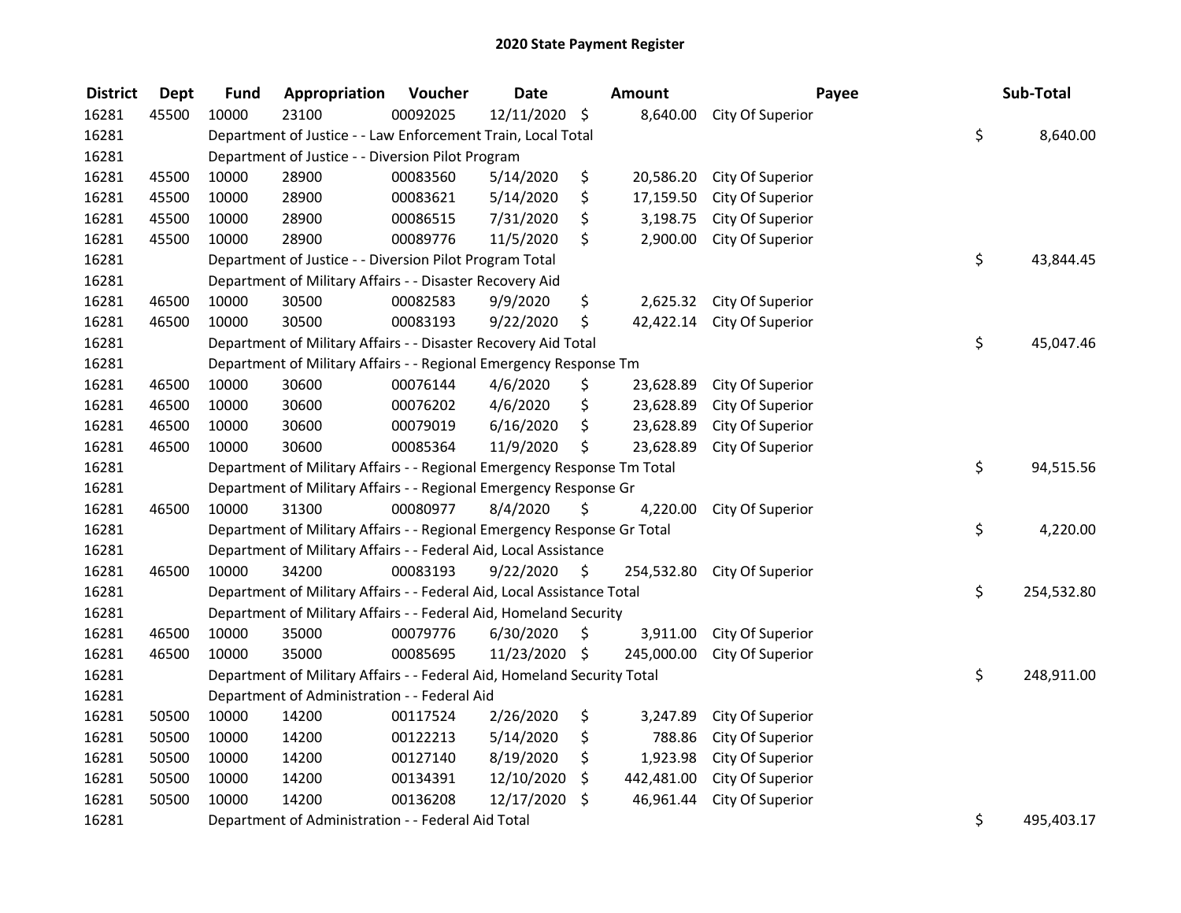# 2020 State Payment Register

| District | Dept | Fund | Appropriation | Voucher | Date | Amount | Payee | Sub-Total |
|---|---|---|---|---|---|---|---|---|
| 16281 | 45500 | 10000 | 23100 | 00092025 | 12/11/2020 | $ 8,640.00 | City Of Superior | |
| 16281 | | Department of Justice - - Law Enforcement Train, Local Total | | | | | | $ 8,640.00 |
| 16281 | | Department of Justice - - Diversion Pilot Program | | | | | | |
| 16281 | 45500 | 10000 | 28900 | 00083560 | 5/14/2020 | $ 20,586.20 | City Of Superior | |
| 16281 | 45500 | 10000 | 28900 | 00083621 | 5/14/2020 | $ 17,159.50 | City Of Superior | |
| 16281 | 45500 | 10000 | 28900 | 00086515 | 7/31/2020 | $ 3,198.75 | City Of Superior | |
| 16281 | 45500 | 10000 | 28900 | 00089776 | 11/5/2020 | $ 2,900.00 | City Of Superior | |
| 16281 | | Department of Justice - - Diversion Pilot Program Total | | | | | | $ 43,844.45 |
| 16281 | | Department of Military Affairs - - Disaster Recovery Aid | | | | | | |
| 16281 | 46500 | 10000 | 30500 | 00082583 | 9/9/2020 | $ 2,625.32 | City Of Superior | |
| 16281 | 46500 | 10000 | 30500 | 00083193 | 9/22/2020 | $ 42,422.14 | City Of Superior | |
| 16281 | | Department of Military Affairs - - Disaster Recovery Aid Total | | | | | | $ 45,047.46 |
| 16281 | | Department of Military Affairs - - Regional Emergency Response Tm | | | | | | |
| 16281 | 46500 | 10000 | 30600 | 00076144 | 4/6/2020 | $ 23,628.89 | City Of Superior | |
| 16281 | 46500 | 10000 | 30600 | 00076202 | 4/6/2020 | $ 23,628.89 | City Of Superior | |
| 16281 | 46500 | 10000 | 30600 | 00079019 | 6/16/2020 | $ 23,628.89 | City Of Superior | |
| 16281 | 46500 | 10000 | 30600 | 00085364 | 11/9/2020 | $ 23,628.89 | City Of Superior | |
| 16281 | | Department of Military Affairs - - Regional Emergency Response Tm Total | | | | | | $ 94,515.56 |
| 16281 | | Department of Military Affairs - - Regional Emergency Response Gr | | | | | | |
| 16281 | 46500 | 10000 | 31300 | 00080977 | 8/4/2020 | $ 4,220.00 | City Of Superior | |
| 16281 | | Department of Military Affairs - - Regional Emergency Response Gr Total | | | | | | $ 4,220.00 |
| 16281 | | Department of Military Affairs - - Federal Aid, Local Assistance | | | | | | |
| 16281 | 46500 | 10000 | 34200 | 00083193 | 9/22/2020 | $ 254,532.80 | City Of Superior | |
| 16281 | | Department of Military Affairs - - Federal Aid, Local Assistance Total | | | | | | $ 254,532.80 |
| 16281 | | Department of Military Affairs - - Federal Aid, Homeland Security | | | | | | |
| 16281 | 46500 | 10000 | 35000 | 00079776 | 6/30/2020 | $ 3,911.00 | City Of Superior | |
| 16281 | 46500 | 10000 | 35000 | 00085695 | 11/23/2020 | $ 245,000.00 | City Of Superior | |
| 16281 | | Department of Military Affairs - - Federal Aid, Homeland Security Total | | | | | | $ 248,911.00 |
| 16281 | | Department of Administration - - Federal Aid | | | | | | |
| 16281 | 50500 | 10000 | 14200 | 00117524 | 2/26/2020 | $ 3,247.89 | City Of Superior | |
| 16281 | 50500 | 10000 | 14200 | 00122213 | 5/14/2020 | $ 788.86 | City Of Superior | |
| 16281 | 50500 | 10000 | 14200 | 00127140 | 8/19/2020 | $ 1,923.98 | City Of Superior | |
| 16281 | 50500 | 10000 | 14200 | 00134391 | 12/10/2020 | $ 442,481.00 | City Of Superior | |
| 16281 | 50500 | 10000 | 14200 | 00136208 | 12/17/2020 | $ 46,961.44 | City Of Superior | |
| 16281 | | Department of Administration - - Federal Aid Total | | | | | | $ 495,403.17 |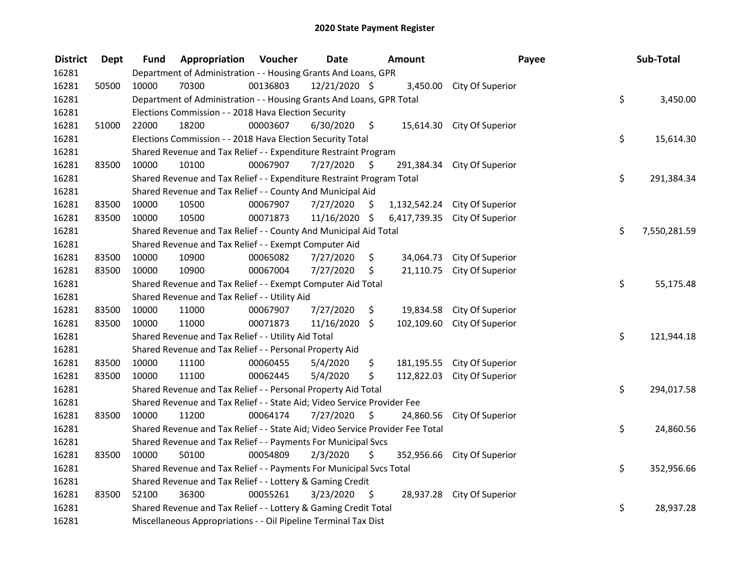# 2020 State Payment Register

| District | Dept | Fund | Appropriation | Voucher | Date | Amount | Payee | Sub-Total |
|---|---|---|---|---|---|---|---|---|
| 16281 | | Department of Administration - - Housing Grants And Loans, GPR | | | | | | |
| 16281 | 50500 | 10000 | 70300 | 00136803 | 12/21/2020 | $ 3,450.00 | City Of Superior | |
| 16281 | | Department of Administration - - Housing Grants And Loans, GPR Total | | | | | | $ 3,450.00 |
| 16281 | | Elections Commission - - 2018 Hava Election Security | | | | | | |
| 16281 | 51000 | 22000 | 18200 | 00003607 | 6/30/2020 | $ 15,614.30 | City Of Superior | |
| 16281 | | Elections Commission - - 2018 Hava Election Security Total | | | | | | $ 15,614.30 |
| 16281 | | Shared Revenue and Tax Relief - - Expenditure Restraint Program | | | | | | |
| 16281 | 83500 | 10000 | 10100 | 00067907 | 7/27/2020 | $ 291,384.34 | City Of Superior | |
| 16281 | | Shared Revenue and Tax Relief - - Expenditure Restraint Program Total | | | | | | $ 291,384.34 |
| 16281 | | Shared Revenue and Tax Relief - - County And Municipal Aid | | | | | | |
| 16281 | 83500 | 10000 | 10500 | 00067907 | 7/27/2020 | $ 1,132,542.24 | City Of Superior | |
| 16281 | 83500 | 10000 | 10500 | 00071873 | 11/16/2020 | $ 6,417,739.35 | City Of Superior | |
| 16281 | | Shared Revenue and Tax Relief - - County And Municipal Aid Total | | | | | | $ 7,550,281.59 |
| 16281 | | Shared Revenue and Tax Relief - - Exempt Computer Aid | | | | | | |
| 16281 | 83500 | 10000 | 10900 | 00065082 | 7/27/2020 | $ 34,064.73 | City Of Superior | |
| 16281 | 83500 | 10000 | 10900 | 00067004 | 7/27/2020 | $ 21,110.75 | City Of Superior | |
| 16281 | | Shared Revenue and Tax Relief - - Exempt Computer Aid Total | | | | | | $ 55,175.48 |
| 16281 | | Shared Revenue and Tax Relief - - Utility Aid | | | | | | |
| 16281 | 83500 | 10000 | 11000 | 00067907 | 7/27/2020 | $ 19,834.58 | City Of Superior | |
| 16281 | 83500 | 10000 | 11000 | 00071873 | 11/16/2020 | $ 102,109.60 | City Of Superior | |
| 16281 | | Shared Revenue and Tax Relief - - Utility Aid Total | | | | | | $ 121,944.18 |
| 16281 | | Shared Revenue and Tax Relief - - Personal Property Aid | | | | | | |
| 16281 | 83500 | 10000 | 11100 | 00060455 | 5/4/2020 | $ 181,195.55 | City Of Superior | |
| 16281 | 83500 | 10000 | 11100 | 00062445 | 5/4/2020 | $ 112,822.03 | City Of Superior | |
| 16281 | | Shared Revenue and Tax Relief - - Personal Property Aid Total | | | | | | $ 294,017.58 |
| 16281 | | Shared Revenue and Tax Relief - - State Aid; Video Service Provider Fee | | | | | | |
| 16281 | 83500 | 10000 | 11200 | 00064174 | 7/27/2020 | $ 24,860.56 | City Of Superior | |
| 16281 | | Shared Revenue and Tax Relief - - State Aid; Video Service Provider Fee Total | | | | | | $ 24,860.56 |
| 16281 | | Shared Revenue and Tax Relief - - Payments For Municipal Svcs | | | | | | |
| 16281 | 83500 | 10000 | 50100 | 00054809 | 2/3/2020 | $ 352,956.66 | City Of Superior | |
| 16281 | | Shared Revenue and Tax Relief - - Payments For Municipal Svcs Total | | | | | | $ 352,956.66 |
| 16281 | | Shared Revenue and Tax Relief - - Lottery & Gaming Credit | | | | | | |
| 16281 | 83500 | 52100 | 36300 | 00055261 | 3/23/2020 | $ 28,937.28 | City Of Superior | |
| 16281 | | Shared Revenue and Tax Relief - - Lottery & Gaming Credit Total | | | | | | $ 28,937.28 |
| 16281 | | Miscellaneous Appropriations - - Oil Pipeline Terminal Tax Dist | | | | | | |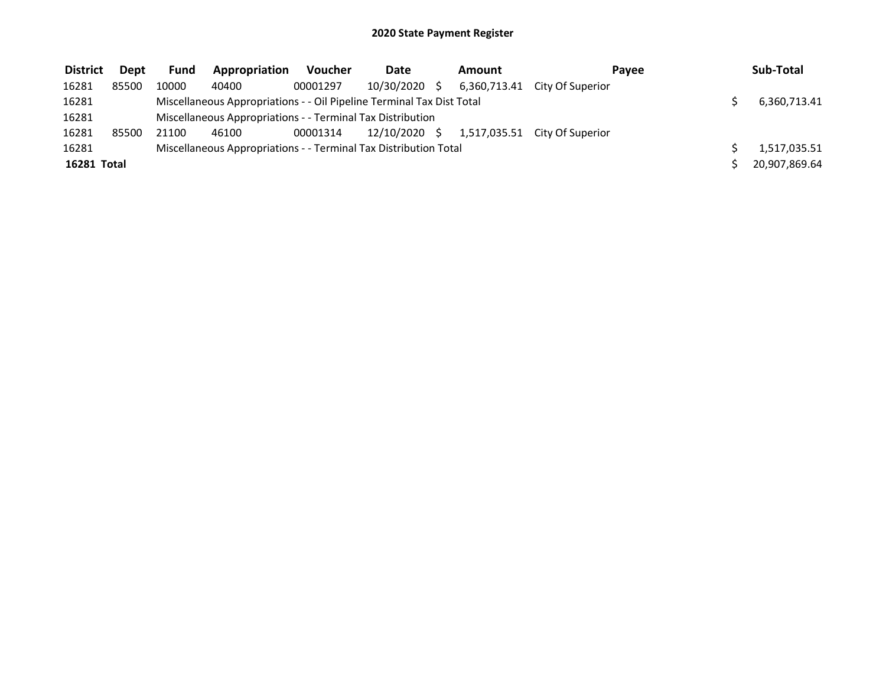# 2020 State Payment Register

| District | Dept | Fund | Appropriation | Voucher | Date | Amount | Payee | Sub-Total |
|---|---|---|---|---|---|---|---|---|
| 16281 | 85500 | 10000 | 40400 | 00001297 | 10/30/2020 | $ 6,360,713.41 | City Of Superior | |
| 16281 | | Miscellaneous Appropriations - - Oil Pipeline Terminal Tax Dist Total | | | | | | $ 6,360,713.41 |
| 16281 | | Miscellaneous Appropriations - - Terminal Tax Distribution | | | | | | |
| 16281 | 85500 | 21100 | 46100 | 00001314 | 12/10/2020 | $ 1,517,035.51 | City Of Superior | |
| 16281 | | Miscellaneous Appropriations - - Terminal Tax Distribution Total | | | | | | $ 1,517,035.51 |
| **16281 Total** | | | | | | | | $ 20,907,869.64 |